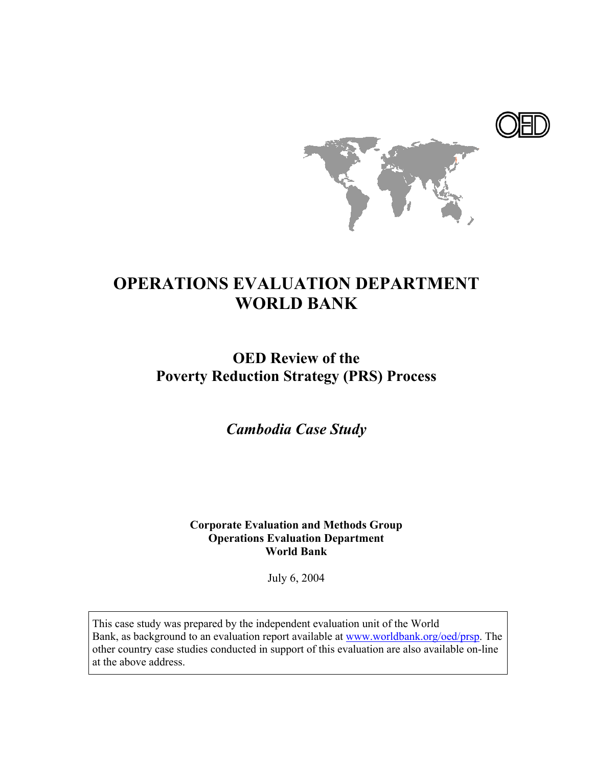# OPERATIONS EVALUATION DEPARTMENT WORLD BANK

## OED Review of the Poverty Reduction Strategy (PRS) Process

### *Cambodia Case Study*

**Corporate Evaluation and Methods Group**
**Operations Evaluation Department**
**World Bank**

July 6, 2004

This case study was prepared by the independent evaluation unit of the World Bank, as background to an evaluation report available at www.worldbank.org/oed/prsp. The other country case studies conducted in support of this evaluation are also available on-line at the above address.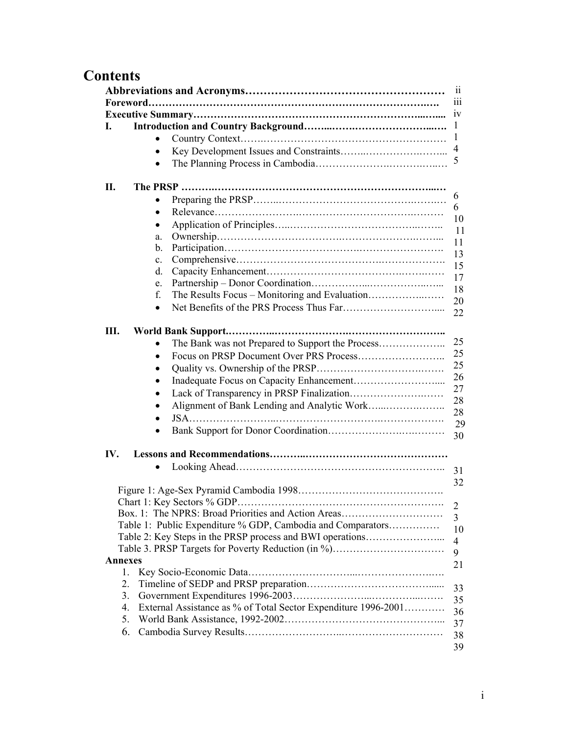# Contents

| | |
|---|---|
| **Abbreviations and Acronyms** | ii |
| **Foreword** | iii |
| **Executive Summary** | iv |
| **I. Introduction and Country Background** | 1 |
| • Country Context | 1 |
| • Key Development Issues and Constraints | 4 |
| • The Planning Process in Cambodia | 5 |
| **II. The PRSP** | 6 |
| • Preparing the PRSP | 6 |
| • Relevance | 10 |
| • Application of Principles | 11 |
| a. Ownership | 11 |
| b. Participation | 13 |
| c. Comprehensive | 15 |
| d. Capacity Enhancement | 17 |
| e. Partnership – Donor Coordination | 18 |
| f. The Results Focus – Monitoring and Evaluation | 20 |
| • Net Benefits of the PRS Process Thus Far | 22 |
| **III. World Bank Support.** | 25 |
| • The Bank was not Prepared to Support the Process | 25 |
| • Focus on PRSP Document Over PRS Process | 25 |
| • Quality vs. Ownership of the PRSP | 26 |
| • Inadequate Focus on Capacity Enhancement | 27 |
| • Lack of Transparency in PRSP Finalization | 28 |
| • Alignment of Bank Lending and Analytic Work | 28 |
| • JSA | 29 |
| • Bank Support for Donor Coordination | 30 |
| **IV. Lessons and Recommendations** | 31 |
| • Looking Ahead | 32 |
| Figure 1: Age-Sex Pyramid Cambodia 1998 | 2 |
| Chart 1: Key Sectors % GDP | 3 |
| Box. 1: The NPRS: Broad Priorities and Action Areas | 10 |
| Table 1: Public Expenditure % GDP, Cambodia and Comparators | 4 |
| Table 2: Key Steps in the PRSP process and BWI operations | 9 |
| Table 3. PRSP Targets for Poverty Reduction (in %) | 21 |
| **Annexes** | |
| 1. Key Socio-Economic Data | 33 |
| 2. Timeline of SEDP and PRSP preparation | 35 |
| 3. Government Expenditures 1996-2003 | 36 |
| 4. External Assistance as % of Total Sector Expenditure 1996-2001 | 37 |
| 5. World Bank Assistance, 1992-2002 | 38 |
| 6. Cambodia Survey Results | 39 |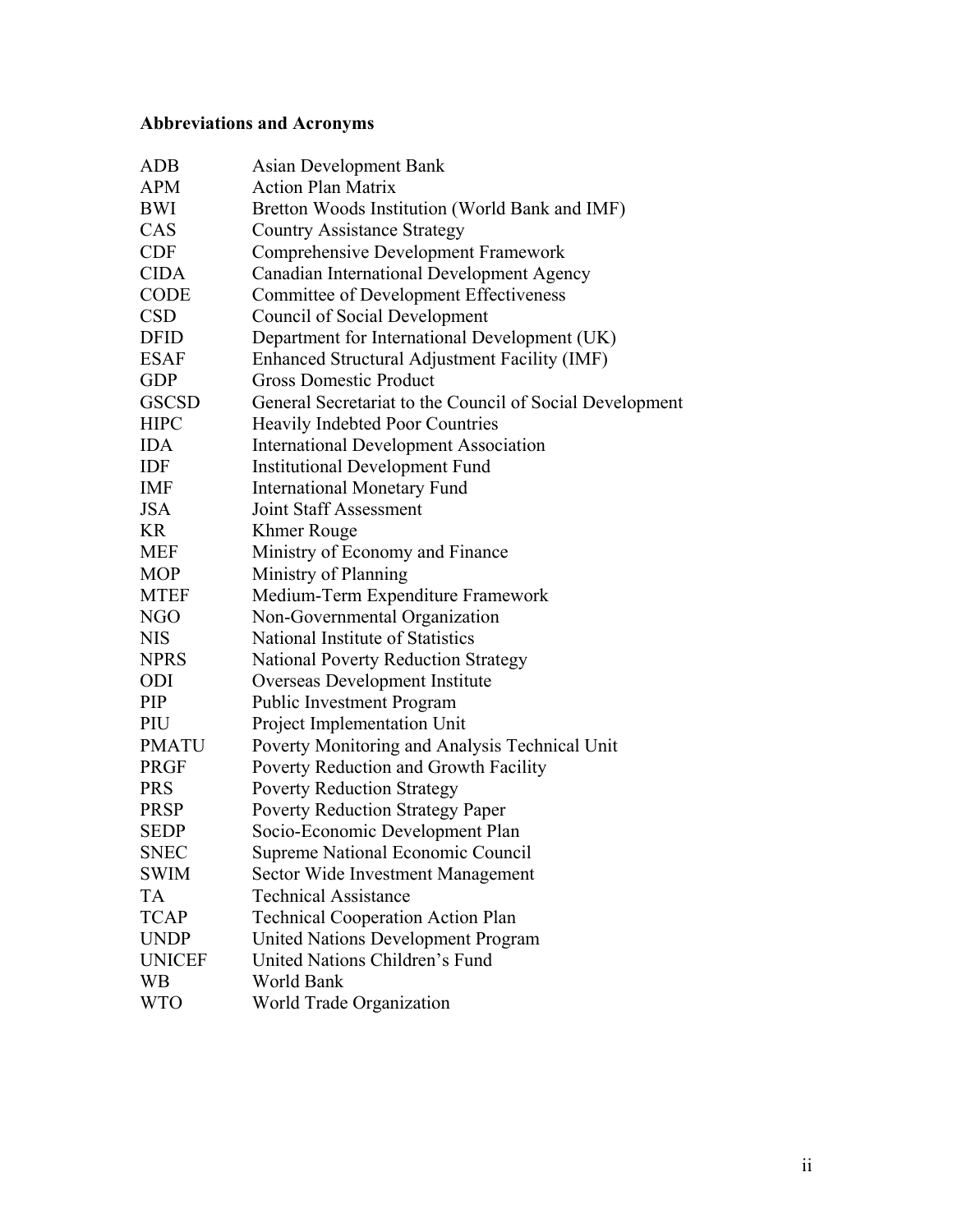## Abbreviations and Acronyms

| | |
|---|---|
| ADB | Asian Development Bank |
| APM | Action Plan Matrix |
| BWI | Bretton Woods Institution (World Bank and IMF) |
| CAS | Country Assistance Strategy |
| CDF | Comprehensive Development Framework |
| CIDA | Canadian International Development Agency |
| CODE | Committee of Development Effectiveness |
| CSD | Council of Social Development |
| DFID | Department for International Development (UK) |
| ESAF | Enhanced Structural Adjustment Facility (IMF) |
| GDP | Gross Domestic Product |
| GSCSD | General Secretariat to the Council of Social Development |
| HIPC | Heavily Indebted Poor Countries |
| IDA | International Development Association |
| IDF | Institutional Development Fund |
| IMF | International Monetary Fund |
| JSA | Joint Staff Assessment |
| KR | Khmer Rouge |
| MEF | Ministry of Economy and Finance |
| MOP | Ministry of Planning |
| MTEF | Medium-Term Expenditure Framework |
| NGO | Non-Governmental Organization |
| NIS | National Institute of Statistics |
| NPRS | National Poverty Reduction Strategy |
| ODI | Overseas Development Institute |
| PIP | Public Investment Program |
| PIU | Project Implementation Unit |
| PMATU | Poverty Monitoring and Analysis Technical Unit |
| PRGF | Poverty Reduction and Growth Facility |
| PRS | Poverty Reduction Strategy |
| PRSP | Poverty Reduction Strategy Paper |
| SEDP | Socio-Economic Development Plan |
| SNEC | Supreme National Economic Council |
| SWIM | Sector Wide Investment Management |
| TA | Technical Assistance |
| TCAP | Technical Cooperation Action Plan |
| UNDP | United Nations Development Program |
| UNICEF | United Nations Children's Fund |
| WB | World Bank |
| WTO | World Trade Organization |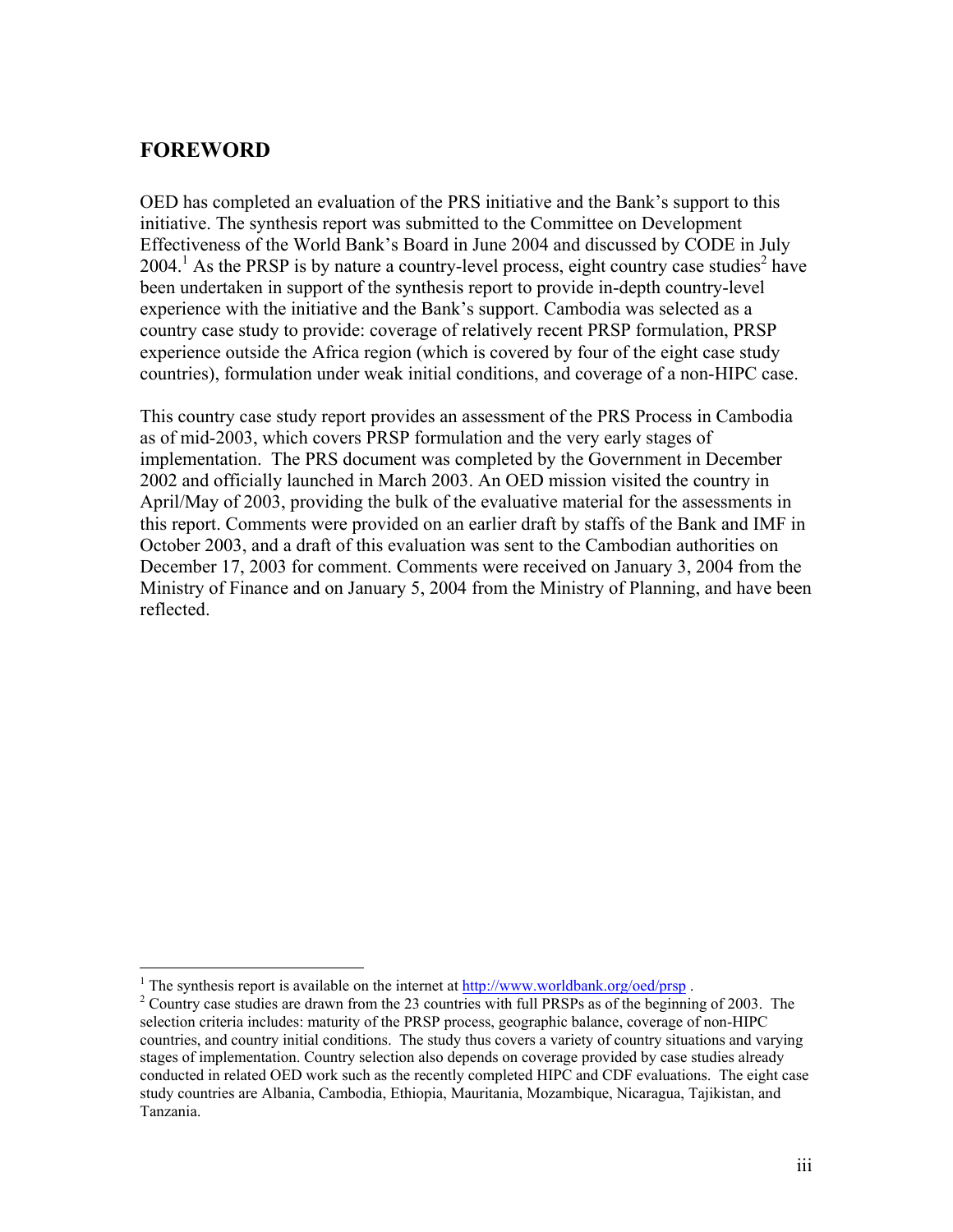## FOREWORD

OED has completed an evaluation of the PRS initiative and the Bank's support to this initiative. The synthesis report was submitted to the Committee on Development Effectiveness of the World Bank's Board in June 2004 and discussed by CODE in July 2004.[1] As the PRSP is by nature a country-level process, eight country case studies[2] have been undertaken in support of the synthesis report to provide in-depth country-level experience with the initiative and the Bank's support. Cambodia was selected as a country case study to provide: coverage of relatively recent PRSP formulation, PRSP experience outside the Africa region (which is covered by four of the eight case study countries), formulation under weak initial conditions, and coverage of a non-HIPC case.

This country case study report provides an assessment of the PRS Process in Cambodia as of mid-2003, which covers PRSP formulation and the very early stages of implementation. The PRS document was completed by the Government in December 2002 and officially launched in March 2003. An OED mission visited the country in April/May of 2003, providing the bulk of the evaluative material for the assessments in this report. Comments were provided on an earlier draft by staffs of the Bank and IMF in October 2003, and a draft of this evaluation was sent to the Cambodian authorities on December 17, 2003 for comment. Comments were received on January 3, 2004 from the Ministry of Finance and on January 5, 2004 from the Ministry of Planning, and have been reflected.

---

[1] The synthesis report is available on the internet at http://www.worldbank.org/oed/prsp .

[2] Country case studies are drawn from the 23 countries with full PRSPs as of the beginning of 2003. The selection criteria includes: maturity of the PRSP process, geographic balance, coverage of non-HIPC countries, and country initial conditions. The study thus covers a variety of country situations and varying stages of implementation. Country selection also depends on coverage provided by case studies already conducted in related OED work such as the recently completed HIPC and CDF evaluations. The eight case study countries are Albania, Cambodia, Ethiopia, Mauritania, Mozambique, Nicaragua, Tajikistan, and Tanzania.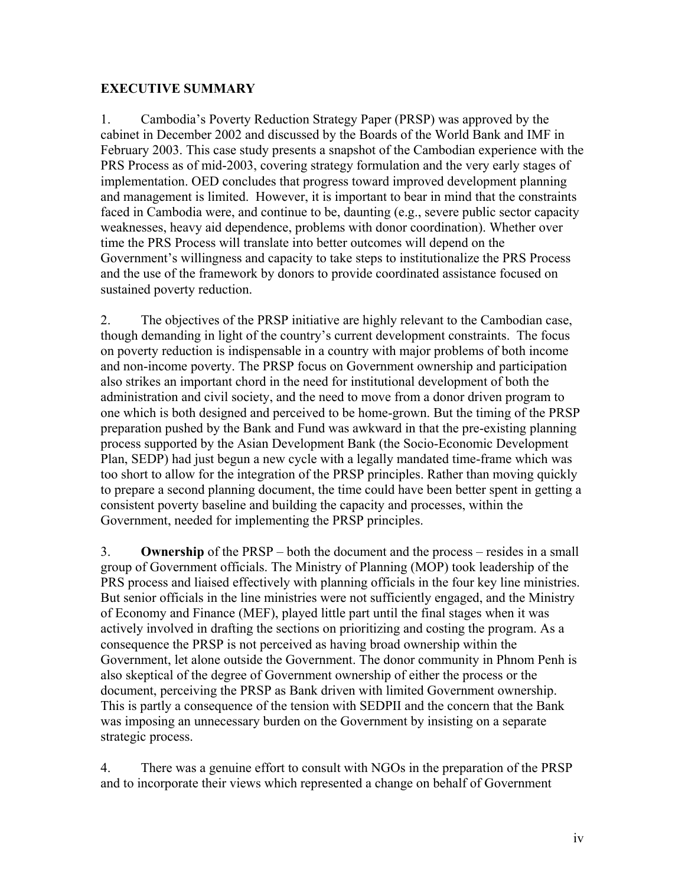## EXECUTIVE SUMMARY

1. Cambodia's Poverty Reduction Strategy Paper (PRSP) was approved by the cabinet in December 2002 and discussed by the Boards of the World Bank and IMF in February 2003. This case study presents a snapshot of the Cambodian experience with the PRS Process as of mid-2003, covering strategy formulation and the very early stages of implementation. OED concludes that progress toward improved development planning and management is limited. However, it is important to bear in mind that the constraints faced in Cambodia were, and continue to be, daunting (e.g., severe public sector capacity weaknesses, heavy aid dependence, problems with donor coordination). Whether over time the PRS Process will translate into better outcomes will depend on the Government's willingness and capacity to take steps to institutionalize the PRS Process and the use of the framework by donors to provide coordinated assistance focused on sustained poverty reduction.

2. The objectives of the PRSP initiative are highly relevant to the Cambodian case, though demanding in light of the country's current development constraints. The focus on poverty reduction is indispensable in a country with major problems of both income and non-income poverty. The PRSP focus on Government ownership and participation also strikes an important chord in the need for institutional development of both the administration and civil society, and the need to move from a donor driven program to one which is both designed and perceived to be home-grown. But the timing of the PRSP preparation pushed by the Bank and Fund was awkward in that the pre-existing planning process supported by the Asian Development Bank (the Socio-Economic Development Plan, SEDP) had just begun a new cycle with a legally mandated time-frame which was too short to allow for the integration of the PRSP principles. Rather than moving quickly to prepare a second planning document, the time could have been better spent in getting a consistent poverty baseline and building the capacity and processes, within the Government, needed for implementing the PRSP principles.

3. **Ownership** of the PRSP – both the document and the process – resides in a small group of Government officials. The Ministry of Planning (MOP) took leadership of the PRS process and liaised effectively with planning officials in the four key line ministries. But senior officials in the line ministries were not sufficiently engaged, and the Ministry of Economy and Finance (MEF), played little part until the final stages when it was actively involved in drafting the sections on prioritizing and costing the program. As a consequence the PRSP is not perceived as having broad ownership within the Government, let alone outside the Government. The donor community in Phnom Penh is also skeptical of the degree of Government ownership of either the process or the document, perceiving the PRSP as Bank driven with limited Government ownership. This is partly a consequence of the tension with SEDPII and the concern that the Bank was imposing an unnecessary burden on the Government by insisting on a separate strategic process.

4. There was a genuine effort to consult with NGOs in the preparation of the PRSP and to incorporate their views which represented a change on behalf of Government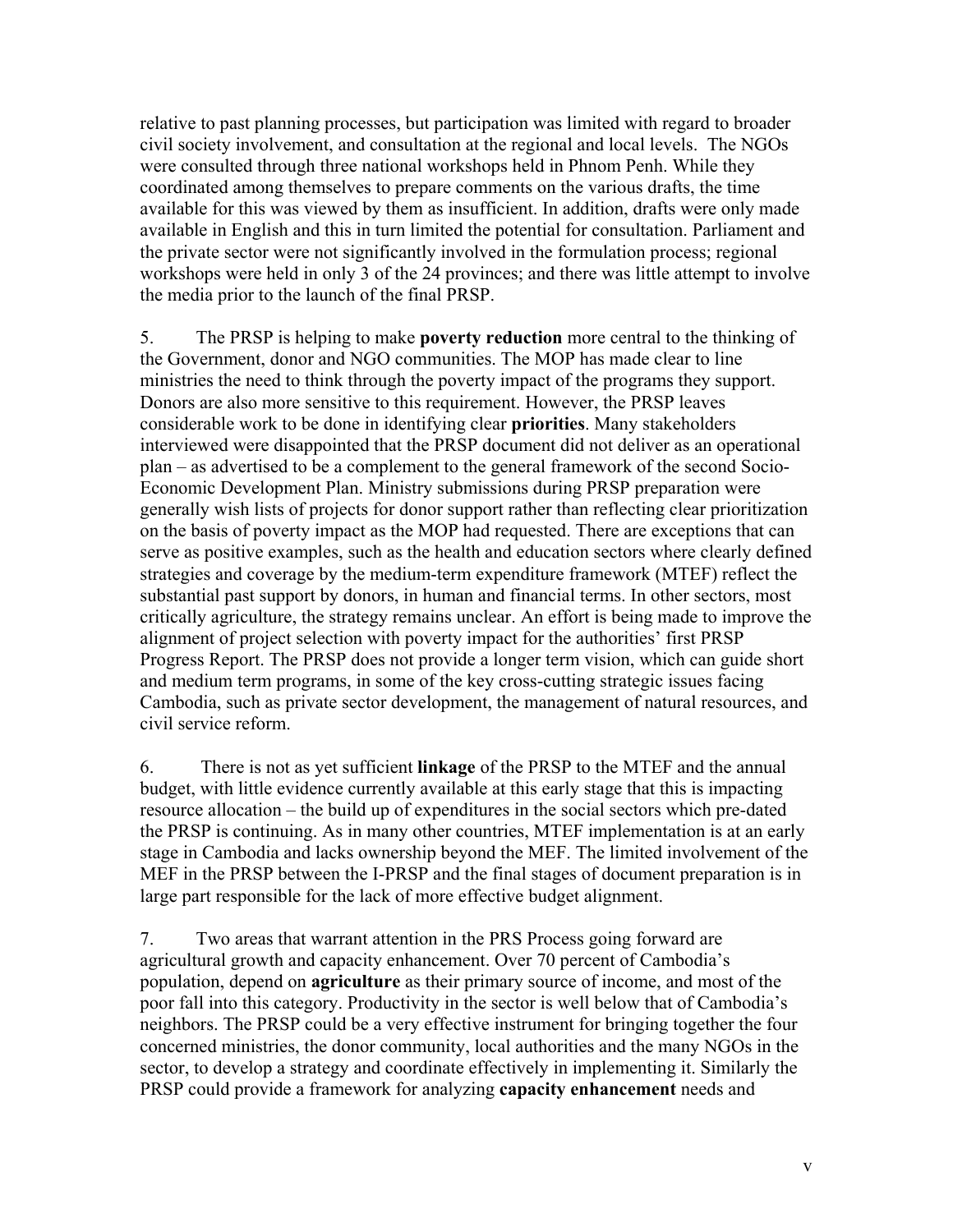relative to past planning processes, but participation was limited with regard to broader civil society involvement, and consultation at the regional and local levels. The NGOs were consulted through three national workshops held in Phnom Penh. While they coordinated among themselves to prepare comments on the various drafts, the time available for this was viewed by them as insufficient. In addition, drafts were only made available in English and this in turn limited the potential for consultation. Parliament and the private sector were not significantly involved in the formulation process; regional workshops were held in only 3 of the 24 provinces; and there was little attempt to involve the media prior to the launch of the final PRSP.

5. The PRSP is helping to make **poverty reduction** more central to the thinking of the Government, donor and NGO communities. The MOP has made clear to line ministries the need to think through the poverty impact of the programs they support. Donors are also more sensitive to this requirement. However, the PRSP leaves considerable work to be done in identifying clear **priorities**. Many stakeholders interviewed were disappointed that the PRSP document did not deliver as an operational plan – as advertised to be a complement to the general framework of the second Socio-Economic Development Plan. Ministry submissions during PRSP preparation were generally wish lists of projects for donor support rather than reflecting clear prioritization on the basis of poverty impact as the MOP had requested. There are exceptions that can serve as positive examples, such as the health and education sectors where clearly defined strategies and coverage by the medium-term expenditure framework (MTEF) reflect the substantial past support by donors, in human and financial terms. In other sectors, most critically agriculture, the strategy remains unclear. An effort is being made to improve the alignment of project selection with poverty impact for the authorities' first PRSP Progress Report. The PRSP does not provide a longer term vision, which can guide short and medium term programs, in some of the key cross-cutting strategic issues facing Cambodia, such as private sector development, the management of natural resources, and civil service reform.

6. There is not as yet sufficient **linkage** of the PRSP to the MTEF and the annual budget, with little evidence currently available at this early stage that this is impacting resource allocation – the build up of expenditures in the social sectors which pre-dated the PRSP is continuing. As in many other countries, MTEF implementation is at an early stage in Cambodia and lacks ownership beyond the MEF. The limited involvement of the MEF in the PRSP between the I-PRSP and the final stages of document preparation is in large part responsible for the lack of more effective budget alignment.

7. Two areas that warrant attention in the PRS Process going forward are agricultural growth and capacity enhancement. Over 70 percent of Cambodia's population, depend on **agriculture** as their primary source of income, and most of the poor fall into this category. Productivity in the sector is well below that of Cambodia's neighbors. The PRSP could be a very effective instrument for bringing together the four concerned ministries, the donor community, local authorities and the many NGOs in the sector, to develop a strategy and coordinate effectively in implementing it. Similarly the PRSP could provide a framework for analyzing **capacity enhancement** needs and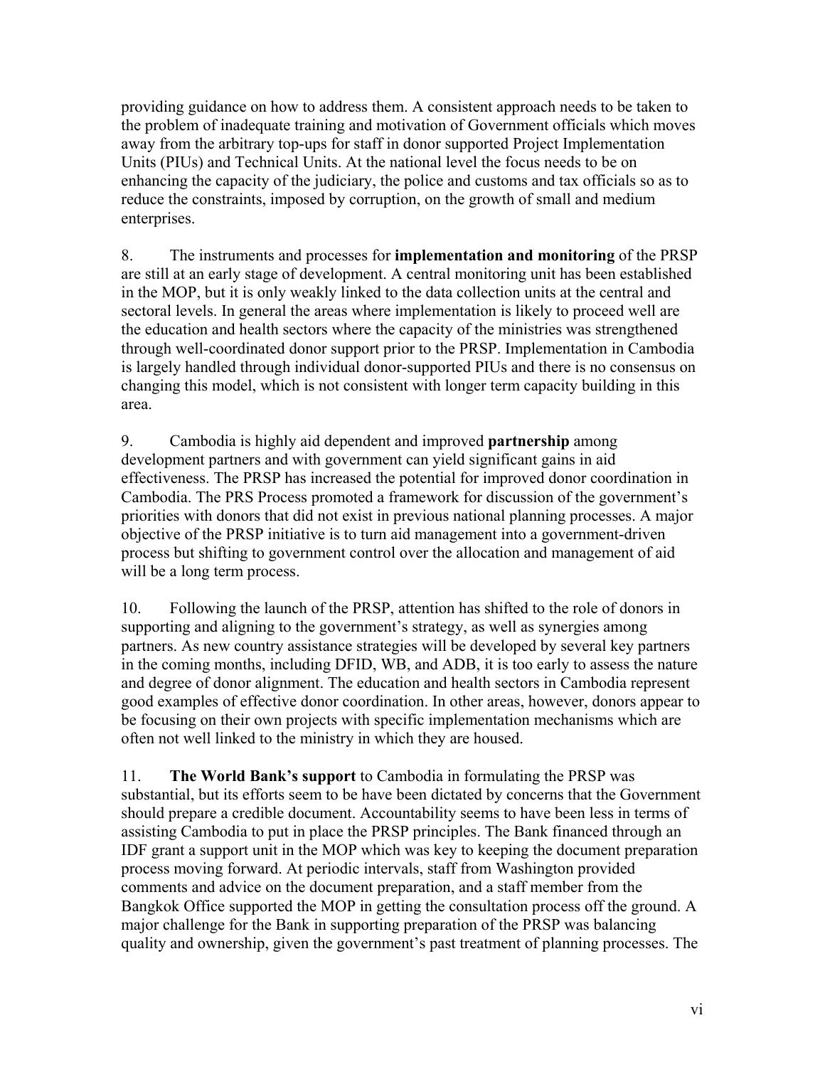providing guidance on how to address them. A consistent approach needs to be taken to the problem of inadequate training and motivation of Government officials which moves away from the arbitrary top-ups for staff in donor supported Project Implementation Units (PIUs) and Technical Units. At the national level the focus needs to be on enhancing the capacity of the judiciary, the police and customs and tax officials so as to reduce the constraints, imposed by corruption, on the growth of small and medium enterprises.

8. The instruments and processes for **implementation and monitoring** of the PRSP are still at an early stage of development. A central monitoring unit has been established in the MOP, but it is only weakly linked to the data collection units at the central and sectoral levels. In general the areas where implementation is likely to proceed well are the education and health sectors where the capacity of the ministries was strengthened through well-coordinated donor support prior to the PRSP. Implementation in Cambodia is largely handled through individual donor-supported PIUs and there is no consensus on changing this model, which is not consistent with longer term capacity building in this area.

9. Cambodia is highly aid dependent and improved **partnership** among development partners and with government can yield significant gains in aid effectiveness. The PRSP has increased the potential for improved donor coordination in Cambodia. The PRS Process promoted a framework for discussion of the government's priorities with donors that did not exist in previous national planning processes. A major objective of the PRSP initiative is to turn aid management into a government-driven process but shifting to government control over the allocation and management of aid will be a long term process.

10. Following the launch of the PRSP, attention has shifted to the role of donors in supporting and aligning to the government's strategy, as well as synergies among partners. As new country assistance strategies will be developed by several key partners in the coming months, including DFID, WB, and ADB, it is too early to assess the nature and degree of donor alignment. The education and health sectors in Cambodia represent good examples of effective donor coordination. In other areas, however, donors appear to be focusing on their own projects with specific implementation mechanisms which are often not well linked to the ministry in which they are housed.

11. **The World Bank's support** to Cambodia in formulating the PRSP was substantial, but its efforts seem to be have been dictated by concerns that the Government should prepare a credible document. Accountability seems to have been less in terms of assisting Cambodia to put in place the PRSP principles. The Bank financed through an IDF grant a support unit in the MOP which was key to keeping the document preparation process moving forward. At periodic intervals, staff from Washington provided comments and advice on the document preparation, and a staff member from the Bangkok Office supported the MOP in getting the consultation process off the ground. A major challenge for the Bank in supporting preparation of the PRSP was balancing quality and ownership, given the government's past treatment of planning processes. The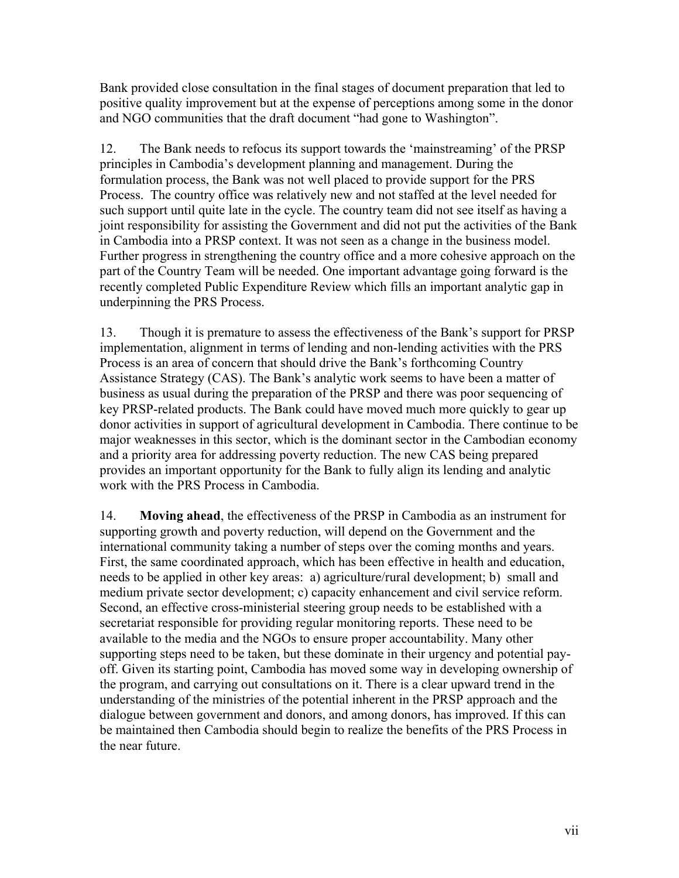Bank provided close consultation in the final stages of document preparation that led to positive quality improvement but at the expense of perceptions among some in the donor and NGO communities that the draft document "had gone to Washington".

12. The Bank needs to refocus its support towards the 'mainstreaming' of the PRSP principles in Cambodia's development planning and management. During the formulation process, the Bank was not well placed to provide support for the PRS Process. The country office was relatively new and not staffed at the level needed for such support until quite late in the cycle. The country team did not see itself as having a joint responsibility for assisting the Government and did not put the activities of the Bank in Cambodia into a PRSP context. It was not seen as a change in the business model. Further progress in strengthening the country office and a more cohesive approach on the part of the Country Team will be needed. One important advantage going forward is the recently completed Public Expenditure Review which fills an important analytic gap in underpinning the PRS Process.

13. Though it is premature to assess the effectiveness of the Bank's support for PRSP implementation, alignment in terms of lending and non-lending activities with the PRS Process is an area of concern that should drive the Bank's forthcoming Country Assistance Strategy (CAS). The Bank's analytic work seems to have been a matter of business as usual during the preparation of the PRSP and there was poor sequencing of key PRSP-related products. The Bank could have moved much more quickly to gear up donor activities in support of agricultural development in Cambodia. There continue to be major weaknesses in this sector, which is the dominant sector in the Cambodian economy and a priority area for addressing poverty reduction. The new CAS being prepared provides an important opportunity for the Bank to fully align its lending and analytic work with the PRS Process in Cambodia.

14. **Moving ahead**, the effectiveness of the PRSP in Cambodia as an instrument for supporting growth and poverty reduction, will depend on the Government and the international community taking a number of steps over the coming months and years. First, the same coordinated approach, which has been effective in health and education, needs to be applied in other key areas: a) agriculture/rural development; b) small and medium private sector development; c) capacity enhancement and civil service reform. Second, an effective cross-ministerial steering group needs to be established with a secretariat responsible for providing regular monitoring reports. These need to be available to the media and the NGOs to ensure proper accountability. Many other supporting steps need to be taken, but these dominate in their urgency and potential pay-off. Given its starting point, Cambodia has moved some way in developing ownership of the program, and carrying out consultations on it. There is a clear upward trend in the understanding of the ministries of the potential inherent in the PRSP approach and the dialogue between government and donors, and among donors, has improved. If this can be maintained then Cambodia should begin to realize the benefits of the PRS Process in the near future.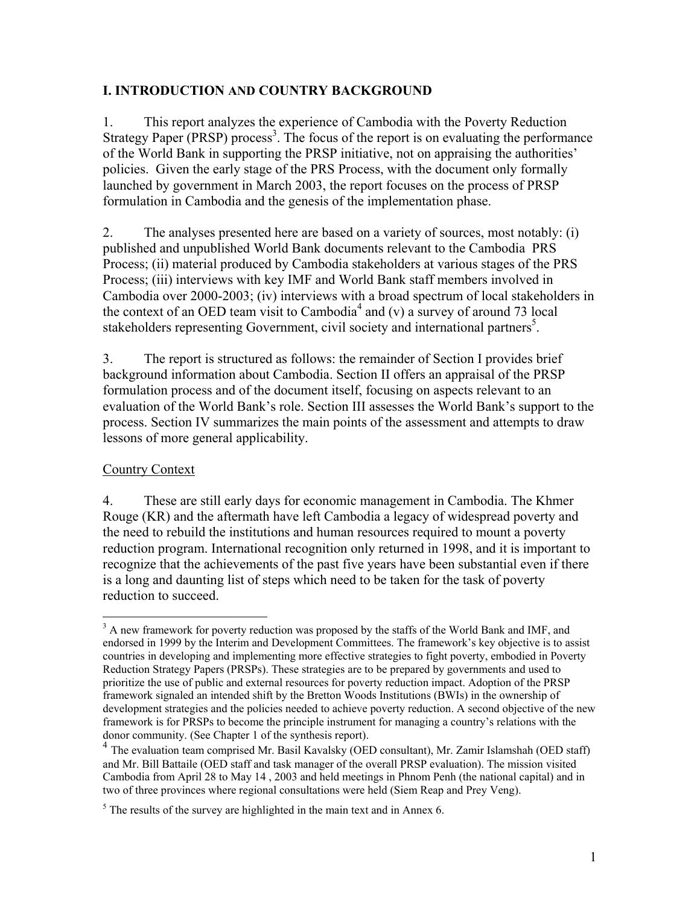## I. INTRODUCTION AND COUNTRY BACKGROUND

1. This report analyzes the experience of Cambodia with the Poverty Reduction Strategy Paper (PRSP) process[3]. The focus of the report is on evaluating the performance of the World Bank in supporting the PRSP initiative, not on appraising the authorities' policies. Given the early stage of the PRS Process, with the document only formally launched by government in March 2003, the report focuses on the process of PRSP formulation in Cambodia and the genesis of the implementation phase.

2. The analyses presented here are based on a variety of sources, most notably: (i) published and unpublished World Bank documents relevant to the Cambodia PRS Process; (ii) material produced by Cambodia stakeholders at various stages of the PRS Process; (iii) interviews with key IMF and World Bank staff members involved in Cambodia over 2000-2003; (iv) interviews with a broad spectrum of local stakeholders in the context of an OED team visit to Cambodia[4] and (v) a survey of around 73 local stakeholders representing Government, civil society and international partners[5].

3. The report is structured as follows: the remainder of Section I provides brief background information about Cambodia. Section II offers an appraisal of the PRSP formulation process and of the document itself, focusing on aspects relevant to an evaluation of the World Bank's role. Section III assesses the World Bank's support to the process. Section IV summarizes the main points of the assessment and attempts to draw lessons of more general applicability.

### Country Context

4. These are still early days for economic management in Cambodia. The Khmer Rouge (KR) and the aftermath have left Cambodia a legacy of widespread poverty and the need to rebuild the institutions and human resources required to mount a poverty reduction program. International recognition only returned in 1998, and it is important to recognize that the achievements of the past five years have been substantial even if there is a long and daunting list of steps which need to be taken for the task of poverty reduction to succeed.

---

[3] A new framework for poverty reduction was proposed by the staffs of the World Bank and IMF, and endorsed in 1999 by the Interim and Development Committees. The framework's key objective is to assist countries in developing and implementing more effective strategies to fight poverty, embodied in Poverty Reduction Strategy Papers (PRSPs). These strategies are to be prepared by governments and used to prioritize the use of public and external resources for poverty reduction impact. Adoption of the PRSP framework signaled an intended shift by the Bretton Woods Institutions (BWIs) in the ownership of development strategies and the policies needed to achieve poverty reduction. A second objective of the new framework is for PRSPs to become the principle instrument for managing a country's relations with the donor community. (See Chapter 1 of the synthesis report).

[4] The evaluation team comprised Mr. Basil Kavalsky (OED consultant), Mr. Zamir Islamshah (OED staff) and Mr. Bill Battaile (OED staff and task manager of the overall PRSP evaluation). The mission visited Cambodia from April 28 to May 14 , 2003 and held meetings in Phnom Penh (the national capital) and in two of three provinces where regional consultations were held (Siem Reap and Prey Veng).

[5] The results of the survey are highlighted in the main text and in Annex 6.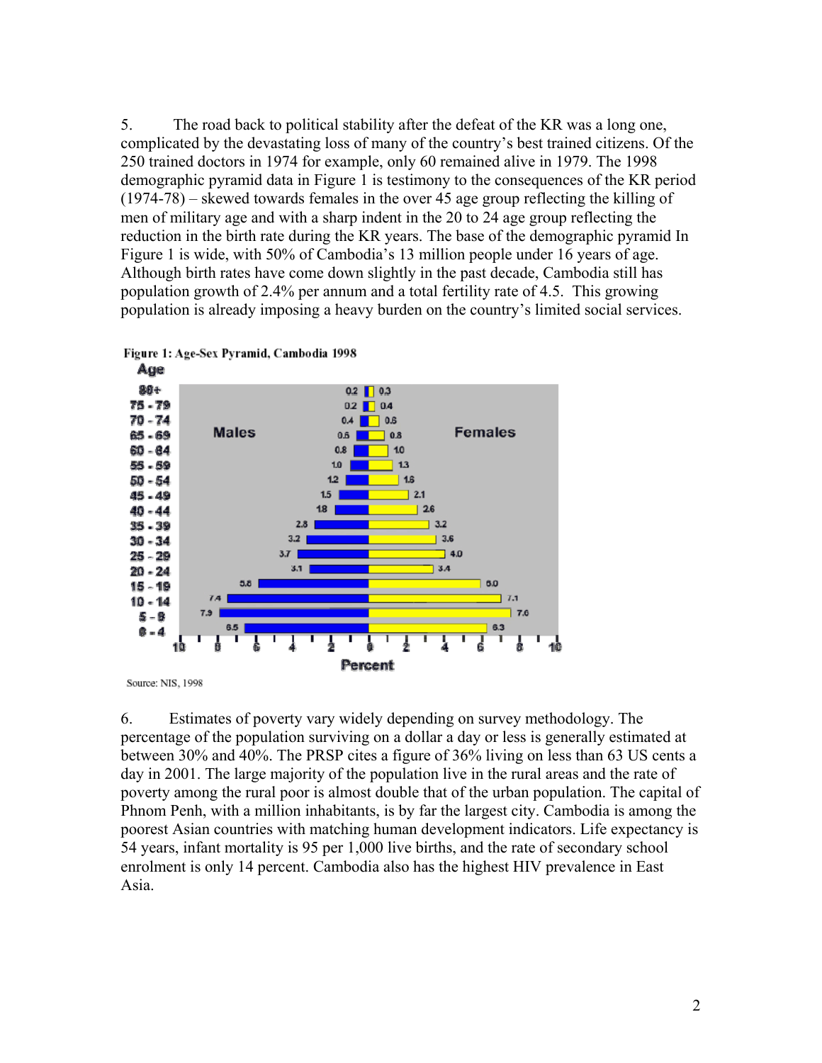5. The road back to political stability after the defeat of the KR was a long one, complicated by the devastating loss of many of the country's best trained citizens. Of the 250 trained doctors in 1974 for example, only 60 remained alive in 1979. The 1998 demographic pyramid data in Figure 1 is testimony to the consequences of the KR period (1974-78) – skewed towards females in the over 45 age group reflecting the killing of men of military age and with a sharp indent in the 20 to 24 age group reflecting the reduction in the birth rate during the KR years. The base of the demographic pyramid In Figure 1 is wide, with 50% of Cambodia's 13 million people under 16 years of age. Although birth rates have come down slightly in the past decade, Cambodia still has population growth of 2.4% per annum and a total fertility rate of 4.5. This growing population is already imposing a heavy burden on the country's limited social services.

**Figure 1: Age-Sex Pyramid, Cambodia 1998**

| Age | Males (%) | Females (%) |
|---|---|---|
| 80+ | 0.2 | 0.3 |
| 75 - 79 | 0.2 | 0.4 |
| 70 - 74 | 0.4 | 0.6 |
| 65 - 69 | 0.5 | 0.8 |
| 60 - 64 | 0.8 | 1.0 |
| 55 - 59 | 1.0 | 1.3 |
| 50 - 54 | 1.2 | 1.6 |
| 45 - 49 | 1.5 | 2.1 |
| 40 - 44 | 1.8 | 2.6 |
| 35 - 39 | 2.8 | 3.2 |
| 30 - 34 | 3.2 | 3.6 |
| 25 - 29 | 3.7 | 4.0 |
| 20 - 24 | 3.1 | 3.4 |
| 15 - 19 | 5.8 | 6.0 |
| 10 - 14 | 7.4 | 7.1 |
| 5 - 9 | 7.9 | 7.6 |
| 0 - 4 | 6.5 | 6.3 |

Source: NIS, 1998

6. Estimates of poverty vary widely depending on survey methodology. The percentage of the population surviving on a dollar a day or less is generally estimated at between 30% and 40%. The PRSP cites a figure of 36% living on less than 63 US cents a day in 2001. The large majority of the population live in the rural areas and the rate of poverty among the rural poor is almost double that of the urban population. The capital of Phnom Penh, with a million inhabitants, is by far the largest city. Cambodia is among the poorest Asian countries with matching human development indicators. Life expectancy is 54 years, infant mortality is 95 per 1,000 live births, and the rate of secondary school enrolment is only 14 percent. Cambodia also has the highest HIV prevalence in East Asia.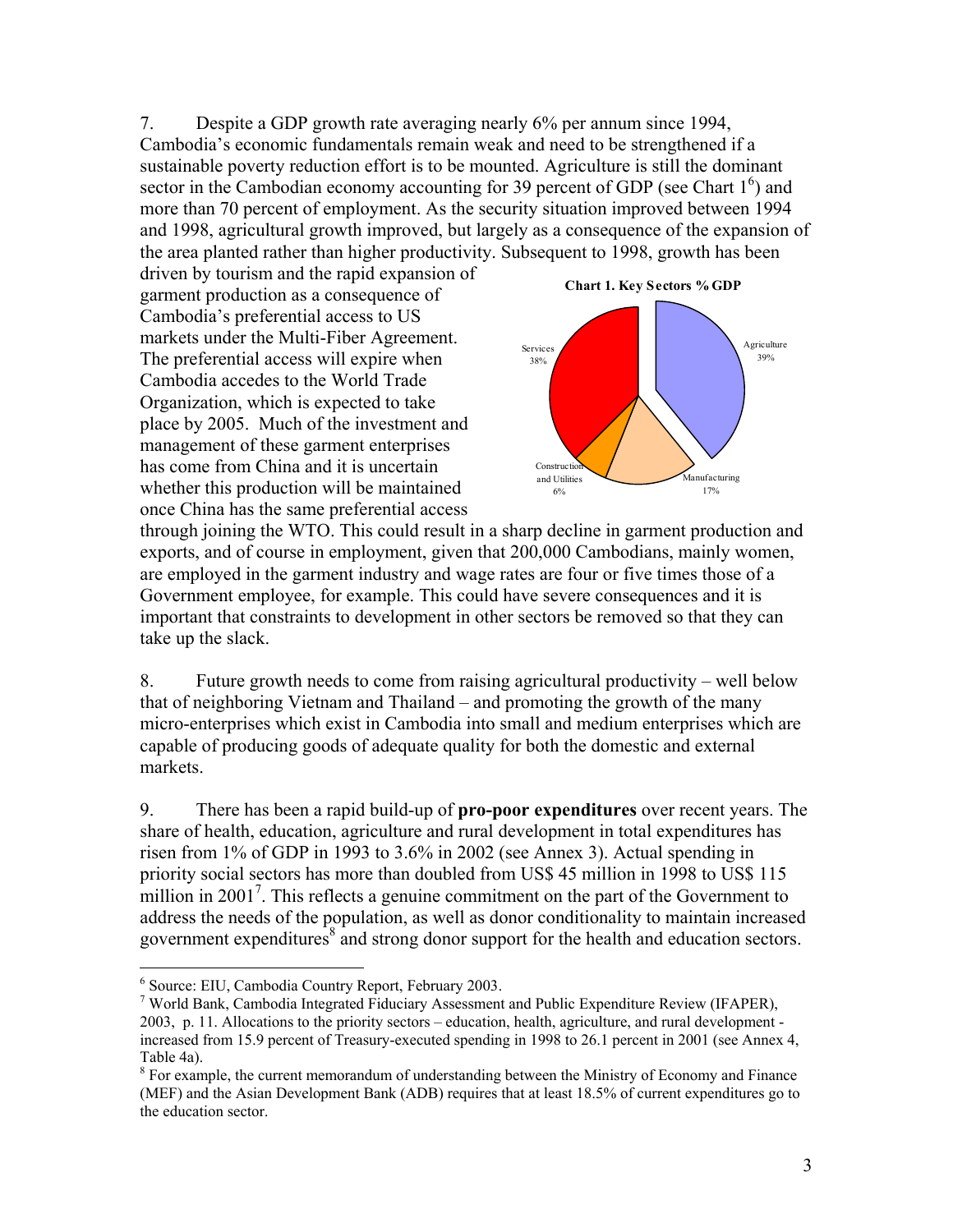7. Despite a GDP growth rate averaging nearly 6% per annum since 1994, Cambodia's economic fundamentals remain weak and need to be strengthened if a sustainable poverty reduction effort is to be mounted. Agriculture is still the dominant sector in the Cambodian economy accounting for 39 percent of GDP (see Chart 1[6]) and more than 70 percent of employment. As the security situation improved between 1994 and 1998, agricultural growth improved, but largely as a consequence of the expansion of the area planted rather than higher productivity. Subsequent to 1998, growth has been driven by tourism and the rapid expansion of garment production as a consequence of Cambodia's preferential access to US markets under the Multi-Fiber Agreement. The preferential access will expire when Cambodia accedes to the World Trade Organization, which is expected to take place by 2005. Much of the investment and management of these garment enterprises has come from China and it is uncertain whether this production will be maintained once China has the same preferential access through joining the WTO. This could result in a sharp decline in garment production and exports, and of course in employment, given that 200,000 Cambodians, mainly women, are employed in the garment industry and wage rates are four or five times those of a Government employee, for example. This could have severe consequences and it is important that constraints to development in other sectors be removed so that they can take up the slack.

**Chart 1. Key Sectors % GDP**

| Sector | % GDP |
|---|---|
| Agriculture | 39% |
| Manufacturing | 17% |
| Construction and Utilities | 6% |
| Services | 38% |

8. Future growth needs to come from raising agricultural productivity – well below that of neighboring Vietnam and Thailand – and promoting the growth of the many micro-enterprises which exist in Cambodia into small and medium enterprises which are capable of producing goods of adequate quality for both the domestic and external markets.

9. There has been a rapid build-up of **pro-poor expenditures** over recent years. The share of health, education, agriculture and rural development in total expenditures has risen from 1% of GDP in 1993 to 3.6% in 2002 (see Annex 3). Actual spending in priority social sectors has more than doubled from US$ 45 million in 1998 to US$ 115 million in 2001[7]. This reflects a genuine commitment on the part of the Government to address the needs of the population, as well as donor conditionality to maintain increased government expenditures[8] and strong donor support for the health and education sectors.

---

[6] Source: EIU, Cambodia Country Report, February 2003.

[7] World Bank, Cambodia Integrated Fiduciary Assessment and Public Expenditure Review (IFAPER), 2003, p. 11. Allocations to the priority sectors – education, health, agriculture, and rural development - increased from 15.9 percent of Treasury-executed spending in 1998 to 26.1 percent in 2001 (see Annex 4, Table 4a).

[8] For example, the current memorandum of understanding between the Ministry of Economy and Finance (MEF) and the Asian Development Bank (ADB) requires that at least 18.5% of current expenditures go to the education sector.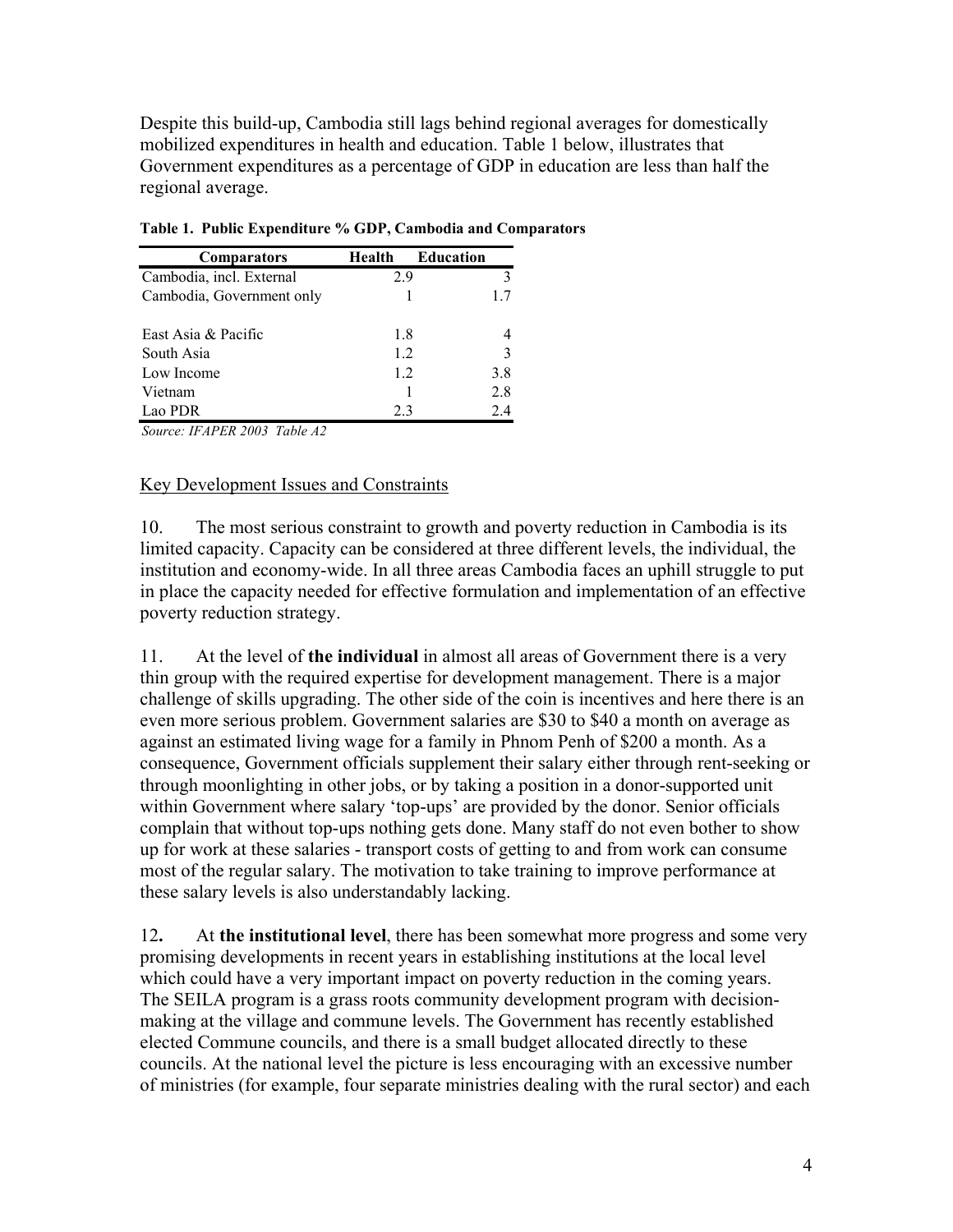Despite this build-up, Cambodia still lags behind regional averages for domestically mobilized expenditures in health and education. Table 1 below, illustrates that Government expenditures as a percentage of GDP in education are less than half the regional average.

**Table 1. Public Expenditure % GDP, Cambodia and Comparators**

| Comparators | Health | Education |
|---|---|---|
| Cambodia, incl. External | 2.9 | 3 |
| Cambodia, Government only | 1 | 1.7 |
| | | |
| East Asia & Pacific | 1.8 | 4 |
| South Asia | 1.2 | 3 |
| Low Income | 1.2 | 3.8 |
| Vietnam | 1 | 2.8 |
| Lao PDR | 2.3 | 2.4 |

*Source: IFAPER 2003 Table A2*

Key Development Issues and Constraints

10. The most serious constraint to growth and poverty reduction in Cambodia is its limited capacity. Capacity can be considered at three different levels, the individual, the institution and economy-wide. In all three areas Cambodia faces an uphill struggle to put in place the capacity needed for effective formulation and implementation of an effective poverty reduction strategy.

11. At the level of **the individual** in almost all areas of Government there is a very thin group with the required expertise for development management. There is a major challenge of skills upgrading. The other side of the coin is incentives and here there is an even more serious problem. Government salaries are $30 to $40 a month on average as against an estimated living wage for a family in Phnom Penh of $200 a month. As a consequence, Government officials supplement their salary either through rent-seeking or through moonlighting in other jobs, or by taking a position in a donor-supported unit within Government where salary 'top-ups' are provided by the donor. Senior officials complain that without top-ups nothing gets done. Many staff do not even bother to show up for work at these salaries - transport costs of getting to and from work can consume most of the regular salary. The motivation to take training to improve performance at these salary levels is also understandably lacking.

12**.** At **the institutional level**, there has been somewhat more progress and some very promising developments in recent years in establishing institutions at the local level which could have a very important impact on poverty reduction in the coming years. The SEILA program is a grass roots community development program with decision-making at the village and commune levels. The Government has recently established elected Commune councils, and there is a small budget allocated directly to these councils. At the national level the picture is less encouraging with an excessive number of ministries (for example, four separate ministries dealing with the rural sector) and each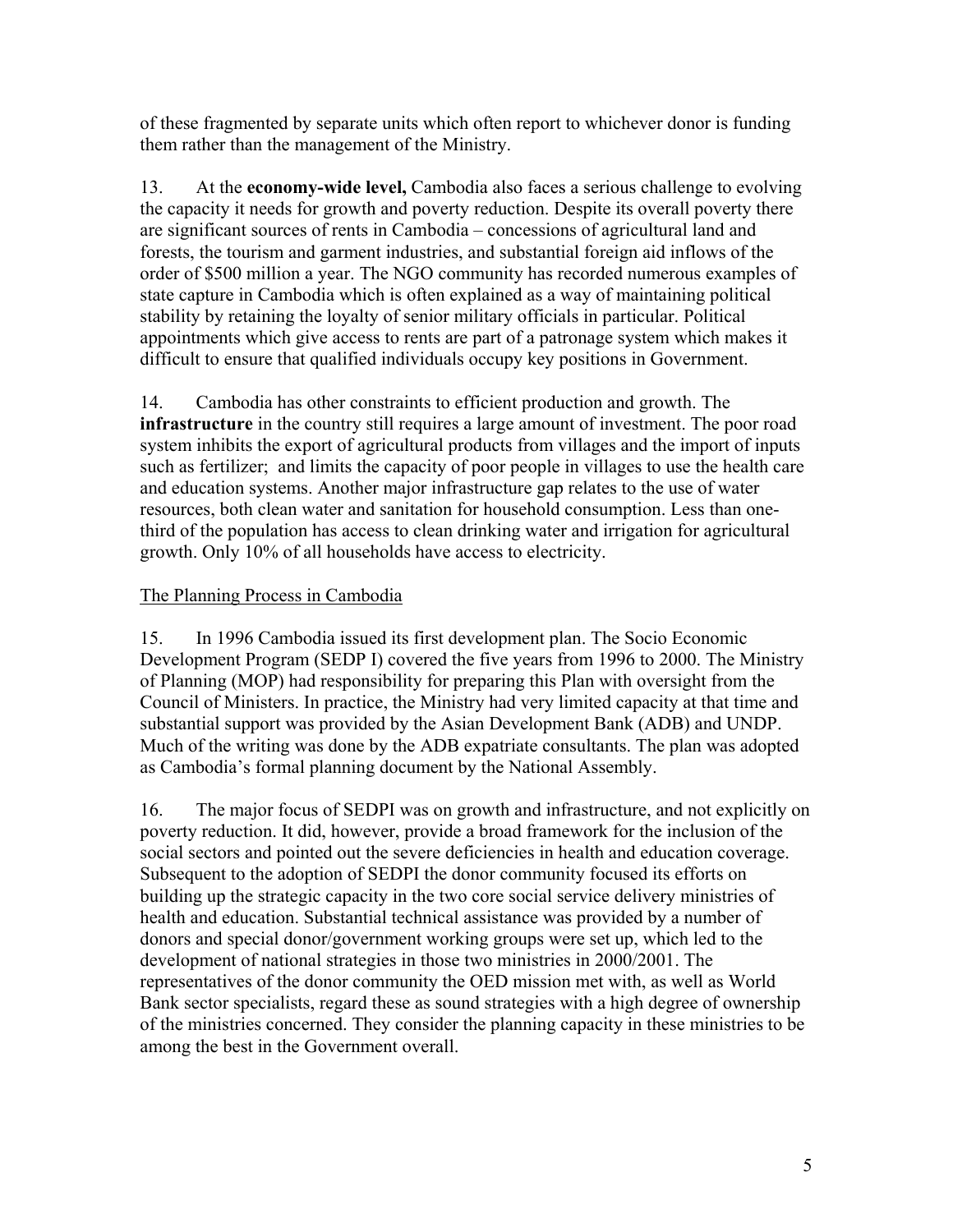of these fragmented by separate units which often report to whichever donor is funding them rather than the management of the Ministry.

13. At the **economy-wide level,** Cambodia also faces a serious challenge to evolving the capacity it needs for growth and poverty reduction. Despite its overall poverty there are significant sources of rents in Cambodia – concessions of agricultural land and forests, the tourism and garment industries, and substantial foreign aid inflows of the order of $500 million a year. The NGO community has recorded numerous examples of state capture in Cambodia which is often explained as a way of maintaining political stability by retaining the loyalty of senior military officials in particular. Political appointments which give access to rents are part of a patronage system which makes it difficult to ensure that qualified individuals occupy key positions in Government.

14. Cambodia has other constraints to efficient production and growth. The **infrastructure** in the country still requires a large amount of investment. The poor road system inhibits the export of agricultural products from villages and the import of inputs such as fertilizer; and limits the capacity of poor people in villages to use the health care and education systems. Another major infrastructure gap relates to the use of water resources, both clean water and sanitation for household consumption. Less than one-third of the population has access to clean drinking water and irrigation for agricultural growth. Only 10% of all households have access to electricity.

## The Planning Process in Cambodia

15. In 1996 Cambodia issued its first development plan. The Socio Economic Development Program (SEDP I) covered the five years from 1996 to 2000. The Ministry of Planning (MOP) had responsibility for preparing this Plan with oversight from the Council of Ministers. In practice, the Ministry had very limited capacity at that time and substantial support was provided by the Asian Development Bank (ADB) and UNDP. Much of the writing was done by the ADB expatriate consultants. The plan was adopted as Cambodia's formal planning document by the National Assembly.

16. The major focus of SEDPI was on growth and infrastructure, and not explicitly on poverty reduction. It did, however, provide a broad framework for the inclusion of the social sectors and pointed out the severe deficiencies in health and education coverage. Subsequent to the adoption of SEDPI the donor community focused its efforts on building up the strategic capacity in the two core social service delivery ministries of health and education. Substantial technical assistance was provided by a number of donors and special donor/government working groups were set up, which led to the development of national strategies in those two ministries in 2000/2001. The representatives of the donor community the OED mission met with, as well as World Bank sector specialists, regard these as sound strategies with a high degree of ownership of the ministries concerned. They consider the planning capacity in these ministries to be among the best in the Government overall.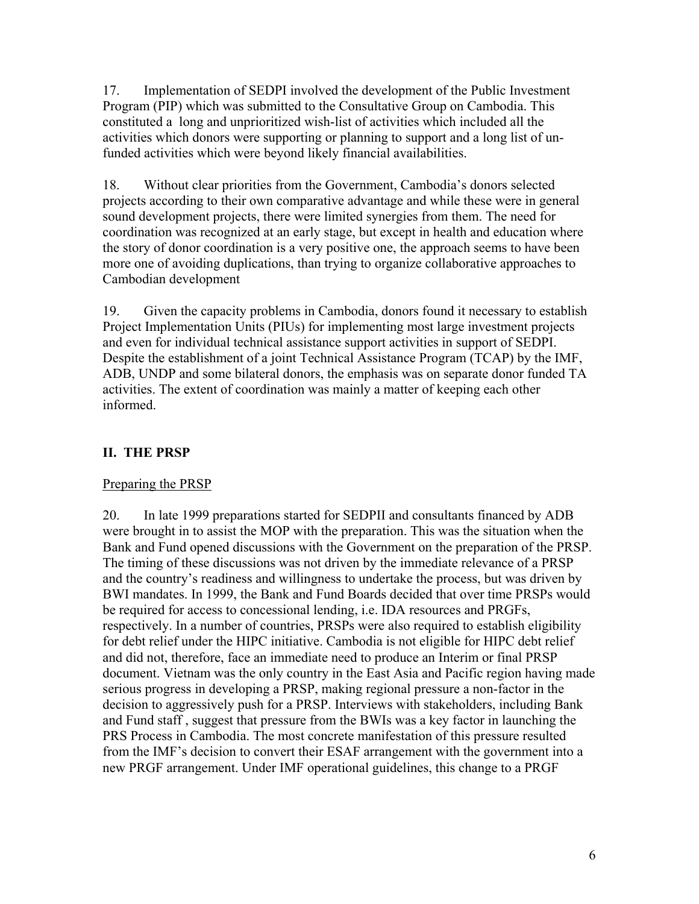17. Implementation of SEDPI involved the development of the Public Investment Program (PIP) which was submitted to the Consultative Group on Cambodia. This constituted a long and unprioritized wish-list of activities which included all the activities which donors were supporting or planning to support and a long list of un-funded activities which were beyond likely financial availabilities.

18. Without clear priorities from the Government, Cambodia's donors selected projects according to their own comparative advantage and while these were in general sound development projects, there were limited synergies from them. The need for coordination was recognized at an early stage, but except in health and education where the story of donor coordination is a very positive one, the approach seems to have been more one of avoiding duplications, than trying to organize collaborative approaches to Cambodian development

19. Given the capacity problems in Cambodia, donors found it necessary to establish Project Implementation Units (PIUs) for implementing most large investment projects and even for individual technical assistance support activities in support of SEDPI. Despite the establishment of a joint Technical Assistance Program (TCAP) by the IMF, ADB, UNDP and some bilateral donors, the emphasis was on separate donor funded TA activities. The extent of coordination was mainly a matter of keeping each other informed.

## II. THE PRSP

### Preparing the PRSP

20. In late 1999 preparations started for SEDPII and consultants financed by ADB were brought in to assist the MOP with the preparation. This was the situation when the Bank and Fund opened discussions with the Government on the preparation of the PRSP. The timing of these discussions was not driven by the immediate relevance of a PRSP and the country's readiness and willingness to undertake the process, but was driven by BWI mandates. In 1999, the Bank and Fund Boards decided that over time PRSPs would be required for access to concessional lending, i.e. IDA resources and PRGFs, respectively. In a number of countries, PRSPs were also required to establish eligibility for debt relief under the HIPC initiative. Cambodia is not eligible for HIPC debt relief and did not, therefore, face an immediate need to produce an Interim or final PRSP document. Vietnam was the only country in the East Asia and Pacific region having made serious progress in developing a PRSP, making regional pressure a non-factor in the decision to aggressively push for a PRSP. Interviews with stakeholders, including Bank and Fund staff , suggest that pressure from the BWIs was a key factor in launching the PRS Process in Cambodia. The most concrete manifestation of this pressure resulted from the IMF's decision to convert their ESAF arrangement with the government into a new PRGF arrangement. Under IMF operational guidelines, this change to a PRGF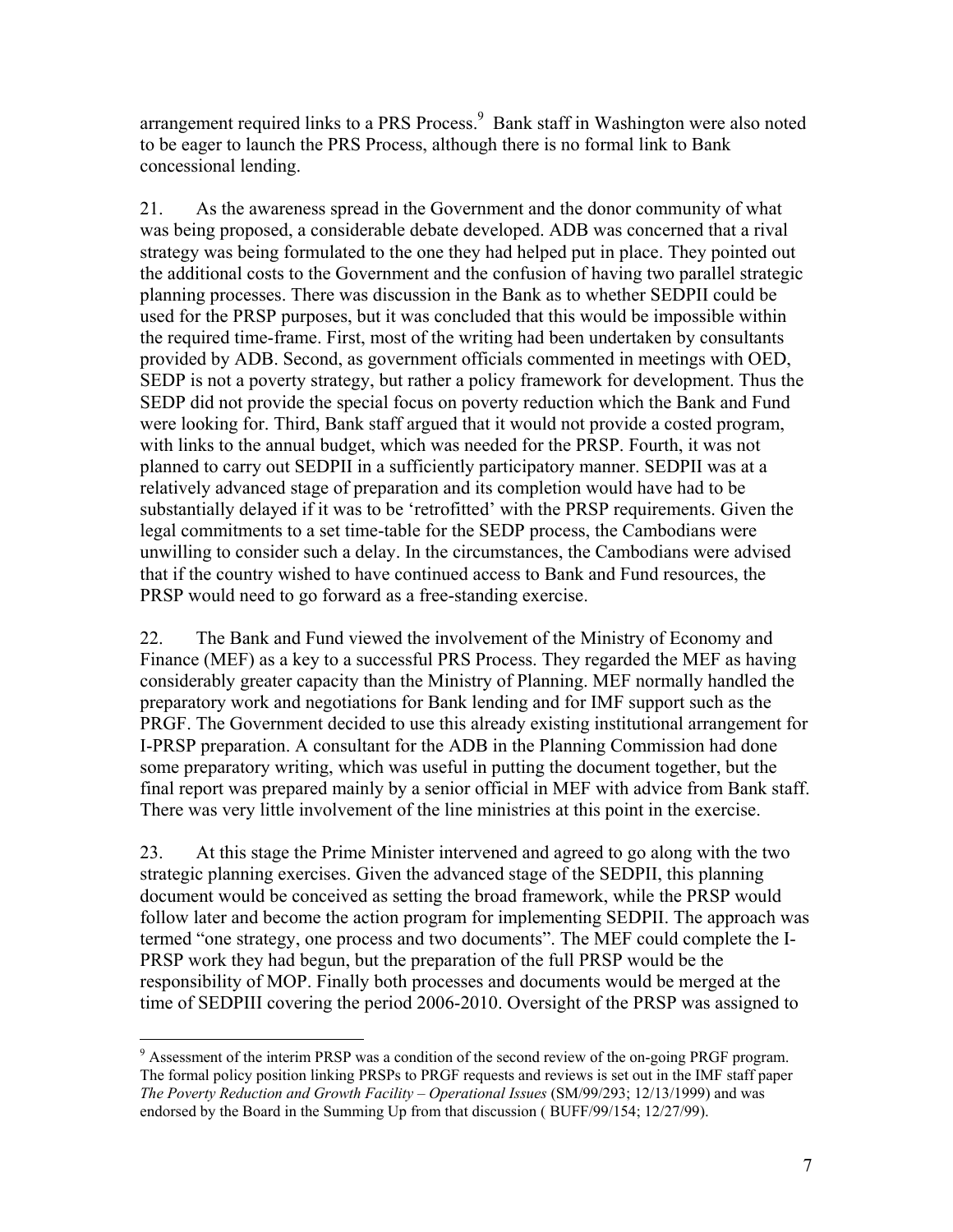arrangement required links to a PRS Process.[9] Bank staff in Washington were also noted to be eager to launch the PRS Process, although there is no formal link to Bank concessional lending.

21. As the awareness spread in the Government and the donor community of what was being proposed, a considerable debate developed. ADB was concerned that a rival strategy was being formulated to the one they had helped put in place. They pointed out the additional costs to the Government and the confusion of having two parallel strategic planning processes. There was discussion in the Bank as to whether SEDPII could be used for the PRSP purposes, but it was concluded that this would be impossible within the required time-frame. First, most of the writing had been undertaken by consultants provided by ADB. Second, as government officials commented in meetings with OED, SEDP is not a poverty strategy, but rather a policy framework for development. Thus the SEDP did not provide the special focus on poverty reduction which the Bank and Fund were looking for. Third, Bank staff argued that it would not provide a costed program, with links to the annual budget, which was needed for the PRSP. Fourth, it was not planned to carry out SEDPII in a sufficiently participatory manner. SEDPII was at a relatively advanced stage of preparation and its completion would have had to be substantially delayed if it was to be 'retrofitted' with the PRSP requirements. Given the legal commitments to a set time-table for the SEDP process, the Cambodians were unwilling to consider such a delay. In the circumstances, the Cambodians were advised that if the country wished to have continued access to Bank and Fund resources, the PRSP would need to go forward as a free-standing exercise.

22. The Bank and Fund viewed the involvement of the Ministry of Economy and Finance (MEF) as a key to a successful PRS Process. They regarded the MEF as having considerably greater capacity than the Ministry of Planning. MEF normally handled the preparatory work and negotiations for Bank lending and for IMF support such as the PRGF. The Government decided to use this already existing institutional arrangement for I-PRSP preparation. A consultant for the ADB in the Planning Commission had done some preparatory writing, which was useful in putting the document together, but the final report was prepared mainly by a senior official in MEF with advice from Bank staff. There was very little involvement of the line ministries at this point in the exercise.

23. At this stage the Prime Minister intervened and agreed to go along with the two strategic planning exercises. Given the advanced stage of the SEDPII, this planning document would be conceived as setting the broad framework, while the PRSP would follow later and become the action program for implementing SEDPII. The approach was termed "one strategy, one process and two documents". The MEF could complete the I-PRSP work they had begun, but the preparation of the full PRSP would be the responsibility of MOP. Finally both processes and documents would be merged at the time of SEDPIII covering the period 2006-2010. Oversight of the PRSP was assigned to

---

[9] Assessment of the interim PRSP was a condition of the second review of the on-going PRGF program. The formal policy position linking PRSPs to PRGF requests and reviews is set out in the IMF staff paper *The Poverty Reduction and Growth Facility – Operational Issues* (SM/99/293; 12/13/1999) and was endorsed by the Board in the Summing Up from that discussion ( BUFF/99/154; 12/27/99).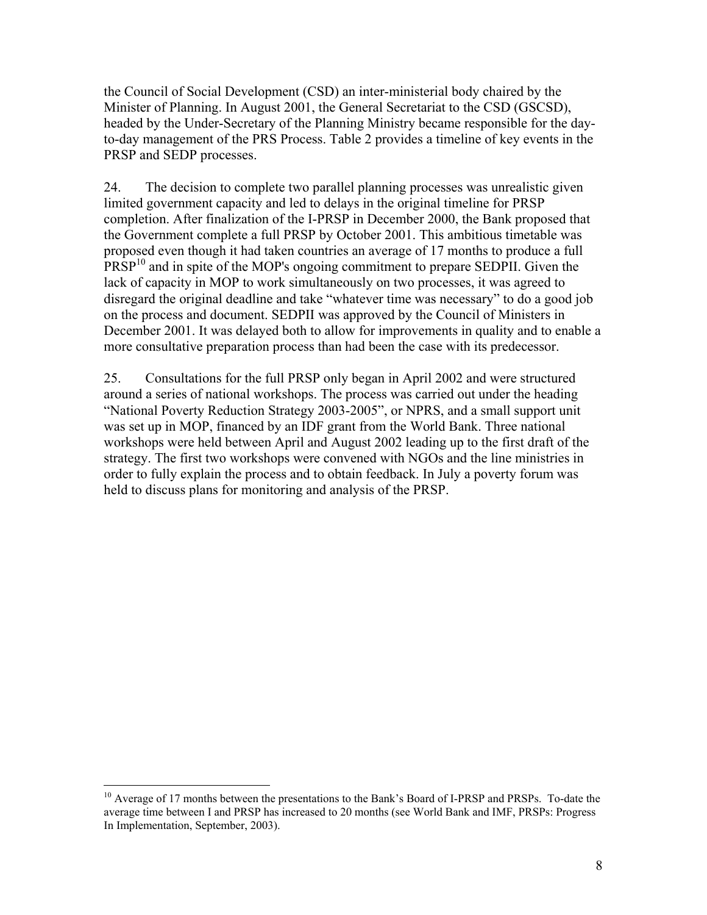the Council of Social Development (CSD) an inter-ministerial body chaired by the Minister of Planning. In August 2001, the General Secretariat to the CSD (GSCSD), headed by the Under-Secretary of the Planning Ministry became responsible for the day-to-day management of the PRS Process. Table 2 provides a timeline of key events in the PRSP and SEDP processes.

24. The decision to complete two parallel planning processes was unrealistic given limited government capacity and led to delays in the original timeline for PRSP completion. After finalization of the I-PRSP in December 2000, the Bank proposed that the Government complete a full PRSP by October 2001. This ambitious timetable was proposed even though it had taken countries an average of 17 months to produce a full PRSP[10] and in spite of the MOP's ongoing commitment to prepare SEDPII. Given the lack of capacity in MOP to work simultaneously on two processes, it was agreed to disregard the original deadline and take "whatever time was necessary" to do a good job on the process and document. SEDPII was approved by the Council of Ministers in December 2001. It was delayed both to allow for improvements in quality and to enable a more consultative preparation process than had been the case with its predecessor.

25. Consultations for the full PRSP only began in April 2002 and were structured around a series of national workshops. The process was carried out under the heading "National Poverty Reduction Strategy 2003-2005", or NPRS, and a small support unit was set up in MOP, financed by an IDF grant from the World Bank. Three national workshops were held between April and August 2002 leading up to the first draft of the strategy. The first two workshops were convened with NGOs and the line ministries in order to fully explain the process and to obtain feedback. In July a poverty forum was held to discuss plans for monitoring and analysis of the PRSP.

---

[10] Average of 17 months between the presentations to the Bank's Board of I-PRSP and PRSPs. To-date the average time between I and PRSP has increased to 20 months (see World Bank and IMF, PRSPs: Progress In Implementation, September, 2003).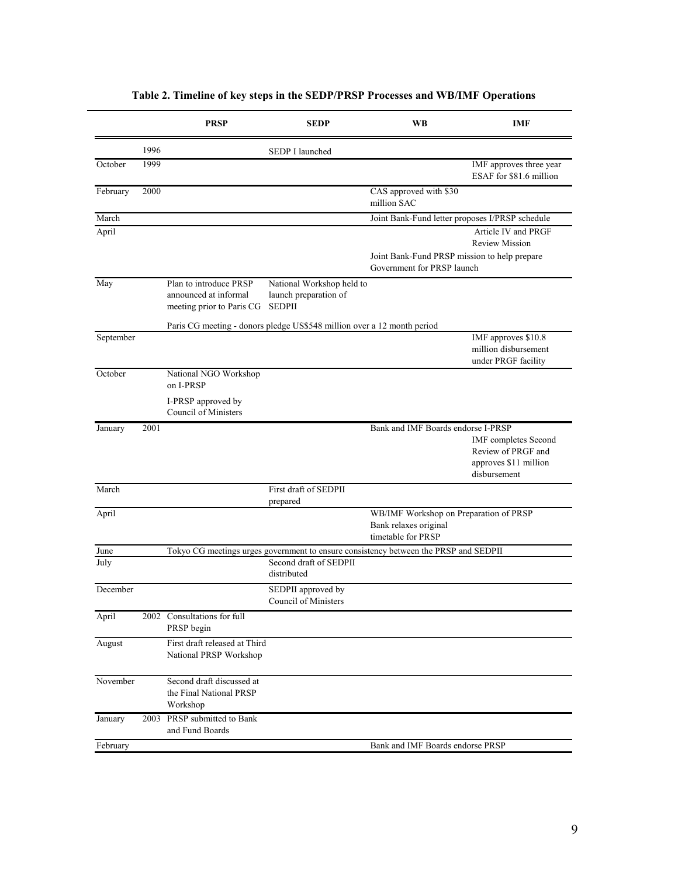**Table 2. Timeline of key steps in the SEDP/PRSP Processes and WB/IMF Operations**

| | | PRSP | SEDP | WB | IMF |
|---|---|---|---|---|---|
| | 1996 | | SEDP I launched | | |
| October | 1999 | | | | IMF approves three year ESAF for $81.6 million |
| February | 2000 | | | CAS approved with $30 million SAC | |
| March | | | | Joint Bank-Fund letter proposes I/PRSP schedule | |
| April | | | | | Article IV and PRGF Review Mission |
| | | | | Joint Bank-Fund PRSP mission to help prepare Government for PRSP launch | |
| May | | Plan to introduce PRSP announced at informal meeting prior to Paris CG | National Workshop held to launch preparation of SEDPII | | |
| | | Paris CG meeting - donors pledge US$548 million over a 12 month period | | | |
| September | | | | | IMF approves $10.8 million disbursement under PRGF facility |
| October | | National NGO Workshop on I-PRSP | | | |
| | | I-PRSP approved by Council of Ministers | | | |
| January | 2001 | | | Bank and IMF Boards endorse I-PRSP | |
| | | | | | IMF completes Second Review of PRGF and approves $11 million disbursement |
| March | | | First draft of SEDPII prepared | | |
| April | | | | WB/IMF Workshop on Preparation of PRSP | |
| | | | | Bank relaxes original timetable for PRSP | |
| June | | Tokyo CG meetings urges government to ensure consistency between the PRSP and SEDPII | | | |
| July | | | Second draft of SEDPII distributed | | |
| December | | | SEDPII approved by Council of Ministers | | |
| April | 2002 | Consultations for full PRSP begin | | | |
| August | | First draft released at Third National PRSP Workshop | | | |
| November | | Second draft discussed at the Final National PRSP Workshop | | | |
| January | 2003 | PRSP submitted to Bank and Fund Boards | | | |
| February | | | | Bank and IMF Boards endorse PRSP | |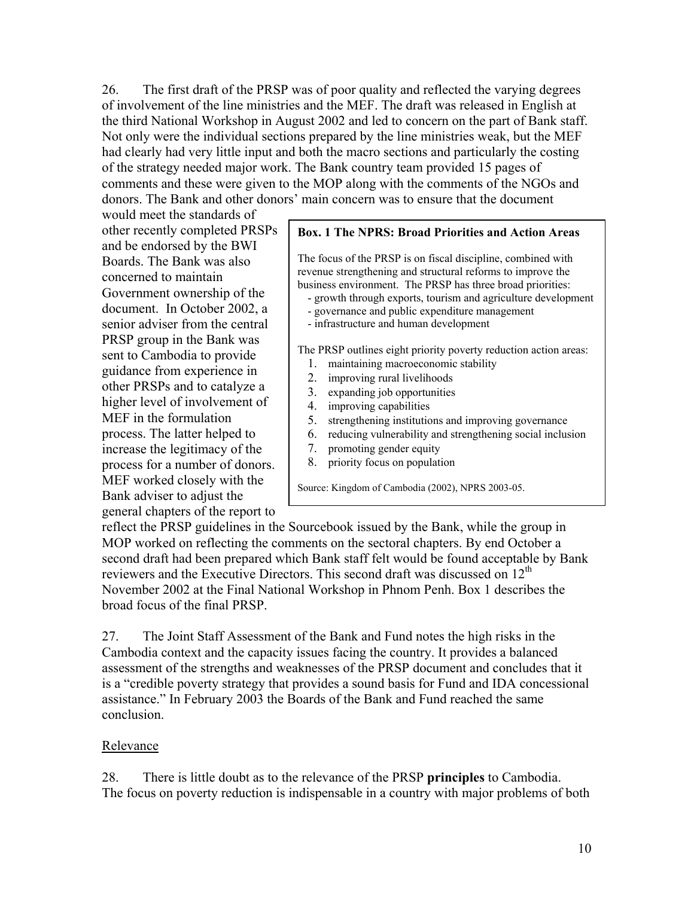26. The first draft of the PRSP was of poor quality and reflected the varying degrees of involvement of the line ministries and the MEF. The draft was released in English at the third National Workshop in August 2002 and led to concern on the part of Bank staff. Not only were the individual sections prepared by the line ministries weak, but the MEF had clearly had very little input and both the macro sections and particularly the costing of the strategy needed major work. The Bank country team provided 15 pages of comments and these were given to the MOP along with the comments of the NGOs and donors. The Bank and other donors' main concern was to ensure that the document would meet the standards of other recently completed PRSPs and be endorsed by the BWI Boards. The Bank was also concerned to maintain Government ownership of the document. In October 2002, a senior adviser from the central PRSP group in the Bank was sent to Cambodia to provide guidance from experience in other PRSPs and to catalyze a higher level of involvement of MEF in the formulation process. The latter helped to increase the legitimacy of the process for a number of donors. MEF worked closely with the Bank adviser to adjust the general chapters of the report to reflect the PRSP guidelines in the Sourcebook issued by the Bank, while the group in MOP worked on reflecting the comments on the sectoral chapters. By end October a second draft had been prepared which Bank staff felt would be found acceptable by Bank reviewers and the Executive Directors. This second draft was discussed on 12th November 2002 at the Final National Workshop in Phnom Penh. Box 1 describes the broad focus of the final PRSP.

**Box. 1 The NPRS: Broad Priorities and Action Areas**

The focus of the PRSP is on fiscal discipline, combined with revenue strengthening and structural reforms to improve the business environment. The PRSP has three broad priorities:

- growth through exports, tourism and agriculture development
- governance and public expenditure management
- infrastructure and human development

The PRSP outlines eight priority poverty reduction action areas:

1. maintaining macroeconomic stability
2. improving rural livelihoods
3. expanding job opportunities
4. improving capabilities
5. strengthening institutions and improving governance
6. reducing vulnerability and strengthening social inclusion
7. promoting gender equity
8. priority focus on population

Source: Kingdom of Cambodia (2002), NPRS 2003-05.

27. The Joint Staff Assessment of the Bank and Fund notes the high risks in the Cambodia context and the capacity issues facing the country. It provides a balanced assessment of the strengths and weaknesses of the PRSP document and concludes that it is a "credible poverty strategy that provides a sound basis for Fund and IDA concessional assistance." In February 2003 the Boards of the Bank and Fund reached the same conclusion.

Relevance

28. There is little doubt as to the relevance of the PRSP **principles** to Cambodia. The focus on poverty reduction is indispensable in a country with major problems of both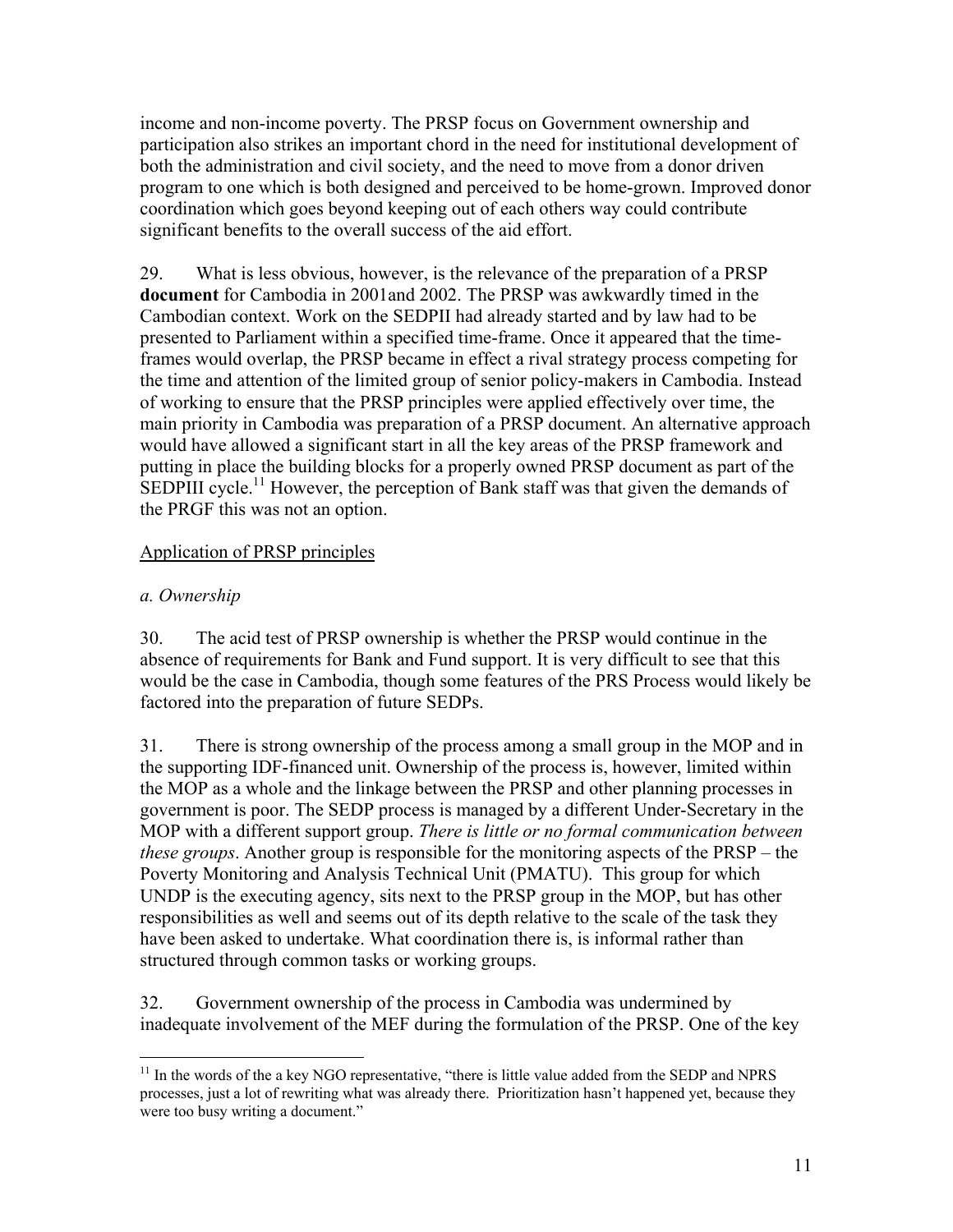income and non-income poverty. The PRSP focus on Government ownership and participation also strikes an important chord in the need for institutional development of both the administration and civil society, and the need to move from a donor driven program to one which is both designed and perceived to be home-grown. Improved donor coordination which goes beyond keeping out of each others way could contribute significant benefits to the overall success of the aid effort.

29. What is less obvious, however, is the relevance of the preparation of a PRSP **document** for Cambodia in 2001and 2002. The PRSP was awkwardly timed in the Cambodian context. Work on the SEDPII had already started and by law had to be presented to Parliament within a specified time-frame. Once it appeared that the time-frames would overlap, the PRSP became in effect a rival strategy process competing for the time and attention of the limited group of senior policy-makers in Cambodia. Instead of working to ensure that the PRSP principles were applied effectively over time, the main priority in Cambodia was preparation of a PRSP document. An alternative approach would have allowed a significant start in all the key areas of the PRSP framework and putting in place the building blocks for a properly owned PRSP document as part of the SEDPIII cycle.[11] However, the perception of Bank staff was that given the demands of the PRGF this was not an option.

<u>Application of PRSP principles</u>

*a. Ownership*

30. The acid test of PRSP ownership is whether the PRSP would continue in the absence of requirements for Bank and Fund support. It is very difficult to see that this would be the case in Cambodia, though some features of the PRS Process would likely be factored into the preparation of future SEDPs.

31. There is strong ownership of the process among a small group in the MOP and in the supporting IDF-financed unit. Ownership of the process is, however, limited within the MOP as a whole and the linkage between the PRSP and other planning processes in government is poor. The SEDP process is managed by a different Under-Secretary in the MOP with a different support group. *There is little or no formal communication between these groups*. Another group is responsible for the monitoring aspects of the PRSP – the Poverty Monitoring and Analysis Technical Unit (PMATU). This group for which UNDP is the executing agency, sits next to the PRSP group in the MOP, but has other responsibilities as well and seems out of its depth relative to the scale of the task they have been asked to undertake. What coordination there is, is informal rather than structured through common tasks or working groups.

32. Government ownership of the process in Cambodia was undermined by inadequate involvement of the MEF during the formulation of the PRSP. One of the key

---

[11] In the words of the a key NGO representative, "there is little value added from the SEDP and NPRS processes, just a lot of rewriting what was already there. Prioritization hasn't happened yet, because they were too busy writing a document."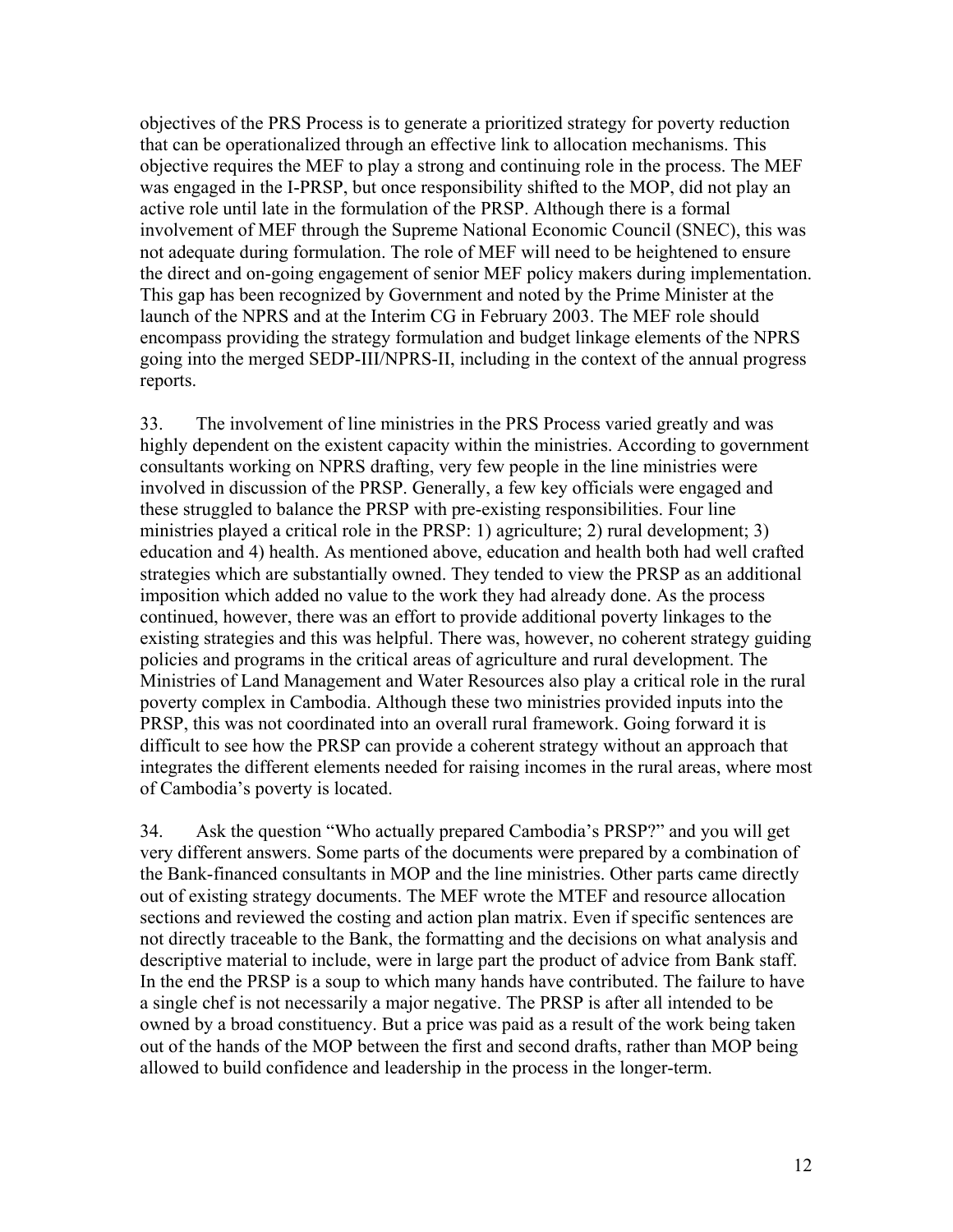objectives of the PRS Process is to generate a prioritized strategy for poverty reduction that can be operationalized through an effective link to allocation mechanisms. This objective requires the MEF to play a strong and continuing role in the process. The MEF was engaged in the I-PRSP, but once responsibility shifted to the MOP, did not play an active role until late in the formulation of the PRSP. Although there is a formal involvement of MEF through the Supreme National Economic Council (SNEC), this was not adequate during formulation. The role of MEF will need to be heightened to ensure the direct and on-going engagement of senior MEF policy makers during implementation. This gap has been recognized by Government and noted by the Prime Minister at the launch of the NPRS and at the Interim CG in February 2003. The MEF role should encompass providing the strategy formulation and budget linkage elements of the NPRS going into the merged SEDP-III/NPRS-II, including in the context of the annual progress reports.

33. The involvement of line ministries in the PRS Process varied greatly and was highly dependent on the existent capacity within the ministries. According to government consultants working on NPRS drafting, very few people in the line ministries were involved in discussion of the PRSP. Generally, a few key officials were engaged and these struggled to balance the PRSP with pre-existing responsibilities. Four line ministries played a critical role in the PRSP: 1) agriculture; 2) rural development; 3) education and 4) health. As mentioned above, education and health both had well crafted strategies which are substantially owned. They tended to view the PRSP as an additional imposition which added no value to the work they had already done. As the process continued, however, there was an effort to provide additional poverty linkages to the existing strategies and this was helpful. There was, however, no coherent strategy guiding policies and programs in the critical areas of agriculture and rural development. The Ministries of Land Management and Water Resources also play a critical role in the rural poverty complex in Cambodia. Although these two ministries provided inputs into the PRSP, this was not coordinated into an overall rural framework. Going forward it is difficult to see how the PRSP can provide a coherent strategy without an approach that integrates the different elements needed for raising incomes in the rural areas, where most of Cambodia's poverty is located.

34. Ask the question "Who actually prepared Cambodia's PRSP?" and you will get very different answers. Some parts of the documents were prepared by a combination of the Bank-financed consultants in MOP and the line ministries. Other parts came directly out of existing strategy documents. The MEF wrote the MTEF and resource allocation sections and reviewed the costing and action plan matrix. Even if specific sentences are not directly traceable to the Bank, the formatting and the decisions on what analysis and descriptive material to include, were in large part the product of advice from Bank staff. In the end the PRSP is a soup to which many hands have contributed. The failure to have a single chef is not necessarily a major negative. The PRSP is after all intended to be owned by a broad constituency. But a price was paid as a result of the work being taken out of the hands of the MOP between the first and second drafts, rather than MOP being allowed to build confidence and leadership in the process in the longer-term.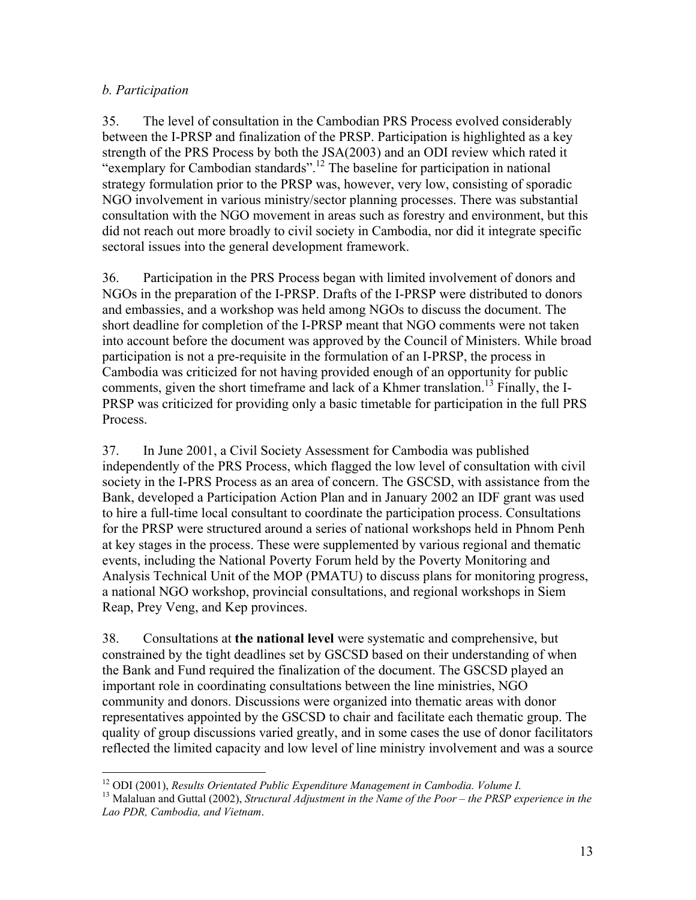*b. Participation*

35. The level of consultation in the Cambodian PRS Process evolved considerably between the I-PRSP and finalization of the PRSP. Participation is highlighted as a key strength of the PRS Process by both the JSA(2003) and an ODI review which rated it "exemplary for Cambodian standards".[12] The baseline for participation in national strategy formulation prior to the PRSP was, however, very low, consisting of sporadic NGO involvement in various ministry/sector planning processes. There was substantial consultation with the NGO movement in areas such as forestry and environment, but this did not reach out more broadly to civil society in Cambodia, nor did it integrate specific sectoral issues into the general development framework.

36. Participation in the PRS Process began with limited involvement of donors and NGOs in the preparation of the I-PRSP. Drafts of the I-PRSP were distributed to donors and embassies, and a workshop was held among NGOs to discuss the document. The short deadline for completion of the I-PRSP meant that NGO comments were not taken into account before the document was approved by the Council of Ministers. While broad participation is not a pre-requisite in the formulation of an I-PRSP, the process in Cambodia was criticized for not having provided enough of an opportunity for public comments, given the short timeframe and lack of a Khmer translation.[13] Finally, the I-PRSP was criticized for providing only a basic timetable for participation in the full PRS Process.

37. In June 2001, a Civil Society Assessment for Cambodia was published independently of the PRS Process, which flagged the low level of consultation with civil society in the I-PRS Process as an area of concern. The GSCSD, with assistance from the Bank, developed a Participation Action Plan and in January 2002 an IDF grant was used to hire a full-time local consultant to coordinate the participation process. Consultations for the PRSP were structured around a series of national workshops held in Phnom Penh at key stages in the process. These were supplemented by various regional and thematic events, including the National Poverty Forum held by the Poverty Monitoring and Analysis Technical Unit of the MOP (PMATU) to discuss plans for monitoring progress, a national NGO workshop, provincial consultations, and regional workshops in Siem Reap, Prey Veng, and Kep provinces.

38. Consultations at **the national level** were systematic and comprehensive, but constrained by the tight deadlines set by GSCSD based on their understanding of when the Bank and Fund required the finalization of the document. The GSCSD played an important role in coordinating consultations between the line ministries, NGO community and donors. Discussions were organized into thematic areas with donor representatives appointed by the GSCSD to chair and facilitate each thematic group. The quality of group discussions varied greatly, and in some cases the use of donor facilitators reflected the limited capacity and low level of line ministry involvement and was a source

---

[12] ODI (2001), *Results Orientated Public Expenditure Management in Cambodia. Volume I.*

[13] Malaluan and Guttal (2002), *Structural Adjustment in the Name of the Poor – the PRSP experience in the Lao PDR, Cambodia, and Vietnam*.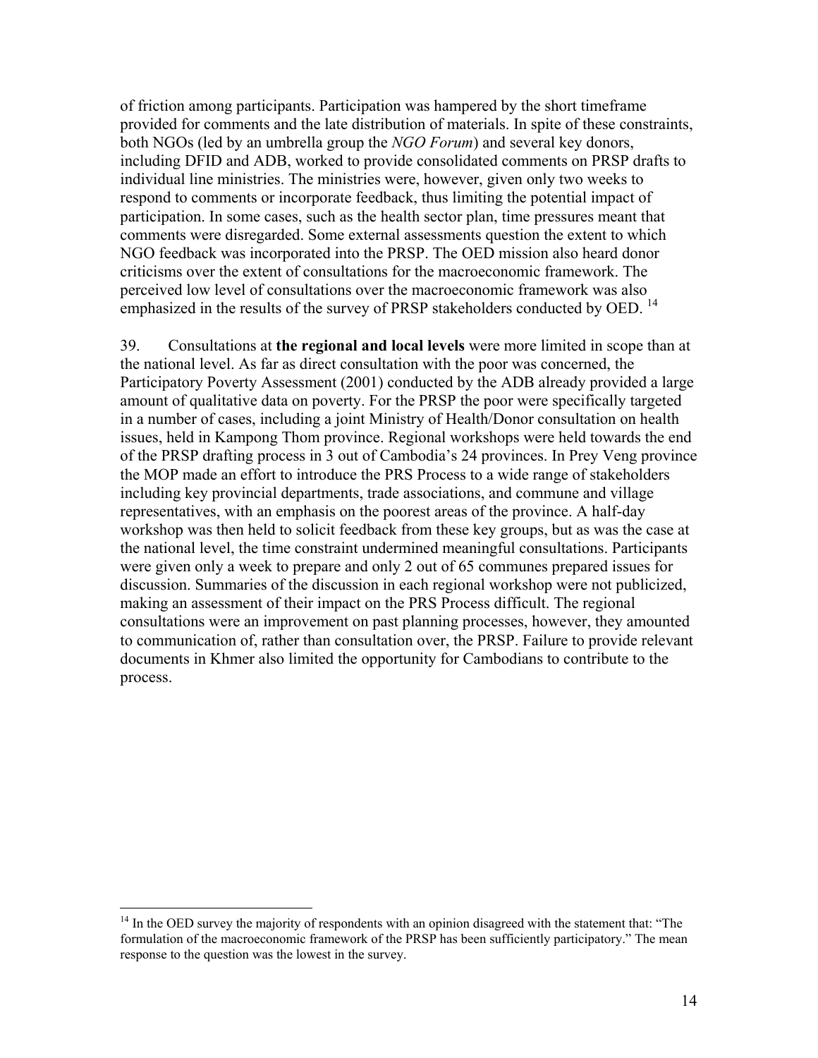of friction among participants. Participation was hampered by the short timeframe provided for comments and the late distribution of materials. In spite of these constraints, both NGOs (led by an umbrella group the *NGO Forum*) and several key donors, including DFID and ADB, worked to provide consolidated comments on PRSP drafts to individual line ministries. The ministries were, however, given only two weeks to respond to comments or incorporate feedback, thus limiting the potential impact of participation. In some cases, such as the health sector plan, time pressures meant that comments were disregarded. Some external assessments question the extent to which NGO feedback was incorporated into the PRSP. The OED mission also heard donor criticisms over the extent of consultations for the macroeconomic framework. The perceived low level of consultations over the macroeconomic framework was also emphasized in the results of the survey of PRSP stakeholders conducted by OED. [14]

39. Consultations at **the regional and local levels** were more limited in scope than at the national level. As far as direct consultation with the poor was concerned, the Participatory Poverty Assessment (2001) conducted by the ADB already provided a large amount of qualitative data on poverty. For the PRSP the poor were specifically targeted in a number of cases, including a joint Ministry of Health/Donor consultation on health issues, held in Kampong Thom province. Regional workshops were held towards the end of the PRSP drafting process in 3 out of Cambodia's 24 provinces. In Prey Veng province the MOP made an effort to introduce the PRS Process to a wide range of stakeholders including key provincial departments, trade associations, and commune and village representatives, with an emphasis on the poorest areas of the province. A half-day workshop was then held to solicit feedback from these key groups, but as was the case at the national level, the time constraint undermined meaningful consultations. Participants were given only a week to prepare and only 2 out of 65 communes prepared issues for discussion. Summaries of the discussion in each regional workshop were not publicized, making an assessment of their impact on the PRS Process difficult. The regional consultations were an improvement on past planning processes, however, they amounted to communication of, rather than consultation over, the PRSP. Failure to provide relevant documents in Khmer also limited the opportunity for Cambodians to contribute to the process.

---

[14] In the OED survey the majority of respondents with an opinion disagreed with the statement that: "The formulation of the macroeconomic framework of the PRSP has been sufficiently participatory." The mean response to the question was the lowest in the survey.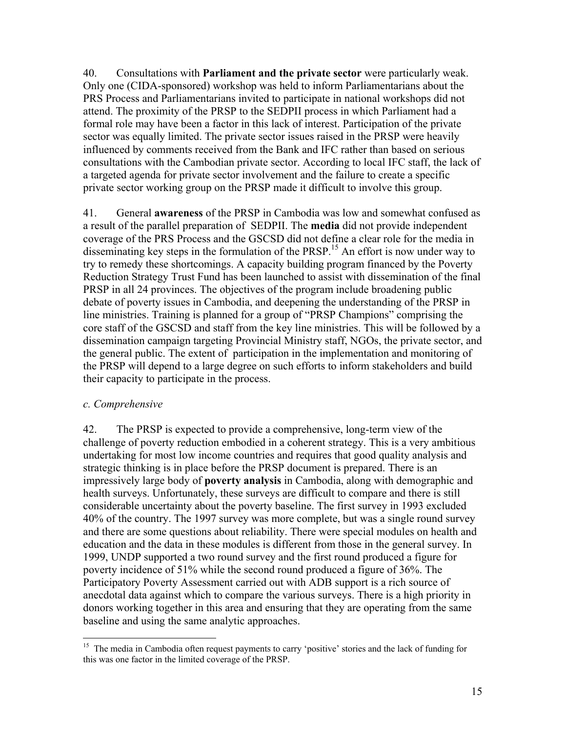40. Consultations with **Parliament and the private sector** were particularly weak. Only one (CIDA-sponsored) workshop was held to inform Parliamentarians about the PRS Process and Parliamentarians invited to participate in national workshops did not attend. The proximity of the PRSP to the SEDPII process in which Parliament had a formal role may have been a factor in this lack of interest. Participation of the private sector was equally limited. The private sector issues raised in the PRSP were heavily influenced by comments received from the Bank and IFC rather than based on serious consultations with the Cambodian private sector. According to local IFC staff, the lack of a targeted agenda for private sector involvement and the failure to create a specific private sector working group on the PRSP made it difficult to involve this group.

41. General **awareness** of the PRSP in Cambodia was low and somewhat confused as a result of the parallel preparation of SEDPII. The **media** did not provide independent coverage of the PRS Process and the GSCSD did not define a clear role for the media in disseminating key steps in the formulation of the PRSP.[15] An effort is now under way to try to remedy these shortcomings. A capacity building program financed by the Poverty Reduction Strategy Trust Fund has been launched to assist with dissemination of the final PRSP in all 24 provinces. The objectives of the program include broadening public debate of poverty issues in Cambodia, and deepening the understanding of the PRSP in line ministries. Training is planned for a group of "PRSP Champions" comprising the core staff of the GSCSD and staff from the key line ministries. This will be followed by a dissemination campaign targeting Provincial Ministry staff, NGOs, the private sector, and the general public. The extent of participation in the implementation and monitoring of the PRSP will depend to a large degree on such efforts to inform stakeholders and build their capacity to participate in the process.

*c. Comprehensive*

42. The PRSP is expected to provide a comprehensive, long-term view of the challenge of poverty reduction embodied in a coherent strategy. This is a very ambitious undertaking for most low income countries and requires that good quality analysis and strategic thinking is in place before the PRSP document is prepared. There is an impressively large body of **poverty analysis** in Cambodia, along with demographic and health surveys. Unfortunately, these surveys are difficult to compare and there is still considerable uncertainty about the poverty baseline. The first survey in 1993 excluded 40% of the country. The 1997 survey was more complete, but was a single round survey and there are some questions about reliability. There were special modules on health and education and the data in these modules is different from those in the general survey. In 1999, UNDP supported a two round survey and the first round produced a figure for poverty incidence of 51% while the second round produced a figure of 36%. The Participatory Poverty Assessment carried out with ADB support is a rich source of anecdotal data against which to compare the various surveys. There is a high priority in donors working together in this area and ensuring that they are operating from the same baseline and using the same analytic approaches.

[15] The media in Cambodia often request payments to carry 'positive' stories and the lack of funding for this was one factor in the limited coverage of the PRSP.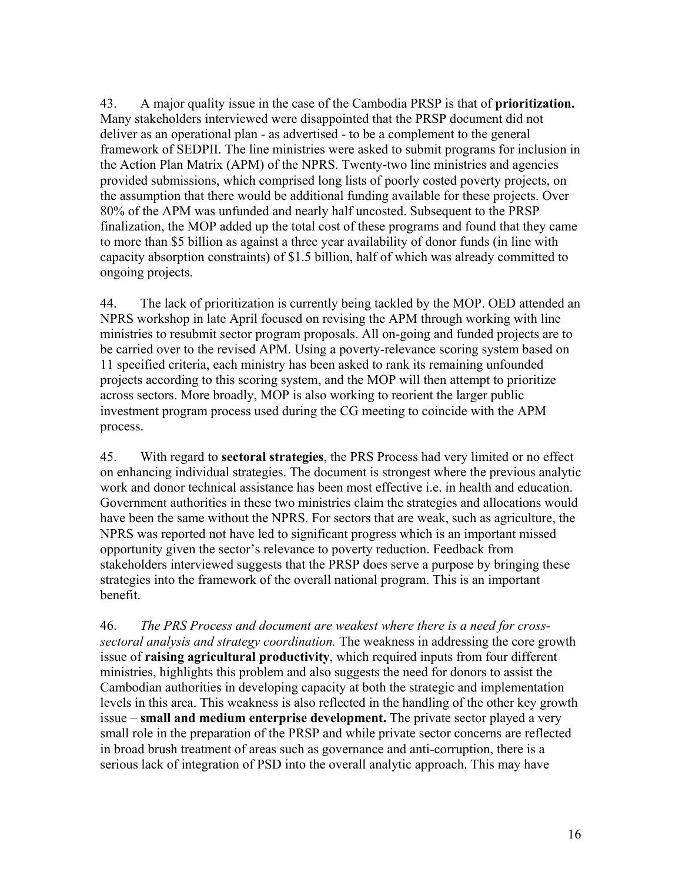43. A major quality issue in the case of the Cambodia PRSP is that of **prioritization.** Many stakeholders interviewed were disappointed that the PRSP document did not deliver as an operational plan - as advertised - to be a complement to the general framework of SEDPII. The line ministries were asked to submit programs for inclusion in the Action Plan Matrix (APM) of the NPRS. Twenty-two line ministries and agencies provided submissions, which comprised long lists of poorly costed poverty projects, on the assumption that there would be additional funding available for these projects. Over 80% of the APM was unfunded and nearly half uncosted. Subsequent to the PRSP finalization, the MOP added up the total cost of these programs and found that they came to more than $5 billion as against a three year availability of donor funds (in line with capacity absorption constraints) of $1.5 billion, half of which was already committed to ongoing projects.

44. The lack of prioritization is currently being tackled by the MOP. OED attended an NPRS workshop in late April focused on revising the APM through working with line ministries to resubmit sector program proposals. All on-going and funded projects are to be carried over to the revised APM. Using a poverty-relevance scoring system based on 11 specified criteria, each ministry has been asked to rank its remaining unfounded projects according to this scoring system, and the MOP will then attempt to prioritize across sectors. More broadly, MOP is also working to reorient the larger public investment program process used during the CG meeting to coincide with the APM process.

45. With regard to **sectoral strategies**, the PRS Process had very limited or no effect on enhancing individual strategies. The document is strongest where the previous analytic work and donor technical assistance has been most effective i.e. in health and education. Government authorities in these two ministries claim the strategies and allocations would have been the same without the NPRS. For sectors that are weak, such as agriculture, the NPRS was reported not have led to significant progress which is an important missed opportunity given the sector's relevance to poverty reduction. Feedback from stakeholders interviewed suggests that the PRSP does serve a purpose by bringing these strategies into the framework of the overall national program. This is an important benefit.

46. *The PRS Process and document are weakest where there is a need for cross-sectoral analysis and strategy coordination.* The weakness in addressing the core growth issue of **raising agricultural productivity**, which required inputs from four different ministries, highlights this problem and also suggests the need for donors to assist the Cambodian authorities in developing capacity at both the strategic and implementation levels in this area. This weakness is also reflected in the handling of the other key growth issue – **small and medium enterprise development.** The private sector played a very small role in the preparation of the PRSP and while private sector concerns are reflected in broad brush treatment of areas such as governance and anti-corruption, there is a serious lack of integration of PSD into the overall analytic approach. This may have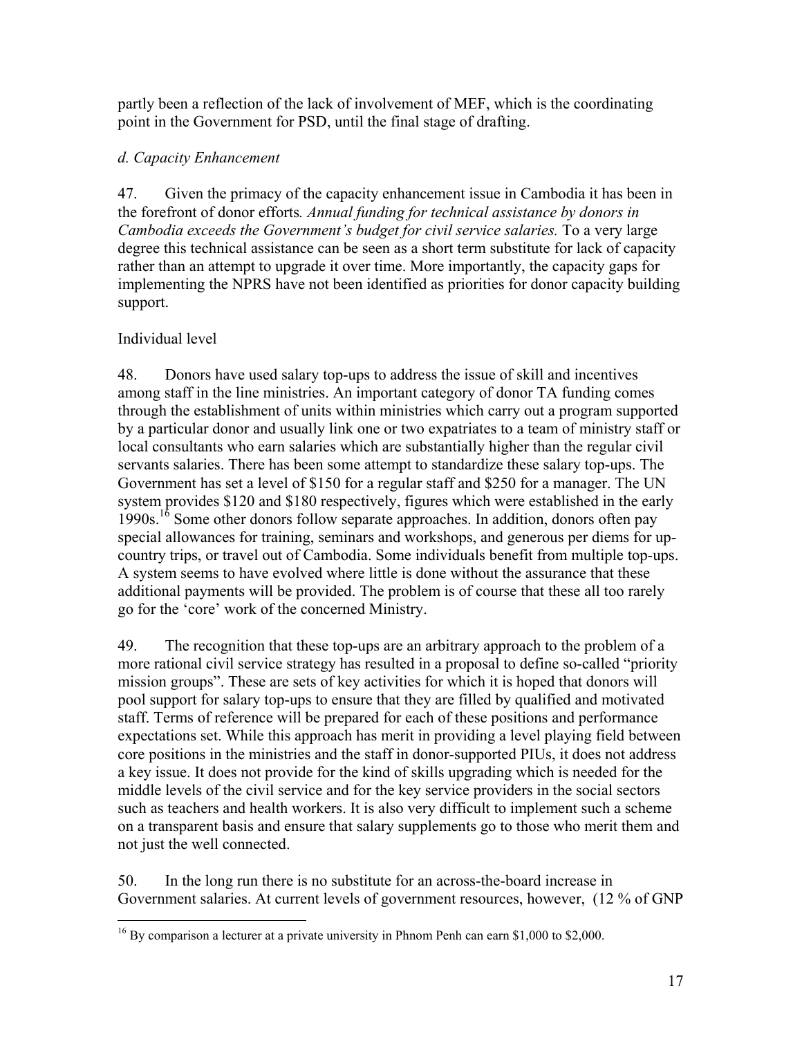partly been a reflection of the lack of involvement of MEF, which is the coordinating point in the Government for PSD, until the final stage of drafting.

### *d. Capacity Enhancement*

47. Given the primacy of the capacity enhancement issue in Cambodia it has been in the forefront of donor efforts*. Annual funding for technical assistance by donors in Cambodia exceeds the Government's budget for civil service salaries.* To a very large degree this technical assistance can be seen as a short term substitute for lack of capacity rather than an attempt to upgrade it over time. More importantly, the capacity gaps for implementing the NPRS have not been identified as priorities for donor capacity building support.

Individual level

48. Donors have used salary top-ups to address the issue of skill and incentives among staff in the line ministries. An important category of donor TA funding comes through the establishment of units within ministries which carry out a program supported by a particular donor and usually link one or two expatriates to a team of ministry staff or local consultants who earn salaries which are substantially higher than the regular civil servants salaries. There has been some attempt to standardize these salary top-ups. The Government has set a level of $150 for a regular staff and $250 for a manager. The UN system provides $120 and $180 respectively, figures which were established in the early 1990s.[16] Some other donors follow separate approaches. In addition, donors often pay special allowances for training, seminars and workshops, and generous per diems for up-country trips, or travel out of Cambodia. Some individuals benefit from multiple top-ups. A system seems to have evolved where little is done without the assurance that these additional payments will be provided. The problem is of course that these all too rarely go for the 'core' work of the concerned Ministry.

49. The recognition that these top-ups are an arbitrary approach to the problem of a more rational civil service strategy has resulted in a proposal to define so-called "priority mission groups". These are sets of key activities for which it is hoped that donors will pool support for salary top-ups to ensure that they are filled by qualified and motivated staff. Terms of reference will be prepared for each of these positions and performance expectations set. While this approach has merit in providing a level playing field between core positions in the ministries and the staff in donor-supported PIUs, it does not address a key issue. It does not provide for the kind of skills upgrading which is needed for the middle levels of the civil service and for the key service providers in the social sectors such as teachers and health workers. It is also very difficult to implement such a scheme on a transparent basis and ensure that salary supplements go to those who merit them and not just the well connected.

50. In the long run there is no substitute for an across-the-board increase in Government salaries. At current levels of government resources, however, (12 % of GNP

[16] By comparison a lecturer at a private university in Phnom Penh can earn $1,000 to $2,000.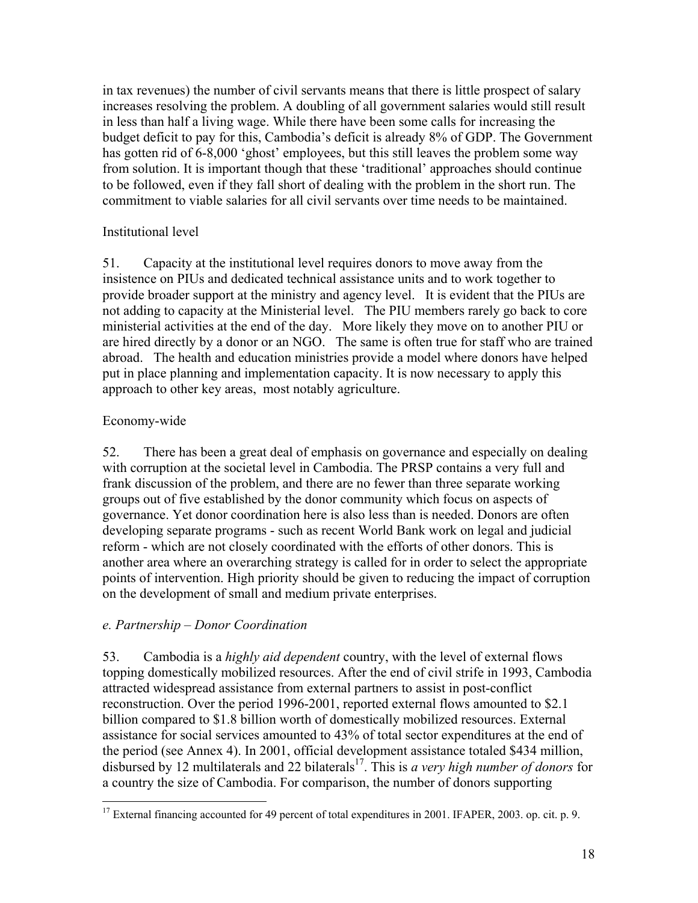in tax revenues) the number of civil servants means that there is little prospect of salary increases resolving the problem. A doubling of all government salaries would still result in less than half a living wage. While there have been some calls for increasing the budget deficit to pay for this, Cambodia's deficit is already 8% of GDP. The Government has gotten rid of 6-8,000 'ghost' employees, but this still leaves the problem some way from solution. It is important though that these 'traditional' approaches should continue to be followed, even if they fall short of dealing with the problem in the short run. The commitment to viable salaries for all civil servants over time needs to be maintained.

Institutional level

51. Capacity at the institutional level requires donors to move away from the insistence on PIUs and dedicated technical assistance units and to work together to provide broader support at the ministry and agency level. It is evident that the PIUs are not adding to capacity at the Ministerial level. The PIU members rarely go back to core ministerial activities at the end of the day. More likely they move on to another PIU or are hired directly by a donor or an NGO. The same is often true for staff who are trained abroad. The health and education ministries provide a model where donors have helped put in place planning and implementation capacity. It is now necessary to apply this approach to other key areas, most notably agriculture.

Economy-wide

52. There has been a great deal of emphasis on governance and especially on dealing with corruption at the societal level in Cambodia. The PRSP contains a very full and frank discussion of the problem, and there are no fewer than three separate working groups out of five established by the donor community which focus on aspects of governance. Yet donor coordination here is also less than is needed. Donors are often developing separate programs - such as recent World Bank work on legal and judicial reform - which are not closely coordinated with the efforts of other donors. This is another area where an overarching strategy is called for in order to select the appropriate points of intervention. High priority should be given to reducing the impact of corruption on the development of small and medium private enterprises.

### *e. Partnership – Donor Coordination*

53. Cambodia is a *highly aid dependent* country, with the level of external flows topping domestically mobilized resources. After the end of civil strife in 1993, Cambodia attracted widespread assistance from external partners to assist in post-conflict reconstruction. Over the period 1996-2001, reported external flows amounted to \$2.1 billion compared to \$1.8 billion worth of domestically mobilized resources. External assistance for social services amounted to 43% of total sector expenditures at the end of the period (see Annex 4). In 2001, official development assistance totaled \$434 million, disbursed by 12 multilaterals and 22 bilaterals[17]. This is *a very high number of donors* for a country the size of Cambodia. For comparison, the number of donors supporting

[17] External financing accounted for 49 percent of total expenditures in 2001. IFAPER, 2003. op. cit. p. 9.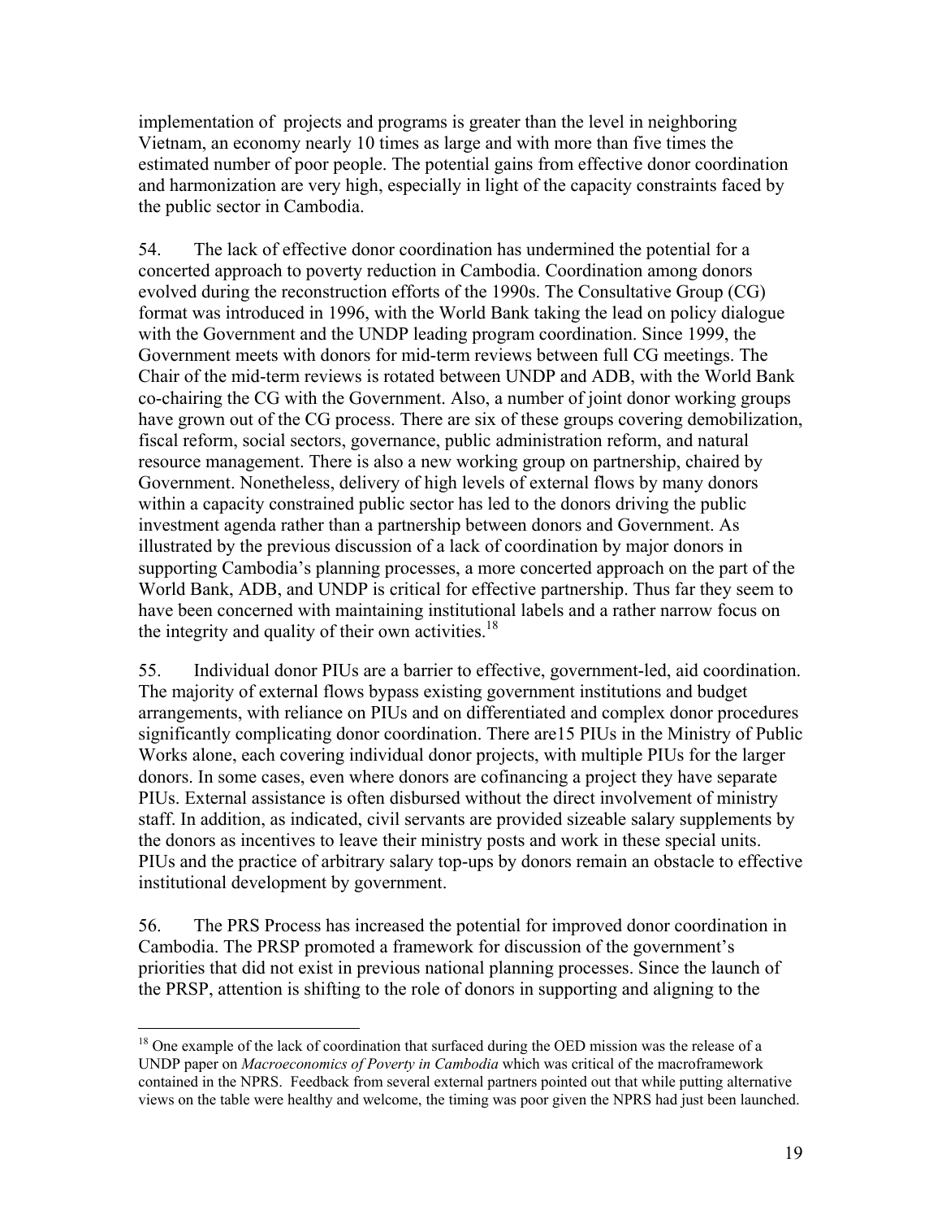implementation of projects and programs is greater than the level in neighboring Vietnam, an economy nearly 10 times as large and with more than five times the estimated number of poor people. The potential gains from effective donor coordination and harmonization are very high, especially in light of the capacity constraints faced by the public sector in Cambodia.

54. The lack of effective donor coordination has undermined the potential for a concerted approach to poverty reduction in Cambodia. Coordination among donors evolved during the reconstruction efforts of the 1990s. The Consultative Group (CG) format was introduced in 1996, with the World Bank taking the lead on policy dialogue with the Government and the UNDP leading program coordination. Since 1999, the Government meets with donors for mid-term reviews between full CG meetings. The Chair of the mid-term reviews is rotated between UNDP and ADB, with the World Bank co-chairing the CG with the Government. Also, a number of joint donor working groups have grown out of the CG process. There are six of these groups covering demobilization, fiscal reform, social sectors, governance, public administration reform, and natural resource management. There is also a new working group on partnership, chaired by Government. Nonetheless, delivery of high levels of external flows by many donors within a capacity constrained public sector has led to the donors driving the public investment agenda rather than a partnership between donors and Government. As illustrated by the previous discussion of a lack of coordination by major donors in supporting Cambodia's planning processes, a more concerted approach on the part of the World Bank, ADB, and UNDP is critical for effective partnership. Thus far they seem to have been concerned with maintaining institutional labels and a rather narrow focus on the integrity and quality of their own activities.[18]

55. Individual donor PIUs are a barrier to effective, government-led, aid coordination. The majority of external flows bypass existing government institutions and budget arrangements, with reliance on PIUs and on differentiated and complex donor procedures significantly complicating donor coordination. There are15 PIUs in the Ministry of Public Works alone, each covering individual donor projects, with multiple PIUs for the larger donors. In some cases, even where donors are cofinancing a project they have separate PIUs. External assistance is often disbursed without the direct involvement of ministry staff. In addition, as indicated, civil servants are provided sizeable salary supplements by the donors as incentives to leave their ministry posts and work in these special units. PIUs and the practice of arbitrary salary top-ups by donors remain an obstacle to effective institutional development by government.

56. The PRS Process has increased the potential for improved donor coordination in Cambodia. The PRSP promoted a framework for discussion of the government's priorities that did not exist in previous national planning processes. Since the launch of the PRSP, attention is shifting to the role of donors in supporting and aligning to the

---

[18] One example of the lack of coordination that surfaced during the OED mission was the release of a UNDP paper on *Macroeconomics of Poverty in Cambodia* which was critical of the macroframework contained in the NPRS. Feedback from several external partners pointed out that while putting alternative views on the table were healthy and welcome, the timing was poor given the NPRS had just been launched.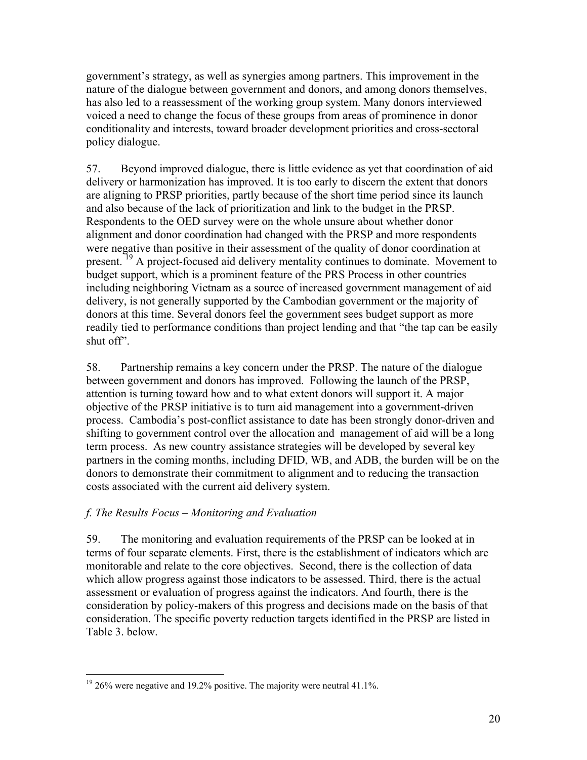government's strategy, as well as synergies among partners. This improvement in the nature of the dialogue between government and donors, and among donors themselves, has also led to a reassessment of the working group system. Many donors interviewed voiced a need to change the focus of these groups from areas of prominence in donor conditionality and interests, toward broader development priorities and cross-sectoral policy dialogue.

57. Beyond improved dialogue, there is little evidence as yet that coordination of aid delivery or harmonization has improved. It is too early to discern the extent that donors are aligning to PRSP priorities, partly because of the short time period since its launch and also because of the lack of prioritization and link to the budget in the PRSP. Respondents to the OED survey were on the whole unsure about whether donor alignment and donor coordination had changed with the PRSP and more respondents were negative than positive in their assessment of the quality of donor coordination at present.[19] A project-focused aid delivery mentality continues to dominate. Movement to budget support, which is a prominent feature of the PRS Process in other countries including neighboring Vietnam as a source of increased government management of aid delivery, is not generally supported by the Cambodian government or the majority of donors at this time. Several donors feel the government sees budget support as more readily tied to performance conditions than project lending and that "the tap can be easily shut off".

58. Partnership remains a key concern under the PRSP. The nature of the dialogue between government and donors has improved. Following the launch of the PRSP, attention is turning toward how and to what extent donors will support it. A major objective of the PRSP initiative is to turn aid management into a government-driven process. Cambodia's post-conflict assistance to date has been strongly donor-driven and shifting to government control over the allocation and management of aid will be a long term process. As new country assistance strategies will be developed by several key partners in the coming months, including DFID, WB, and ADB, the burden will be on the donors to demonstrate their commitment to alignment and to reducing the transaction costs associated with the current aid delivery system.

### *f. The Results Focus – Monitoring and Evaluation*

59. The monitoring and evaluation requirements of the PRSP can be looked at in terms of four separate elements. First, there is the establishment of indicators which are monitorable and relate to the core objectives. Second, there is the collection of data which allow progress against those indicators to be assessed. Third, there is the actual assessment or evaluation of progress against the indicators. And fourth, there is the consideration by policy-makers of this progress and decisions made on the basis of that consideration. The specific poverty reduction targets identified in the PRSP are listed in Table 3. below.

---

[19] 26% were negative and 19.2% positive. The majority were neutral 41.1%.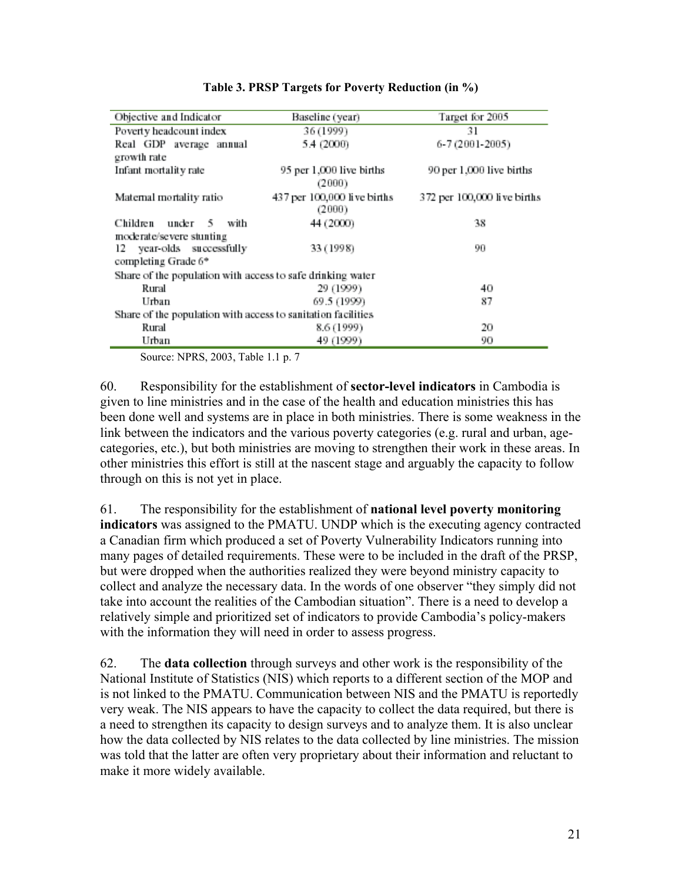**Table 3. PRSP Targets for Poverty Reduction (in %)**

| Objective and Indicator | Baseline (year) | Target for 2005 |
|---|---|---|
| Poverty headcount index | 36 (1999) | 31 |
| Real GDP average annual growth rate | 5.4 (2000) | 6-7 (2001-2005) |
| Infant mortality rate | 95 per 1,000 live births (2000) | 90 per 1,000 live births |
| Maternal mortality ratio | 437 per 100,000 live births (2000) | 372 per 100,000 live births |
| Children under 5 with moderate/severe stunting | 44 (2000) | 38 |
| 12 year-olds successfully completing Grade 6* | 33 (1998) | 90 |
| Share of the population with access to safe drinking water | | |
| Rural | 29 (1999) | 40 |
| Urban | 69.5 (1999) | 87 |
| Share of the population with access to sanitation facilities | | |
| Rural | 8.6 (1999) | 20 |
| Urban | 49 (1999) | 90 |

Source: NPRS, 2003, Table 1.1 p. 7

60. Responsibility for the establishment of **sector-level indicators** in Cambodia is given to line ministries and in the case of the health and education ministries this has been done well and systems are in place in both ministries. There is some weakness in the link between the indicators and the various poverty categories (e.g. rural and urban, age-categories, etc.), but both ministries are moving to strengthen their work in these areas. In other ministries this effort is still at the nascent stage and arguably the capacity to follow through on this is not yet in place.

61. The responsibility for the establishment of **national level poverty monitoring indicators** was assigned to the PMATU. UNDP which is the executing agency contracted a Canadian firm which produced a set of Poverty Vulnerability Indicators running into many pages of detailed requirements. These were to be included in the draft of the PRSP, but were dropped when the authorities realized they were beyond ministry capacity to collect and analyze the necessary data. In the words of one observer "they simply did not take into account the realities of the Cambodian situation". There is a need to develop a relatively simple and prioritized set of indicators to provide Cambodia's policy-makers with the information they will need in order to assess progress.

62. The **data collection** through surveys and other work is the responsibility of the National Institute of Statistics (NIS) which reports to a different section of the MOP and is not linked to the PMATU. Communication between NIS and the PMATU is reportedly very weak. The NIS appears to have the capacity to collect the data required, but there is a need to strengthen its capacity to design surveys and to analyze them. It is also unclear how the data collected by NIS relates to the data collected by line ministries. The mission was told that the latter are often very proprietary about their information and reluctant to make it more widely available.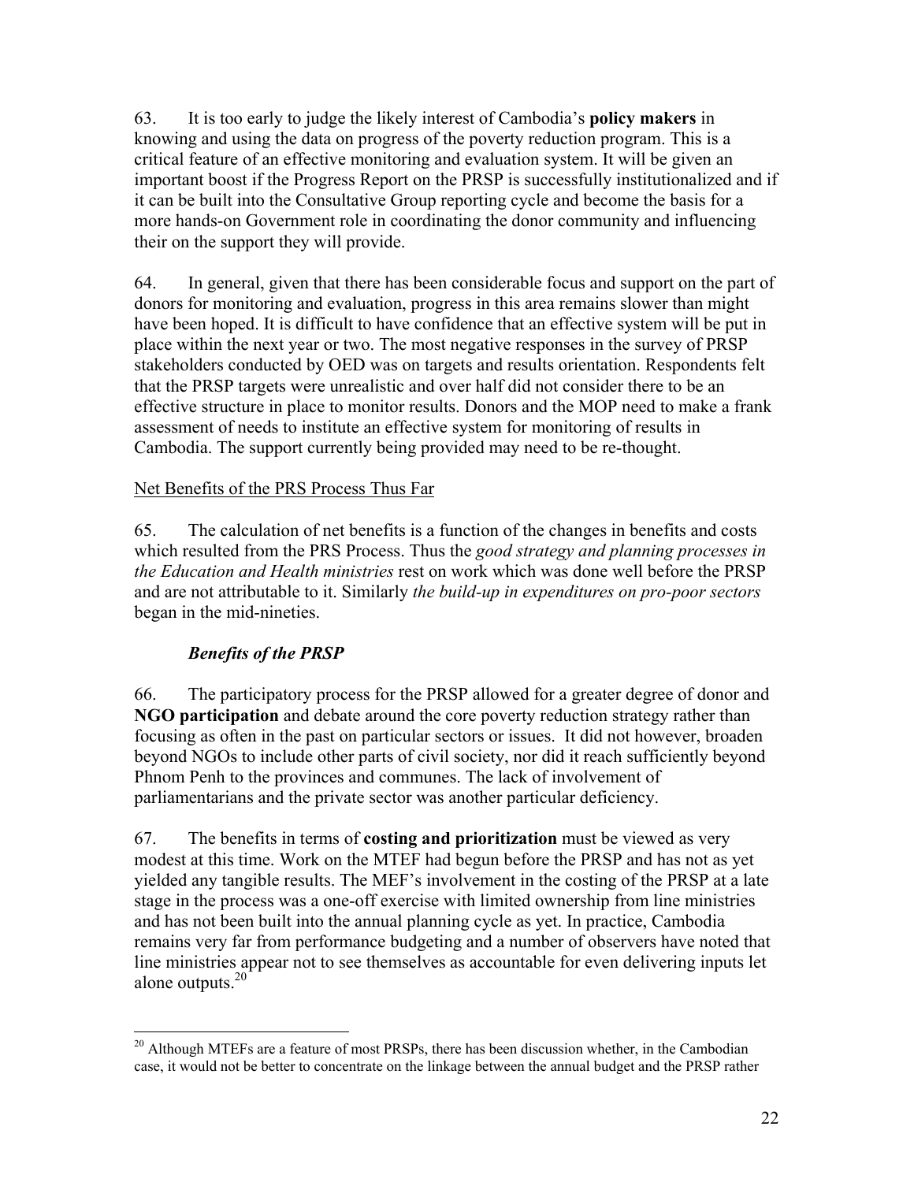63. It is too early to judge the likely interest of Cambodia's **policy makers** in knowing and using the data on progress of the poverty reduction program. This is a critical feature of an effective monitoring and evaluation system. It will be given an important boost if the Progress Report on the PRSP is successfully institutionalized and if it can be built into the Consultative Group reporting cycle and become the basis for a more hands-on Government role in coordinating the donor community and influencing their on the support they will provide.

64. In general, given that there has been considerable focus and support on the part of donors for monitoring and evaluation, progress in this area remains slower than might have been hoped. It is difficult to have confidence that an effective system will be put in place within the next year or two. The most negative responses in the survey of PRSP stakeholders conducted by OED was on targets and results orientation. Respondents felt that the PRSP targets were unrealistic and over half did not consider there to be an effective structure in place to monitor results. Donors and the MOP need to make a frank assessment of needs to institute an effective system for monitoring of results in Cambodia. The support currently being provided may need to be re-thought.

Net Benefits of the PRS Process Thus Far

65. The calculation of net benefits is a function of the changes in benefits and costs which resulted from the PRS Process. Thus the *good strategy and planning processes in the Education and Health ministries* rest on work which was done well before the PRSP and are not attributable to it. Similarly *the build-up in expenditures on pro-poor sectors* began in the mid-nineties.

### ***Benefits of the PRSP***

66. The participatory process for the PRSP allowed for a greater degree of donor and **NGO participation** and debate around the core poverty reduction strategy rather than focusing as often in the past on particular sectors or issues. It did not however, broaden beyond NGOs to include other parts of civil society, nor did it reach sufficiently beyond Phnom Penh to the provinces and communes. The lack of involvement of parliamentarians and the private sector was another particular deficiency.

67. The benefits in terms of **costing and prioritization** must be viewed as very modest at this time. Work on the MTEF had begun before the PRSP and has not as yet yielded any tangible results. The MEF's involvement in the costing of the PRSP at a late stage in the process was a one-off exercise with limited ownership from line ministries and has not been built into the annual planning cycle as yet. In practice, Cambodia remains very far from performance budgeting and a number of observers have noted that line ministries appear not to see themselves as accountable for even delivering inputs let alone outputs.[20]

[20] Although MTEFs are a feature of most PRSPs, there has been discussion whether, in the Cambodian case, it would not be better to concentrate on the linkage between the annual budget and the PRSP rather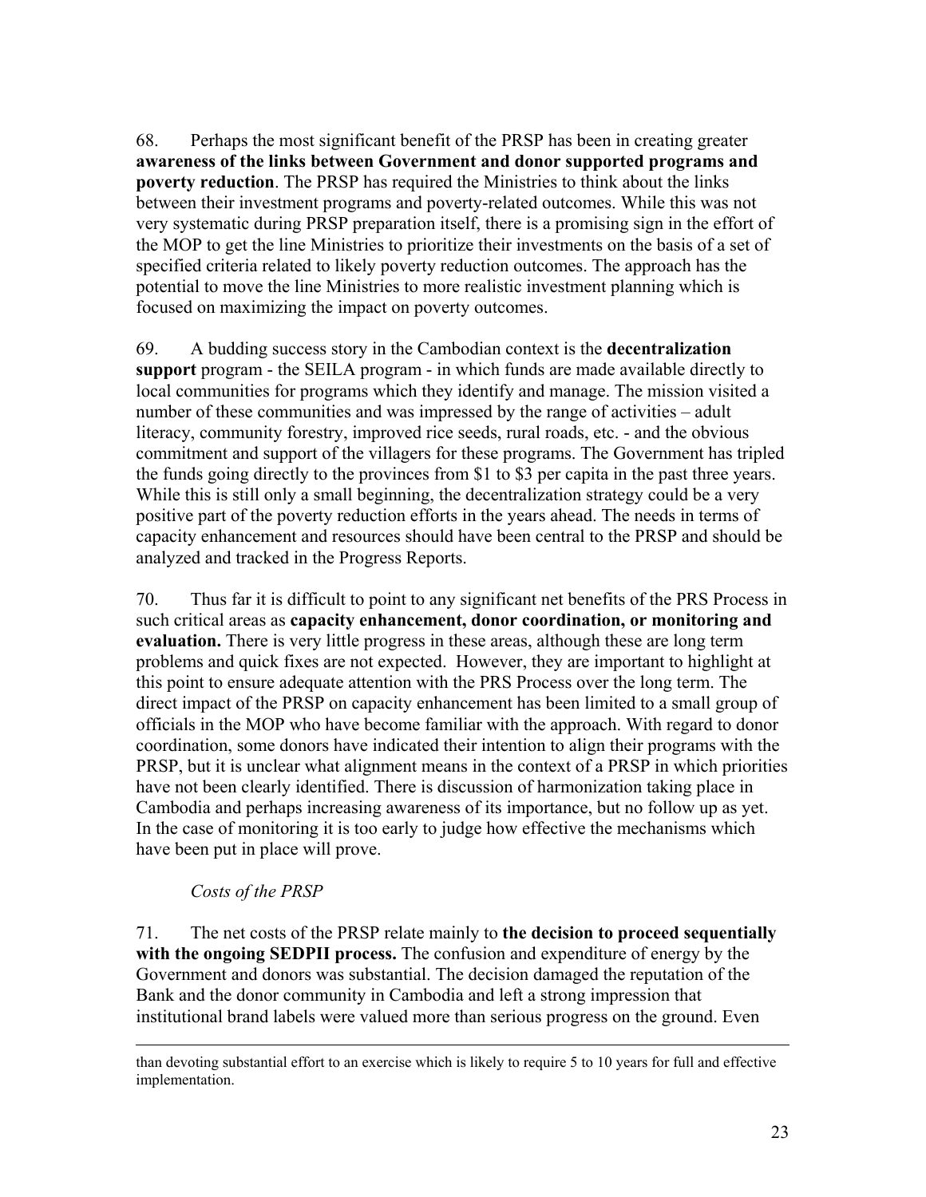68. Perhaps the most significant benefit of the PRSP has been in creating greater **awareness of the links between Government and donor supported programs and poverty reduction**. The PRSP has required the Ministries to think about the links between their investment programs and poverty-related outcomes. While this was not very systematic during PRSP preparation itself, there is a promising sign in the effort of the MOP to get the line Ministries to prioritize their investments on the basis of a set of specified criteria related to likely poverty reduction outcomes. The approach has the potential to move the line Ministries to more realistic investment planning which is focused on maximizing the impact on poverty outcomes.

69. A budding success story in the Cambodian context is the **decentralization support** program - the SEILA program - in which funds are made available directly to local communities for programs which they identify and manage. The mission visited a number of these communities and was impressed by the range of activities – adult literacy, community forestry, improved rice seeds, rural roads, etc. - and the obvious commitment and support of the villagers for these programs. The Government has tripled the funds going directly to the provinces from $1 to $3 per capita in the past three years. While this is still only a small beginning, the decentralization strategy could be a very positive part of the poverty reduction efforts in the years ahead. The needs in terms of capacity enhancement and resources should have been central to the PRSP and should be analyzed and tracked in the Progress Reports.

70. Thus far it is difficult to point to any significant net benefits of the PRS Process in such critical areas as **capacity enhancement, donor coordination, or monitoring and evaluation.** There is very little progress in these areas, although these are long term problems and quick fixes are not expected. However, they are important to highlight at this point to ensure adequate attention with the PRS Process over the long term. The direct impact of the PRSP on capacity enhancement has been limited to a small group of officials in the MOP who have become familiar with the approach. With regard to donor coordination, some donors have indicated their intention to align their programs with the PRSP, but it is unclear what alignment means in the context of a PRSP in which priorities have not been clearly identified. There is discussion of harmonization taking place in Cambodia and perhaps increasing awareness of its importance, but no follow up as yet. In the case of monitoring it is too early to judge how effective the mechanisms which have been put in place will prove.

*Costs of the PRSP*

71. The net costs of the PRSP relate mainly to **the decision to proceed sequentially with the ongoing SEDPII process.** The confusion and expenditure of energy by the Government and donors was substantial. The decision damaged the reputation of the Bank and the donor community in Cambodia and left a strong impression that institutional brand labels were valued more than serious progress on the ground. Even

---

than devoting substantial effort to an exercise which is likely to require 5 to 10 years for full and effective implementation.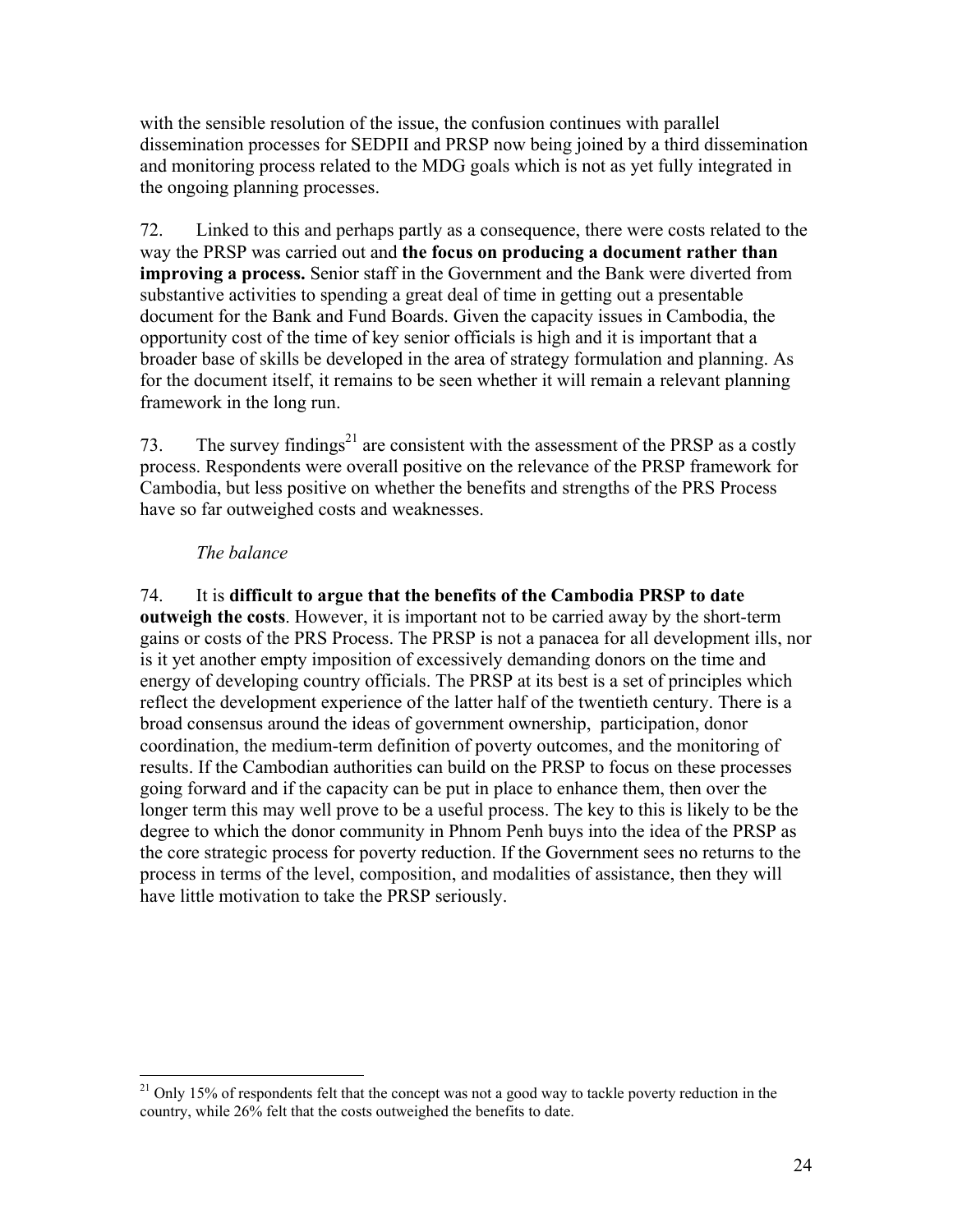with the sensible resolution of the issue, the confusion continues with parallel dissemination processes for SEDPII and PRSP now being joined by a third dissemination and monitoring process related to the MDG goals which is not as yet fully integrated in the ongoing planning processes.

72. Linked to this and perhaps partly as a consequence, there were costs related to the way the PRSP was carried out and **the focus on producing a document rather than improving a process.** Senior staff in the Government and the Bank were diverted from substantive activities to spending a great deal of time in getting out a presentable document for the Bank and Fund Boards. Given the capacity issues in Cambodia, the opportunity cost of the time of key senior officials is high and it is important that a broader base of skills be developed in the area of strategy formulation and planning. As for the document itself, it remains to be seen whether it will remain a relevant planning framework in the long run.

73. The survey findings[21] are consistent with the assessment of the PRSP as a costly process. Respondents were overall positive on the relevance of the PRSP framework for Cambodia, but less positive on whether the benefits and strengths of the PRS Process have so far outweighed costs and weaknesses.

*The balance*

74. It is **difficult to argue that the benefits of the Cambodia PRSP to date outweigh the costs**. However, it is important not to be carried away by the short-term gains or costs of the PRS Process. The PRSP is not a panacea for all development ills, nor is it yet another empty imposition of excessively demanding donors on the time and energy of developing country officials. The PRSP at its best is a set of principles which reflect the development experience of the latter half of the twentieth century. There is a broad consensus around the ideas of government ownership, participation, donor coordination, the medium-term definition of poverty outcomes, and the monitoring of results. If the Cambodian authorities can build on the PRSP to focus on these processes going forward and if the capacity can be put in place to enhance them, then over the longer term this may well prove to be a useful process. The key to this is likely to be the degree to which the donor community in Phnom Penh buys into the idea of the PRSP as the core strategic process for poverty reduction. If the Government sees no returns to the process in terms of the level, composition, and modalities of assistance, then they will have little motivation to take the PRSP seriously.

[21] Only 15% of respondents felt that the concept was not a good way to tackle poverty reduction in the country, while 26% felt that the costs outweighed the benefits to date.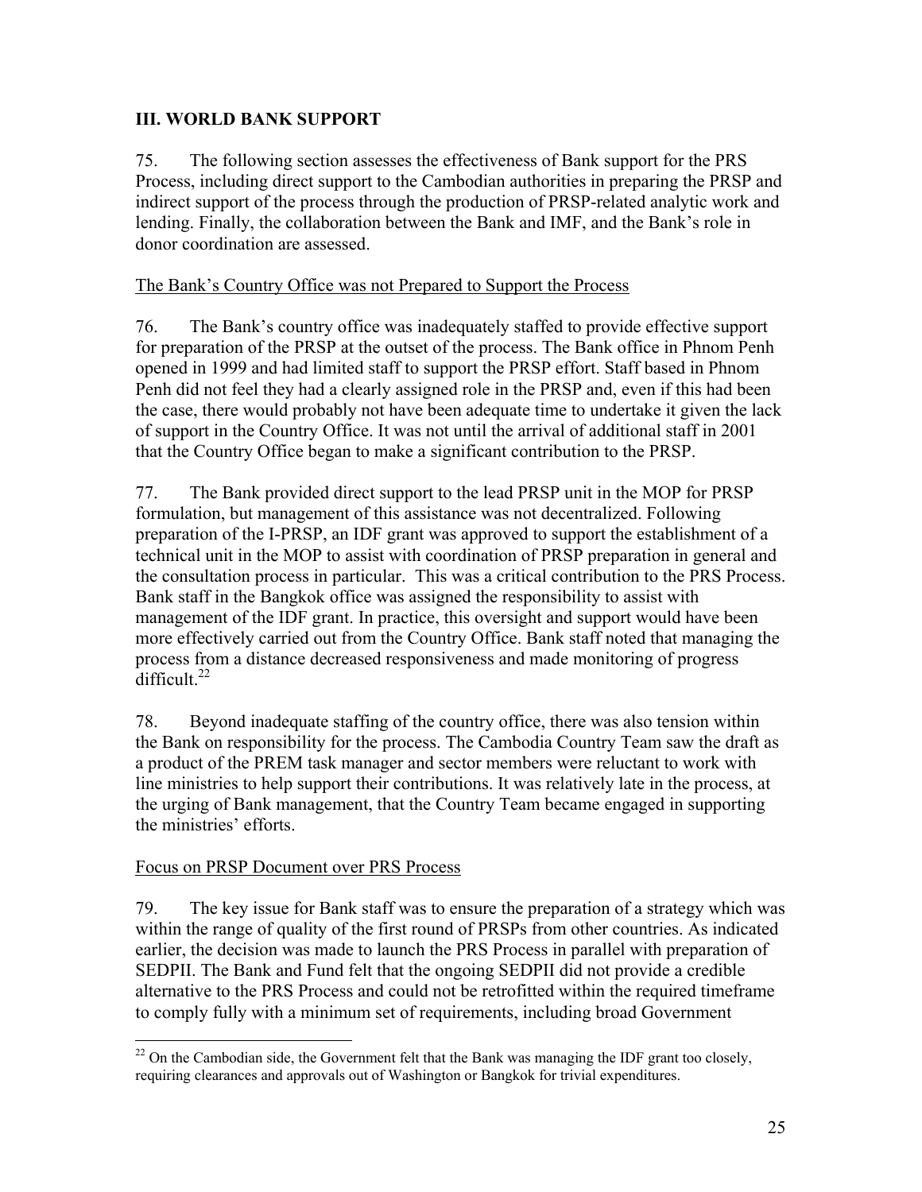## III. WORLD BANK SUPPORT

75. The following section assesses the effectiveness of Bank support for the PRS Process, including direct support to the Cambodian authorities in preparing the PRSP and indirect support of the process through the production of PRSP-related analytic work and lending. Finally, the collaboration between the Bank and IMF, and the Bank's role in donor coordination are assessed.

### The Bank's Country Office was not Prepared to Support the Process

76. The Bank's country office was inadequately staffed to provide effective support for preparation of the PRSP at the outset of the process. The Bank office in Phnom Penh opened in 1999 and had limited staff to support the PRSP effort. Staff based in Phnom Penh did not feel they had a clearly assigned role in the PRSP and, even if this had been the case, there would probably not have been adequate time to undertake it given the lack of support in the Country Office. It was not until the arrival of additional staff in 2001 that the Country Office began to make a significant contribution to the PRSP.

77. The Bank provided direct support to the lead PRSP unit in the MOP for PRSP formulation, but management of this assistance was not decentralized. Following preparation of the I-PRSP, an IDF grant was approved to support the establishment of a technical unit in the MOP to assist with coordination of PRSP preparation in general and the consultation process in particular. This was a critical contribution to the PRS Process. Bank staff in the Bangkok office was assigned the responsibility to assist with management of the IDF grant. In practice, this oversight and support would have been more effectively carried out from the Country Office. Bank staff noted that managing the process from a distance decreased responsiveness and made monitoring of progress difficult.[22]

78. Beyond inadequate staffing of the country office, there was also tension within the Bank on responsibility for the process. The Cambodia Country Team saw the draft as a product of the PREM task manager and sector members were reluctant to work with line ministries to help support their contributions. It was relatively late in the process, at the urging of Bank management, that the Country Team became engaged in supporting the ministries' efforts.

### Focus on PRSP Document over PRS Process

79. The key issue for Bank staff was to ensure the preparation of a strategy which was within the range of quality of the first round of PRSPs from other countries. As indicated earlier, the decision was made to launch the PRS Process in parallel with preparation of SEDPII. The Bank and Fund felt that the ongoing SEDPII did not provide a credible alternative to the PRS Process and could not be retrofitted within the required timeframe to comply fully with a minimum set of requirements, including broad Government

[22] On the Cambodian side, the Government felt that the Bank was managing the IDF grant too closely, requiring clearances and approvals out of Washington or Bangkok for trivial expenditures.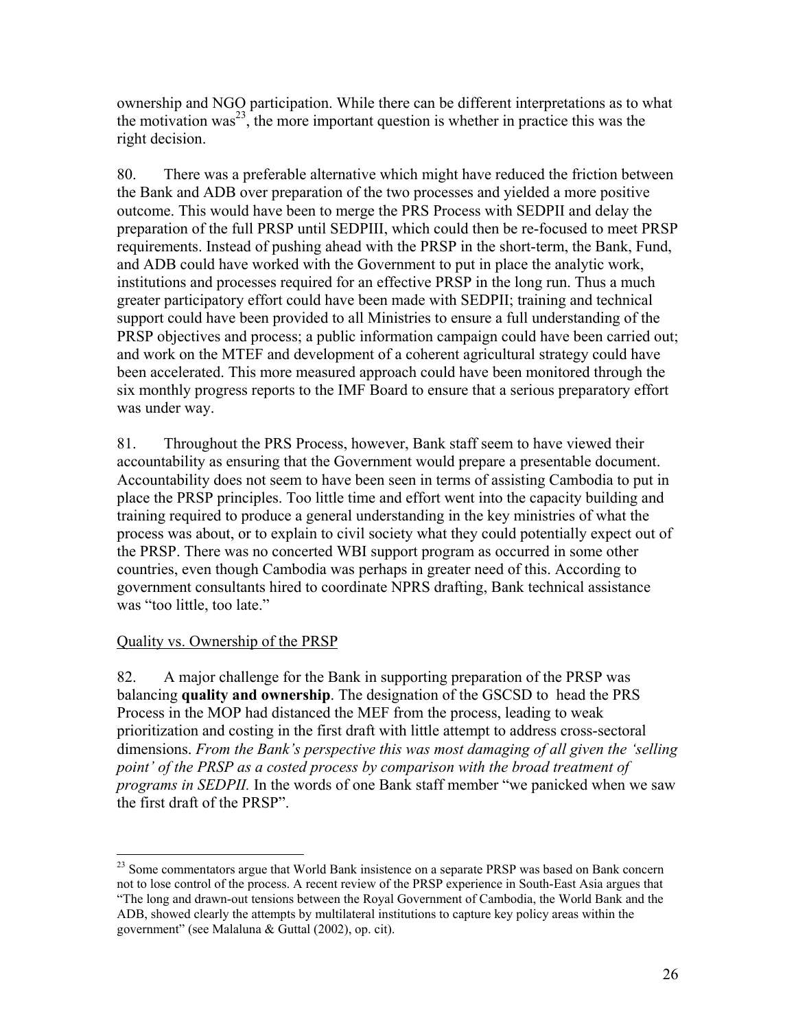ownership and NGO participation. While there can be different interpretations as to what the motivation was[23], the more important question is whether in practice this was the right decision.

80. There was a preferable alternative which might have reduced the friction between the Bank and ADB over preparation of the two processes and yielded a more positive outcome. This would have been to merge the PRS Process with SEDPII and delay the preparation of the full PRSP until SEDPIII, which could then be re-focused to meet PRSP requirements. Instead of pushing ahead with the PRSP in the short-term, the Bank, Fund, and ADB could have worked with the Government to put in place the analytic work, institutions and processes required for an effective PRSP in the long run. Thus a much greater participatory effort could have been made with SEDPII; training and technical support could have been provided to all Ministries to ensure a full understanding of the PRSP objectives and process; a public information campaign could have been carried out; and work on the MTEF and development of a coherent agricultural strategy could have been accelerated. This more measured approach could have been monitored through the six monthly progress reports to the IMF Board to ensure that a serious preparatory effort was under way.

81. Throughout the PRS Process, however, Bank staff seem to have viewed their accountability as ensuring that the Government would prepare a presentable document. Accountability does not seem to have been seen in terms of assisting Cambodia to put in place the PRSP principles. Too little time and effort went into the capacity building and training required to produce a general understanding in the key ministries of what the process was about, or to explain to civil society what they could potentially expect out of the PRSP. There was no concerted WBI support program as occurred in some other countries, even though Cambodia was perhaps in greater need of this. According to government consultants hired to coordinate NPRS drafting, Bank technical assistance was "too little, too late."

Quality vs. Ownership of the PRSP

82. A major challenge for the Bank in supporting preparation of the PRSP was balancing **quality and ownership**. The designation of the GSCSD to head the PRS Process in the MOP had distanced the MEF from the process, leading to weak prioritization and costing in the first draft with little attempt to address cross-sectoral dimensions. *From the Bank's perspective this was most damaging of all given the 'selling point' of the PRSP as a costed process by comparison with the broad treatment of programs in SEDPII.* In the words of one Bank staff member "we panicked when we saw the first draft of the PRSP".

---

[23] Some commentators argue that World Bank insistence on a separate PRSP was based on Bank concern not to lose control of the process. A recent review of the PRSP experience in South-East Asia argues that "The long and drawn-out tensions between the Royal Government of Cambodia, the World Bank and the ADB, showed clearly the attempts by multilateral institutions to capture key policy areas within the government" (see Malaluna & Guttal (2002), op. cit).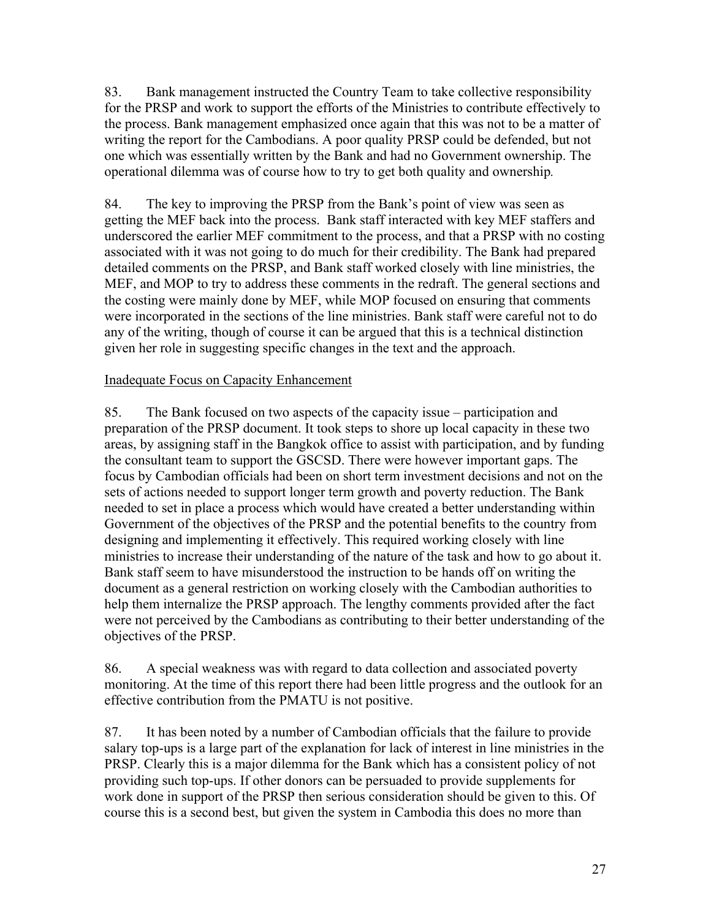83. Bank management instructed the Country Team to take collective responsibility for the PRSP and work to support the efforts of the Ministries to contribute effectively to the process. Bank management emphasized once again that this was not to be a matter of writing the report for the Cambodians. A poor quality PRSP could be defended, but not one which was essentially written by the Bank and had no Government ownership. The operational dilemma was of course how to try to get both quality and ownership.

84. The key to improving the PRSP from the Bank's point of view was seen as getting the MEF back into the process. Bank staff interacted with key MEF staffers and underscored the earlier MEF commitment to the process, and that a PRSP with no costing associated with it was not going to do much for their credibility. The Bank had prepared detailed comments on the PRSP, and Bank staff worked closely with line ministries, the MEF, and MOP to try to address these comments in the redraft. The general sections and the costing were mainly done by MEF, while MOP focused on ensuring that comments were incorporated in the sections of the line ministries. Bank staff were careful not to do any of the writing, though of course it can be argued that this is a technical distinction given her role in suggesting specific changes in the text and the approach.

<u>Inadequate Focus on Capacity Enhancement</u>

85. The Bank focused on two aspects of the capacity issue – participation and preparation of the PRSP document. It took steps to shore up local capacity in these two areas, by assigning staff in the Bangkok office to assist with participation, and by funding the consultant team to support the GSCSD. There were however important gaps. The focus by Cambodian officials had been on short term investment decisions and not on the sets of actions needed to support longer term growth and poverty reduction. The Bank needed to set in place a process which would have created a better understanding within Government of the objectives of the PRSP and the potential benefits to the country from designing and implementing it effectively. This required working closely with line ministries to increase their understanding of the nature of the task and how to go about it. Bank staff seem to have misunderstood the instruction to be hands off on writing the document as a general restriction on working closely with the Cambodian authorities to help them internalize the PRSP approach. The lengthy comments provided after the fact were not perceived by the Cambodians as contributing to their better understanding of the objectives of the PRSP.

86. A special weakness was with regard to data collection and associated poverty monitoring. At the time of this report there had been little progress and the outlook for an effective contribution from the PMATU is not positive.

87. It has been noted by a number of Cambodian officials that the failure to provide salary top-ups is a large part of the explanation for lack of interest in line ministries in the PRSP. Clearly this is a major dilemma for the Bank which has a consistent policy of not providing such top-ups. If other donors can be persuaded to provide supplements for work done in support of the PRSP then serious consideration should be given to this. Of course this is a second best, but given the system in Cambodia this does no more than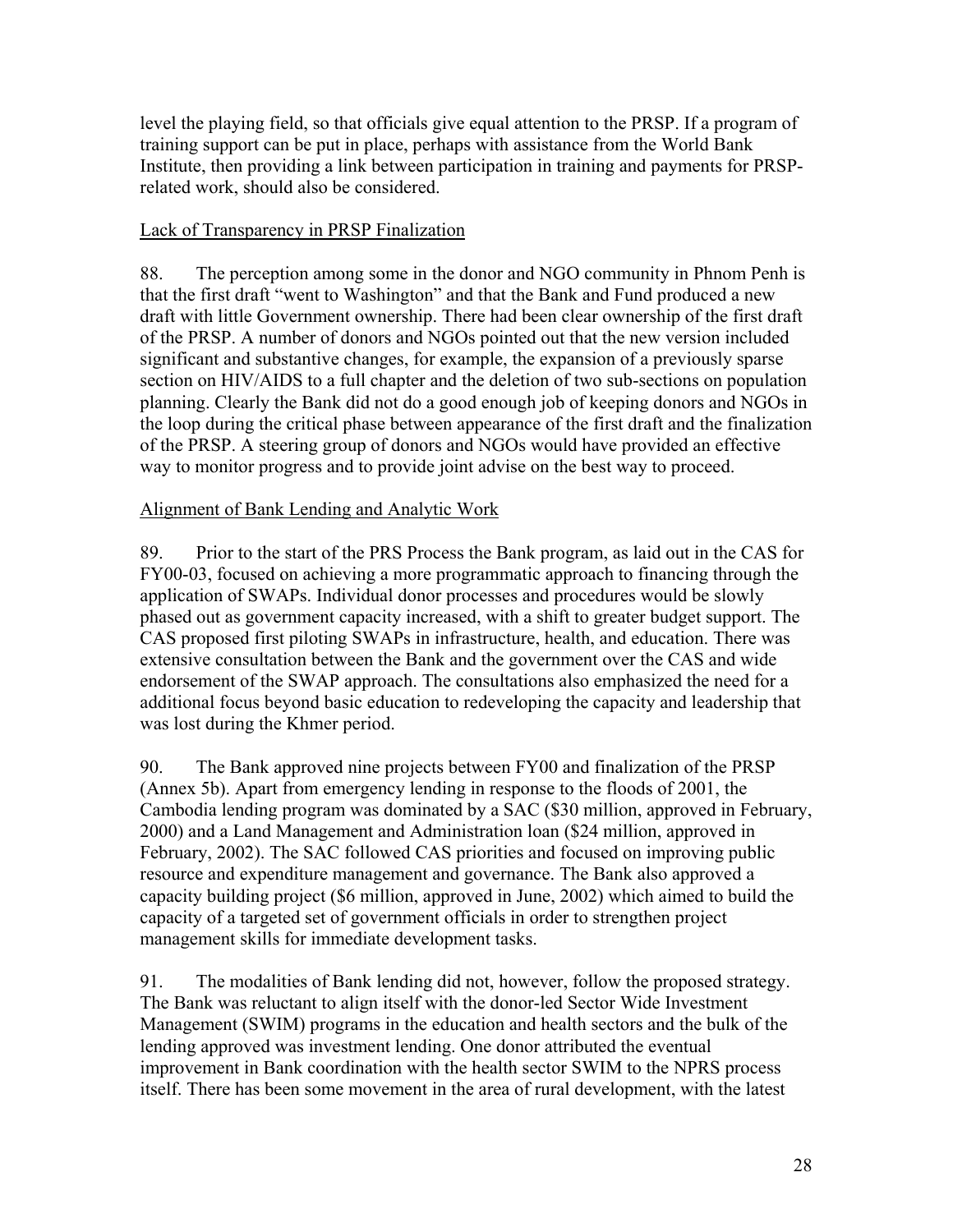level the playing field, so that officials give equal attention to the PRSP. If a program of training support can be put in place, perhaps with assistance from the World Bank Institute, then providing a link between participation in training and payments for PRSP-related work, should also be considered.

<u>Lack of Transparency in PRSP Finalization</u>

88. The perception among some in the donor and NGO community in Phnom Penh is that the first draft "went to Washington" and that the Bank and Fund produced a new draft with little Government ownership. There had been clear ownership of the first draft of the PRSP. A number of donors and NGOs pointed out that the new version included significant and substantive changes, for example, the expansion of a previously sparse section on HIV/AIDS to a full chapter and the deletion of two sub-sections on population planning. Clearly the Bank did not do a good enough job of keeping donors and NGOs in the loop during the critical phase between appearance of the first draft and the finalization of the PRSP. A steering group of donors and NGOs would have provided an effective way to monitor progress and to provide joint advise on the best way to proceed.

<u>Alignment of Bank Lending and Analytic Work</u>

89. Prior to the start of the PRS Process the Bank program, as laid out in the CAS for FY00-03, focused on achieving a more programmatic approach to financing through the application of SWAPs. Individual donor processes and procedures would be slowly phased out as government capacity increased, with a shift to greater budget support. The CAS proposed first piloting SWAPs in infrastructure, health, and education. There was extensive consultation between the Bank and the government over the CAS and wide endorsement of the SWAP approach. The consultations also emphasized the need for a additional focus beyond basic education to redeveloping the capacity and leadership that was lost during the Khmer period.

90. The Bank approved nine projects between FY00 and finalization of the PRSP (Annex 5b). Apart from emergency lending in response to the floods of 2001, the Cambodia lending program was dominated by a SAC ($30 million, approved in February, 2000) and a Land Management and Administration loan ($24 million, approved in February, 2002). The SAC followed CAS priorities and focused on improving public resource and expenditure management and governance. The Bank also approved a capacity building project ($6 million, approved in June, 2002) which aimed to build the capacity of a targeted set of government officials in order to strengthen project management skills for immediate development tasks.

91. The modalities of Bank lending did not, however, follow the proposed strategy. The Bank was reluctant to align itself with the donor-led Sector Wide Investment Management (SWIM) programs in the education and health sectors and the bulk of the lending approved was investment lending. One donor attributed the eventual improvement in Bank coordination with the health sector SWIM to the NPRS process itself. There has been some movement in the area of rural development, with the latest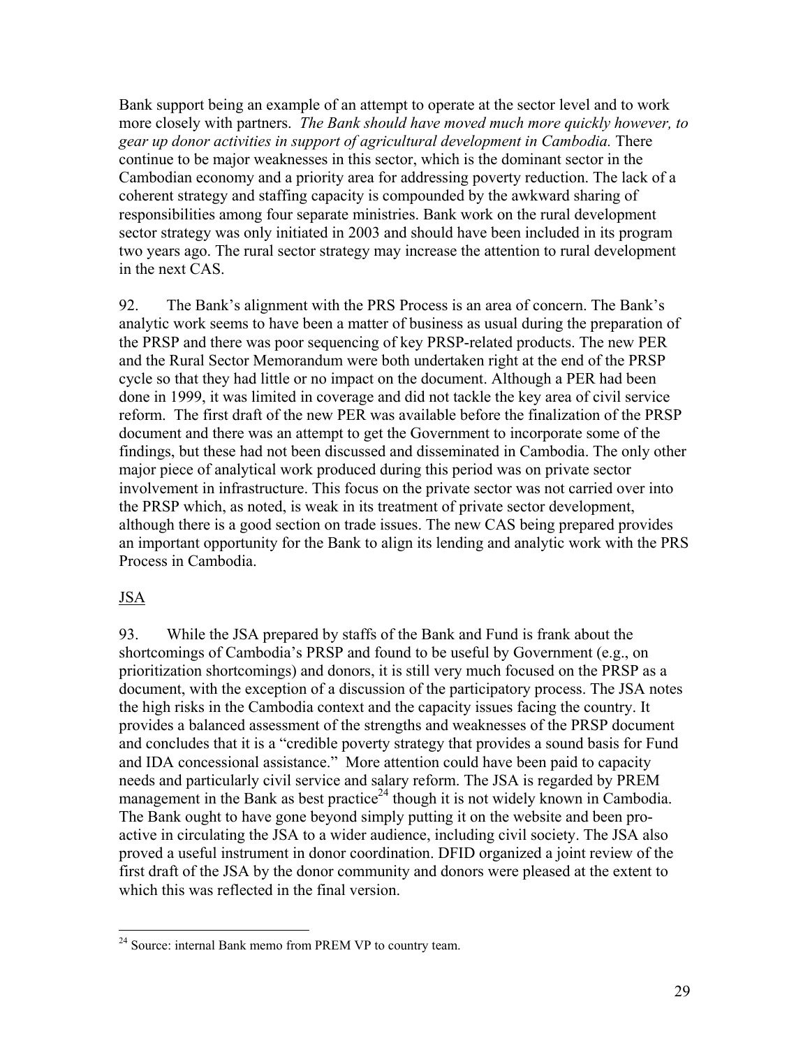Bank support being an example of an attempt to operate at the sector level and to work more closely with partners. *The Bank should have moved much more quickly however, to gear up donor activities in support of agricultural development in Cambodia.* There continue to be major weaknesses in this sector, which is the dominant sector in the Cambodian economy and a priority area for addressing poverty reduction. The lack of a coherent strategy and staffing capacity is compounded by the awkward sharing of responsibilities among four separate ministries. Bank work on the rural development sector strategy was only initiated in 2003 and should have been included in its program two years ago. The rural sector strategy may increase the attention to rural development in the next CAS.

92. The Bank's alignment with the PRS Process is an area of concern. The Bank's analytic work seems to have been a matter of business as usual during the preparation of the PRSP and there was poor sequencing of key PRSP-related products. The new PER and the Rural Sector Memorandum were both undertaken right at the end of the PRSP cycle so that they had little or no impact on the document. Although a PER had been done in 1999, it was limited in coverage and did not tackle the key area of civil service reform. The first draft of the new PER was available before the finalization of the PRSP document and there was an attempt to get the Government to incorporate some of the findings, but these had not been discussed and disseminated in Cambodia. The only other major piece of analytical work produced during this period was on private sector involvement in infrastructure. This focus on the private sector was not carried over into the PRSP which, as noted, is weak in its treatment of private sector development, although there is a good section on trade issues. The new CAS being prepared provides an important opportunity for the Bank to align its lending and analytic work with the PRS Process in Cambodia.

<u>JSA</u>

93. While the JSA prepared by staffs of the Bank and Fund is frank about the shortcomings of Cambodia's PRSP and found to be useful by Government (e.g., on prioritization shortcomings) and donors, it is still very much focused on the PRSP as a document, with the exception of a discussion of the participatory process. The JSA notes the high risks in the Cambodia context and the capacity issues facing the country. It provides a balanced assessment of the strengths and weaknesses of the PRSP document and concludes that it is a "credible poverty strategy that provides a sound basis for Fund and IDA concessional assistance." More attention could have been paid to capacity needs and particularly civil service and salary reform. The JSA is regarded by PREM management in the Bank as best practice[24] though it is not widely known in Cambodia. The Bank ought to have gone beyond simply putting it on the website and been pro-active in circulating the JSA to a wider audience, including civil society. The JSA also proved a useful instrument in donor coordination. DFID organized a joint review of the first draft of the JSA by the donor community and donors were pleased at the extent to which this was reflected in the final version.

---

[24] Source: internal Bank memo from PREM VP to country team.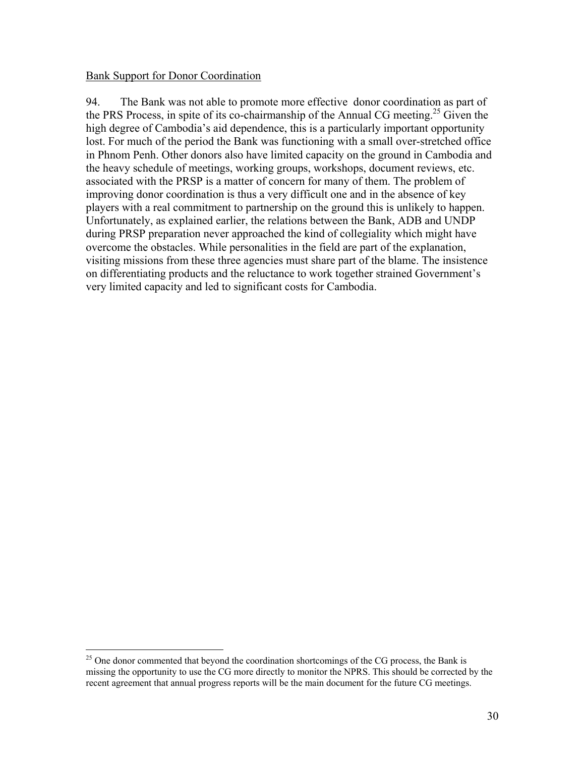Bank Support for Donor Coordination

94. The Bank was not able to promote more effective donor coordination as part of the PRS Process, in spite of its co-chairmanship of the Annual CG meeting.[25] Given the high degree of Cambodia's aid dependence, this is a particularly important opportunity lost. For much of the period the Bank was functioning with a small over-stretched office in Phnom Penh. Other donors also have limited capacity on the ground in Cambodia and the heavy schedule of meetings, working groups, workshops, document reviews, etc. associated with the PRSP is a matter of concern for many of them. The problem of improving donor coordination is thus a very difficult one and in the absence of key players with a real commitment to partnership on the ground this is unlikely to happen. Unfortunately, as explained earlier, the relations between the Bank, ADB and UNDP during PRSP preparation never approached the kind of collegiality which might have overcome the obstacles. While personalities in the field are part of the explanation, visiting missions from these three agencies must share part of the blame. The insistence on differentiating products and the reluctance to work together strained Government's very limited capacity and led to significant costs for Cambodia.

[25] One donor commented that beyond the coordination shortcomings of the CG process, the Bank is missing the opportunity to use the CG more directly to monitor the NPRS. This should be corrected by the recent agreement that annual progress reports will be the main document for the future CG meetings.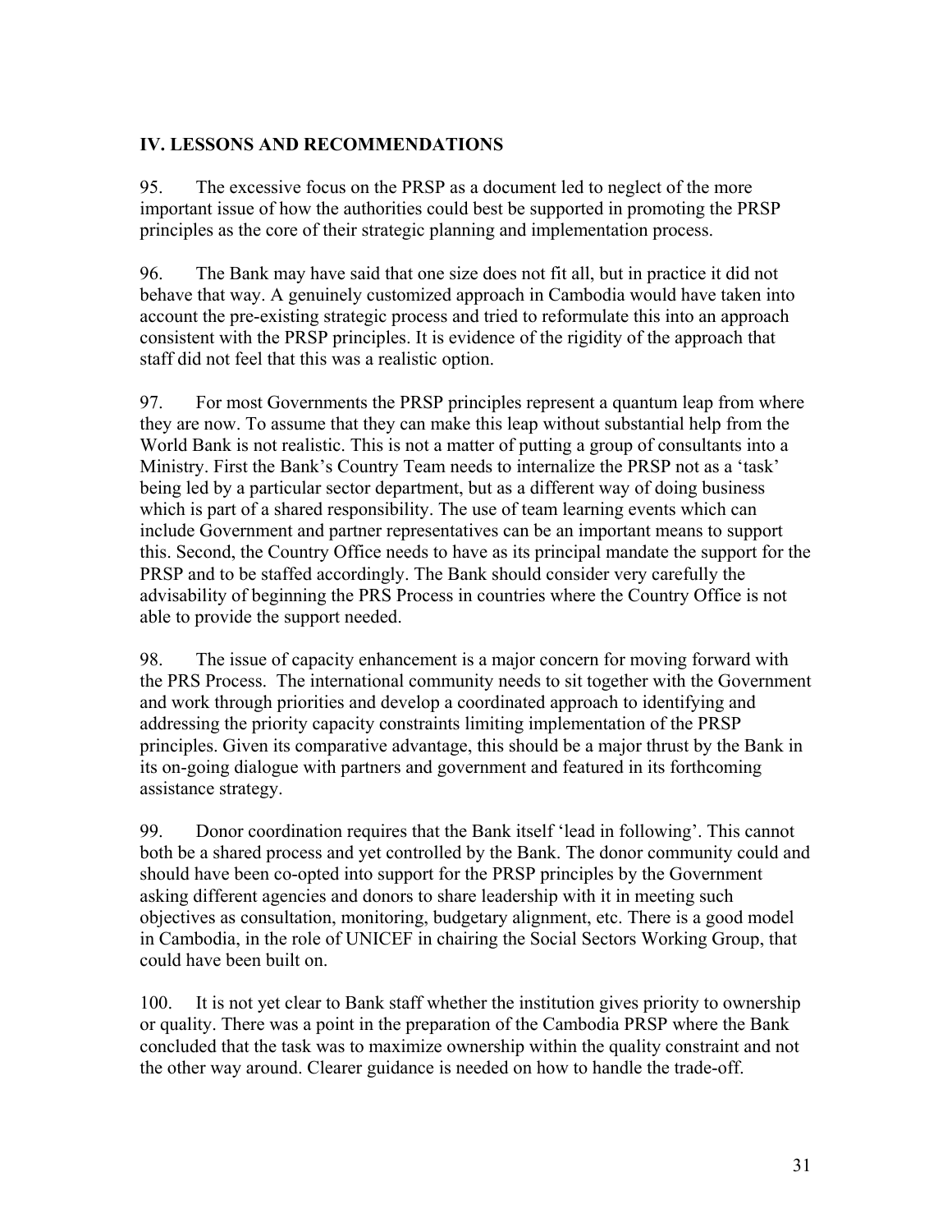## IV. LESSONS AND RECOMMENDATIONS

95. The excessive focus on the PRSP as a document led to neglect of the more important issue of how the authorities could best be supported in promoting the PRSP principles as the core of their strategic planning and implementation process.

96. The Bank may have said that one size does not fit all, but in practice it did not behave that way. A genuinely customized approach in Cambodia would have taken into account the pre-existing strategic process and tried to reformulate this into an approach consistent with the PRSP principles. It is evidence of the rigidity of the approach that staff did not feel that this was a realistic option.

97. For most Governments the PRSP principles represent a quantum leap from where they are now. To assume that they can make this leap without substantial help from the World Bank is not realistic. This is not a matter of putting a group of consultants into a Ministry. First the Bank's Country Team needs to internalize the PRSP not as a 'task' being led by a particular sector department, but as a different way of doing business which is part of a shared responsibility. The use of team learning events which can include Government and partner representatives can be an important means to support this. Second, the Country Office needs to have as its principal mandate the support for the PRSP and to be staffed accordingly. The Bank should consider very carefully the advisability of beginning the PRS Process in countries where the Country Office is not able to provide the support needed.

98. The issue of capacity enhancement is a major concern for moving forward with the PRS Process. The international community needs to sit together with the Government and work through priorities and develop a coordinated approach to identifying and addressing the priority capacity constraints limiting implementation of the PRSP principles. Given its comparative advantage, this should be a major thrust by the Bank in its on-going dialogue with partners and government and featured in its forthcoming assistance strategy.

99. Donor coordination requires that the Bank itself 'lead in following'. This cannot both be a shared process and yet controlled by the Bank. The donor community could and should have been co-opted into support for the PRSP principles by the Government asking different agencies and donors to share leadership with it in meeting such objectives as consultation, monitoring, budgetary alignment, etc. There is a good model in Cambodia, in the role of UNICEF in chairing the Social Sectors Working Group, that could have been built on.

100. It is not yet clear to Bank staff whether the institution gives priority to ownership or quality. There was a point in the preparation of the Cambodia PRSP where the Bank concluded that the task was to maximize ownership within the quality constraint and not the other way around. Clearer guidance is needed on how to handle the trade-off.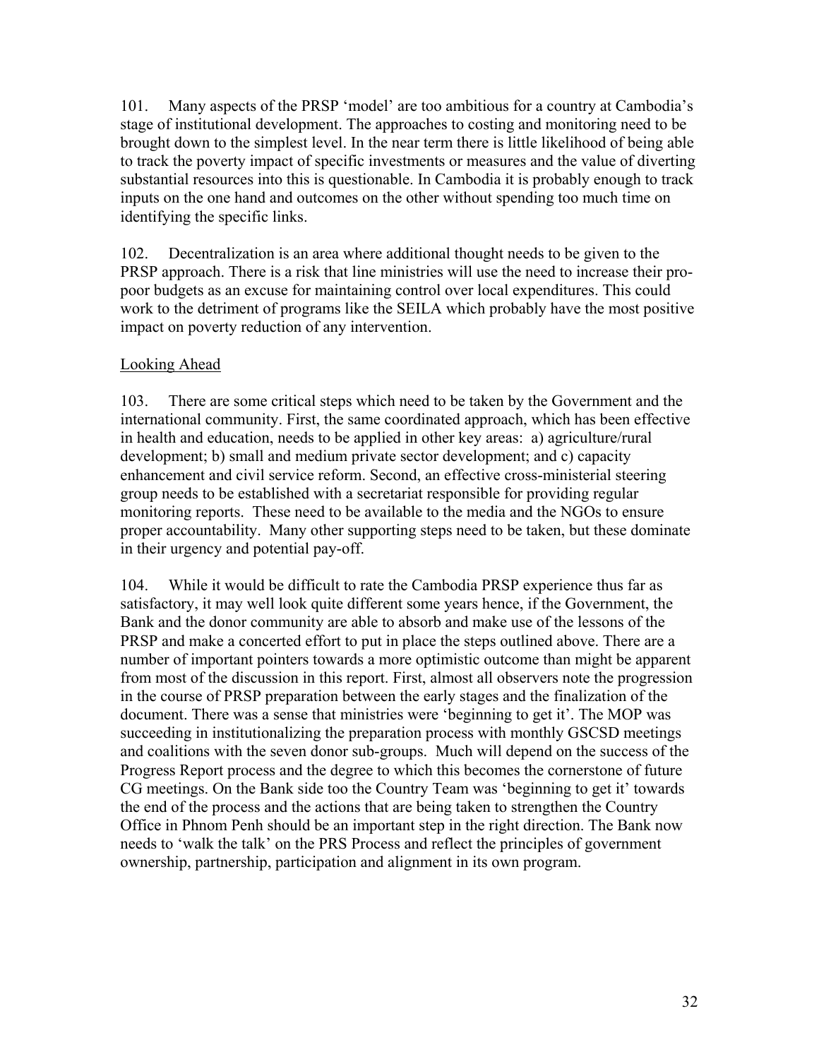101. Many aspects of the PRSP 'model' are too ambitious for a country at Cambodia's stage of institutional development. The approaches to costing and monitoring need to be brought down to the simplest level. In the near term there is little likelihood of being able to track the poverty impact of specific investments or measures and the value of diverting substantial resources into this is questionable. In Cambodia it is probably enough to track inputs on the one hand and outcomes on the other without spending too much time on identifying the specific links.

102. Decentralization is an area where additional thought needs to be given to the PRSP approach. There is a risk that line ministries will use the need to increase their pro-poor budgets as an excuse for maintaining control over local expenditures. This could work to the detriment of programs like the SEILA which probably have the most positive impact on poverty reduction of any intervention.

Looking Ahead

103. There are some critical steps which need to be taken by the Government and the international community. First, the same coordinated approach, which has been effective in health and education, needs to be applied in other key areas: a) agriculture/rural development; b) small and medium private sector development; and c) capacity enhancement and civil service reform. Second, an effective cross-ministerial steering group needs to be established with a secretariat responsible for providing regular monitoring reports. These need to be available to the media and the NGOs to ensure proper accountability. Many other supporting steps need to be taken, but these dominate in their urgency and potential pay-off.

104. While it would be difficult to rate the Cambodia PRSP experience thus far as satisfactory, it may well look quite different some years hence, if the Government, the Bank and the donor community are able to absorb and make use of the lessons of the PRSP and make a concerted effort to put in place the steps outlined above. There are a number of important pointers towards a more optimistic outcome than might be apparent from most of the discussion in this report. First, almost all observers note the progression in the course of PRSP preparation between the early stages and the finalization of the document. There was a sense that ministries were 'beginning to get it'. The MOP was succeeding in institutionalizing the preparation process with monthly GSCSD meetings and coalitions with the seven donor sub-groups. Much will depend on the success of the Progress Report process and the degree to which this becomes the cornerstone of future CG meetings. On the Bank side too the Country Team was 'beginning to get it' towards the end of the process and the actions that are being taken to strengthen the Country Office in Phnom Penh should be an important step in the right direction. The Bank now needs to 'walk the talk' on the PRS Process and reflect the principles of government ownership, partnership, participation and alignment in its own program.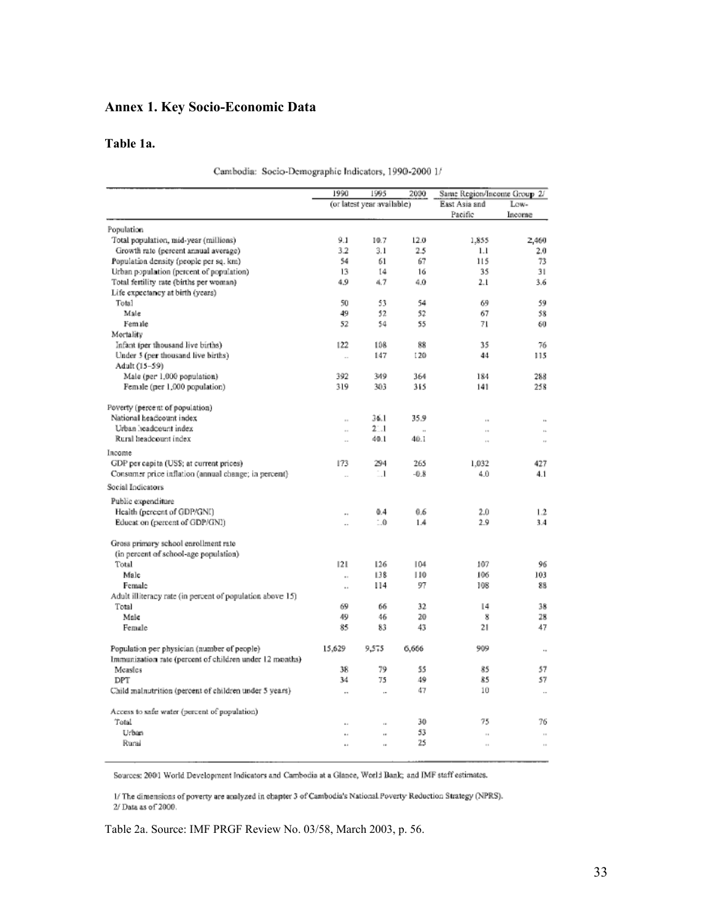## Annex 1. Key Socio-Economic Data

### Table 1a.

Cambodia: Socio-Demographic Indicators, 1990-2000 1/

| | 1990 | 1995 | 2000 | Same Region/Income Group 2/ | |
|---|---|---|---|---|---|
| | (or latest year available) | | | East Asia and Pacific | Low-Income |
| **Population** | | | | | |
| Total population, mid-year (millions) | 9.1 | 10.7 | 12.0 | 1,855 | 2,460 |
| Growth rate (percent annual average) | 3.2 | 3.1 | 2.5 | 1.1 | 2.0 |
| Population density (people per sq. km) | 54 | 61 | 67 | 115 | 73 |
| Urban population (percent of population) | 13 | 14 | 16 | 35 | 31 |
| Total fertility rate (births per woman) | 4.9 | 4.7 | 4.0 | 2.1 | 3.6 |
| Life expectancy at birth (years) | | | | | |
| Total | 50 | 53 | 54 | 69 | 59 |
| Male | 49 | 52 | 52 | 67 | 58 |
| Female | 52 | 54 | 55 | 71 | 60 |
| Mortality | | | | | |
| Infant (per thousand live births) | 122 | 108 | 88 | 35 | 76 |
| Under 5 (per thousand live births) | .. | 147 | 120 | 44 | 115 |
| Adult (15-59) | | | | | |
| Male (per 1,000 population) | 392 | 349 | 364 | 184 | 288 |
| Female (per 1,000 population) | 319 | 303 | 315 | 141 | 258 |
| **Poverty (percent of population)** | | | | | |
| National headcount index | .. | 36.1 | 35.9 | .. | .. |
| Urban headcount index | .. | 2_.1 | .. | .. | .. |
| Rural headcount index | .. | 40.1 | 40.1 | .. | .. |
| **Income** | | | | | |
| GDP per capita (US$; at current prices) | 173 | 294 | 265 | 1,032 | 427 |
| Consumer price inflation (annual change; in percent) | .. | _.1 | -0.8 | 4.0 | 4.1 |
| **Social Indicators** | | | | | |
| Public expenditure | | | | | |
| Health (percent of GDP/GNI) | .. | 0.4 | 0.6 | 2.0 | 1.2 |
| Education (percent of GDP/GNI) | .. | _.0 | 1.4 | 2.9 | 3.4 |
| Gross primary school enrollment rate (in percent of school-age population) | | | | | |
| Total | 121 | 126 | 104 | 107 | 96 |
| Male | .. | 138 | 110 | 106 | 103 |
| Female | .. | 114 | 97 | 108 | 88 |
| Adult illiteracy rate (in percent of population above 15) | | | | | |
| Total | 69 | 66 | 32 | 14 | 38 |
| Male | 49 | 46 | 20 | 8 | 28 |
| Female | 85 | 83 | 43 | 21 | 47 |
| Population per physician (number of people) | 15,629 | 9,575 | 6,666 | 909 | .. |
| Immunization rate (percent of children under 12 months) | | | | | |
| Measles | 38 | 79 | 55 | 85 | 57 |
| DPT | 34 | 75 | 49 | 85 | 57 |
| Child malnutrition (percent of children under 5 years) | .. | .. | 47 | 10 | .. |
| Access to safe water (percent of population) | | | | | |
| Total | .. | .. | 30 | 75 | 76 |
| Urban | .. | .. | 53 | .. | .. |
| Rural | .. | .. | 25 | .. | .. |

Sources: 2001 World Development Indicators and Cambodia at a Glance, World Bank; and IMF staff estimates.

1/ The dimensions of poverty are analyzed in chapter 3 of Cambodia's National Poverty Reduction Strategy (NPRS).
2/ Data as of 2000.

Table 2a. Source: IMF PRGF Review No. 03/58, March 2003, p. 56.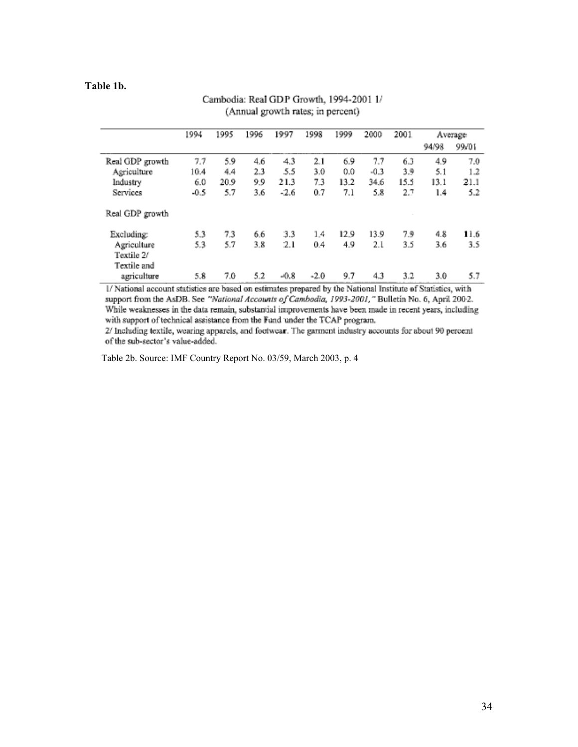**Table 1b.**

Cambodia: Real GDP Growth, 1994-2001 1/
(Annual growth rates; in percent)

| | 1994 | 1995 | 1996 | 1997 | 1998 | 1999 | 2000 | 2001 | Average | |
|---|---|---|---|---|---|---|---|---|---|---|
| | | | | | | | | | 94/98 | 99/01 |
| Real GDP growth | 7.7 | 5.9 | 4.6 | 4.3 | 2.1 | 6.9 | 7.7 | 6.3 | 4.9 | 7.0 |
| Agriculture | 10.4 | 4.4 | 2.3 | 5.5 | 3.0 | 0.0 | -0.3 | 3.9 | 5.1 | 1.2 |
| Industry | 6.0 | 20.9 | 9.9 | 21.3 | 7.3 | 13.2 | 34.6 | 15.5 | 13.1 | 21.1 |
| Services | -0.5 | 5.7 | 3.6 | -2.6 | 0.7 | 7.1 | 5.8 | 2.7 | 1.4 | 5.2 |
| Real GDP growth | | | | | | | | | | |
| Excluding: | 5.3 | 7.3 | 6.6 | 3.3 | 1.4 | 12.9 | 13.9 | 7.9 | 4.8 | 11.6 |
| Agriculture | 5.3 | 5.7 | 3.8 | 2.1 | 0.4 | 4.9 | 2.1 | 3.5 | 3.6 | 3.5 |
| Textile 2/ | | | | | | | | | | |
| Textile and agriculture | 5.8 | 7.0 | 5.2 | -0.8 | -2.0 | 9.7 | 4.3 | 3.2 | 3.0 | 5.7 |

1/ National account statistics are based on estimates prepared by the National Institute of Statistics, with support from the AsDB. See *"National Accounts of Cambodia, 1993-2001,"* Bulletin No. 6, April 2002. While weaknesses in the data remain, substantial improvements have been made in recent years, including with support of technical assistance from the Fund under the TCAP program.

2/ Including textile, wearing apparels, and footwear. The garment industry accounts for about 90 percent of the sub-sector's value-added.

Table 2b. Source: IMF Country Report No. 03/59, March 2003, p. 4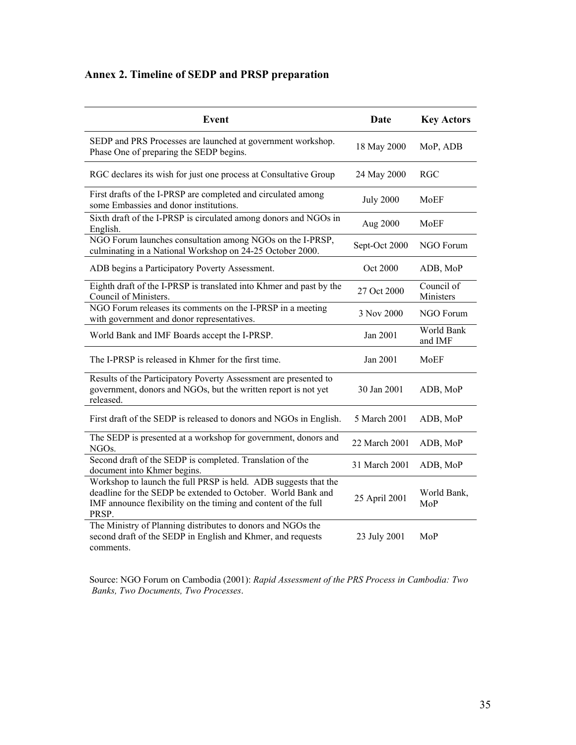## Annex 2. Timeline of SEDP and PRSP preparation

| Event | Date | Key Actors |
|---|---|---|
| SEDP and PRS Processes are launched at government workshop. Phase One of preparing the SEDP begins. | 18 May 2000 | MoP, ADB |
| RGC declares its wish for just one process at Consultative Group | 24 May 2000 | RGC |
| First drafts of the I-PRSP are completed and circulated among some Embassies and donor institutions. | July 2000 | MoEF |
| Sixth draft of the I-PRSP is circulated among donors and NGOs in English. | Aug 2000 | MoEF |
| NGO Forum launches consultation among NGOs on the I-PRSP, culminating in a National Workshop on 24-25 October 2000. | Sept-Oct 2000 | NGO Forum |
| ADB begins a Participatory Poverty Assessment. | Oct 2000 | ADB, MoP |
| Eighth draft of the I-PRSP is translated into Khmer and past by the Council of Ministers. | 27 Oct 2000 | Council of Ministers |
| NGO Forum releases its comments on the I-PRSP in a meeting with government and donor representatives. | 3 Nov 2000 | NGO Forum |
| World Bank and IMF Boards accept the I-PRSP. | Jan 2001 | World Bank and IMF |
| The I-PRSP is released in Khmer for the first time. | Jan 2001 | MoEF |
| Results of the Participatory Poverty Assessment are presented to government, donors and NGOs, but the written report is not yet released. | 30 Jan 2001 | ADB, MoP |
| First draft of the SEDP is released to donors and NGOs in English. | 5 March 2001 | ADB, MoP |
| The SEDP is presented at a workshop for government, donors and NGOs. | 22 March 2001 | ADB, MoP |
| Second draft of the SEDP is completed. Translation of the document into Khmer begins. | 31 March 2001 | ADB, MoP |
| Workshop to launch the full PRSP is held. ADB suggests that the deadline for the SEDP be extended to October. World Bank and IMF announce flexibility on the timing and content of the full PRSP. | 25 April 2001 | World Bank, MoP |
| The Ministry of Planning distributes to donors and NGOs the second draft of the SEDP in English and Khmer, and requests comments. | 23 July 2001 | MoP |

Source: NGO Forum on Cambodia (2001): *Rapid Assessment of the PRS Process in Cambodia: Two Banks, Two Documents, Two Processes*.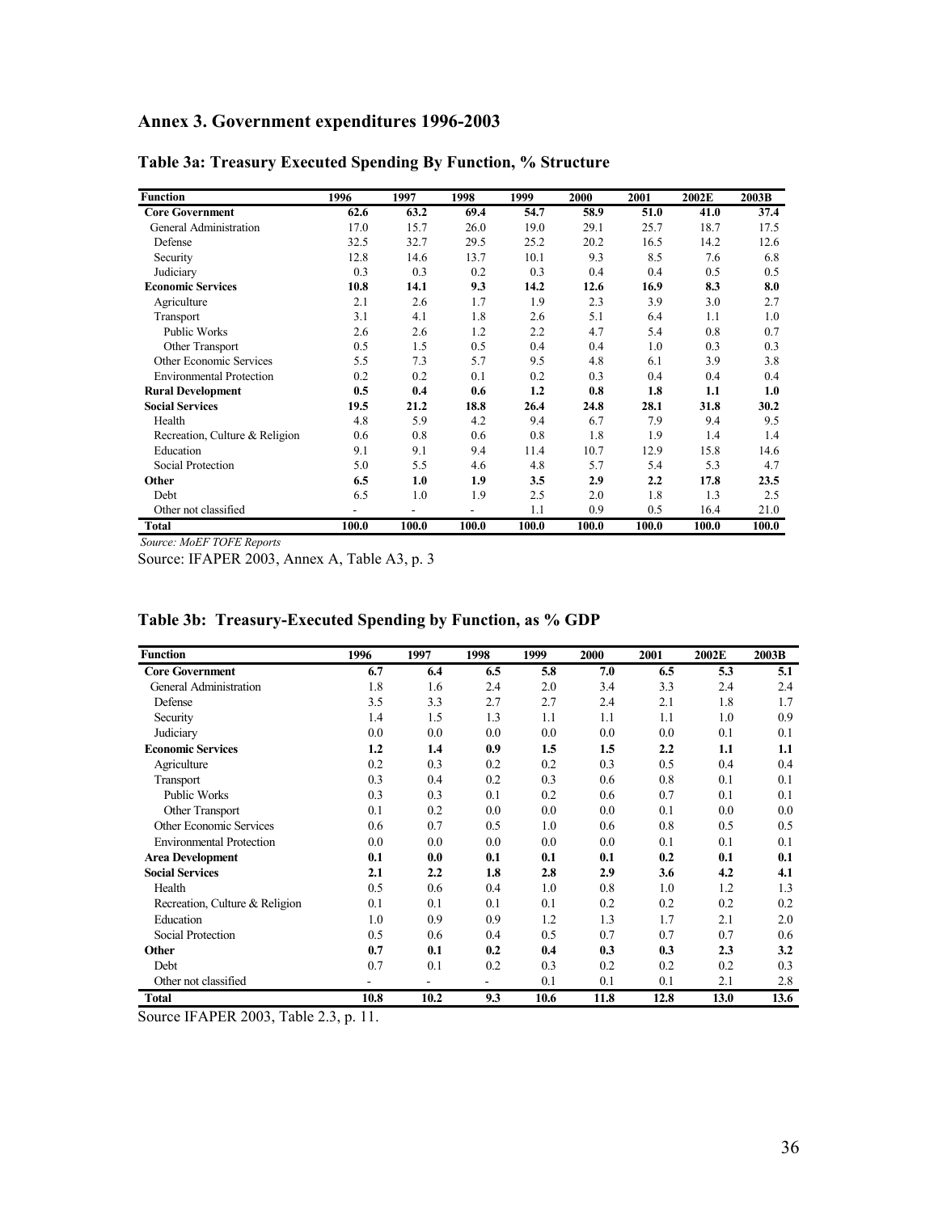## Annex 3. Government expenditures 1996-2003

### Table 3a: Treasury Executed Spending By Function, % Structure

| Function | 1996 | 1997 | 1998 | 1999 | 2000 | 2001 | 2002E | 2003B |
|---|---|---|---|---|---|---|---|---|
| **Core Government** | **62.6** | **63.2** | **69.4** | **54.7** | **58.9** | **51.0** | **41.0** | **37.4** |
| General Administration | 17.0 | 15.7 | 26.0 | 19.0 | 29.1 | 25.7 | 18.7 | 17.5 |
| Defense | 32.5 | 32.7 | 29.5 | 25.2 | 20.2 | 16.5 | 14.2 | 12.6 |
| Security | 12.8 | 14.6 | 13.7 | 10.1 | 9.3 | 8.5 | 7.6 | 6.8 |
| Judiciary | 0.3 | 0.3 | 0.2 | 0.3 | 0.4 | 0.4 | 0.5 | 0.5 |
| **Economic Services** | **10.8** | **14.1** | **9.3** | **14.2** | **12.6** | **16.9** | **8.3** | **8.0** |
| Agriculture | 2.1 | 2.6 | 1.7 | 1.9 | 2.3 | 3.9 | 3.0 | 2.7 |
| Transport | 3.1 | 4.1 | 1.8 | 2.6 | 5.1 | 6.4 | 1.1 | 1.0 |
| Public Works | 2.6 | 2.6 | 1.2 | 2.2 | 4.7 | 5.4 | 0.8 | 0.7 |
| Other Transport | 0.5 | 1.5 | 0.5 | 0.4 | 0.4 | 1.0 | 0.3 | 0.3 |
| Other Economic Services | 5.5 | 7.3 | 5.7 | 9.5 | 4.8 | 6.1 | 3.9 | 3.8 |
| Environmental Protection | 0.2 | 0.2 | 0.1 | 0.2 | 0.3 | 0.4 | 0.4 | 0.4 |
| **Rural Development** | **0.5** | **0.4** | **0.6** | **1.2** | **0.8** | **1.8** | **1.1** | **1.0** |
| **Social Services** | **19.5** | **21.2** | **18.8** | **26.4** | **24.8** | **28.1** | **31.8** | **30.2** |
| Health | 4.8 | 5.9 | 4.2 | 9.4 | 6.7 | 7.9 | 9.4 | 9.5 |
| Recreation, Culture & Religion | 0.6 | 0.8 | 0.6 | 0.8 | 1.8 | 1.9 | 1.4 | 1.4 |
| Education | 9.1 | 9.1 | 9.4 | 11.4 | 10.7 | 12.9 | 15.8 | 14.6 |
| Social Protection | 5.0 | 5.5 | 4.6 | 4.8 | 5.7 | 5.4 | 5.3 | 4.7 |
| **Other** | **6.5** | **1.0** | **1.9** | **3.5** | **2.9** | **2.2** | **17.8** | **23.5** |
| Debt | 6.5 | 1.0 | 1.9 | 2.5 | 2.0 | 1.8 | 1.3 | 2.5 |
| Other not classified | - | - | - | 1.1 | 0.9 | 0.5 | 16.4 | 21.0 |
| **Total** | **100.0** | **100.0** | **100.0** | **100.0** | **100.0** | **100.0** | **100.0** | **100.0** |

*Source: MoEF TOFE Reports*

Source: IFAPER 2003, Annex A, Table A3, p. 3

### Table 3b: Treasury-Executed Spending by Function, as % GDP

| Function | 1996 | 1997 | 1998 | 1999 | 2000 | 2001 | 2002E | 2003B |
|---|---|---|---|---|---|---|---|---|
| **Core Government** | **6.7** | **6.4** | **6.5** | **5.8** | **7.0** | **6.5** | **5.3** | **5.1** |
| General Administration | 1.8 | 1.6 | 2.4 | 2.0 | 3.4 | 3.3 | 2.4 | 2.4 |
| Defense | 3.5 | 3.3 | 2.7 | 2.7 | 2.4 | 2.1 | 1.8 | 1.7 |
| Security | 1.4 | 1.5 | 1.3 | 1.1 | 1.1 | 1.1 | 1.0 | 0.9 |
| Judiciary | 0.0 | 0.0 | 0.0 | 0.0 | 0.0 | 0.0 | 0.1 | 0.1 |
| **Economic Services** | **1.2** | **1.4** | **0.9** | **1.5** | **1.5** | **2.2** | **1.1** | **1.1** |
| Agriculture | 0.2 | 0.3 | 0.2 | 0.2 | 0.3 | 0.5 | 0.4 | 0.4 |
| Transport | 0.3 | 0.4 | 0.2 | 0.3 | 0.6 | 0.8 | 0.1 | 0.1 |
| Public Works | 0.3 | 0.3 | 0.1 | 0.2 | 0.6 | 0.7 | 0.1 | 0.1 |
| Other Transport | 0.1 | 0.2 | 0.0 | 0.0 | 0.0 | 0.1 | 0.0 | 0.0 |
| Other Economic Services | 0.6 | 0.7 | 0.5 | 1.0 | 0.6 | 0.8 | 0.5 | 0.5 |
| Environmental Protection | 0.0 | 0.0 | 0.0 | 0.0 | 0.0 | 0.1 | 0.1 | 0.1 |
| **Area Development** | **0.1** | **0.0** | **0.1** | **0.1** | **0.1** | **0.2** | **0.1** | **0.1** |
| **Social Services** | **2.1** | **2.2** | **1.8** | **2.8** | **2.9** | **3.6** | **4.2** | **4.1** |
| Health | 0.5 | 0.6 | 0.4 | 1.0 | 0.8 | 1.0 | 1.2 | 1.3 |
| Recreation, Culture & Religion | 0.1 | 0.1 | 0.1 | 0.1 | 0.2 | 0.2 | 0.2 | 0.2 |
| Education | 1.0 | 0.9 | 0.9 | 1.2 | 1.3 | 1.7 | 2.1 | 2.0 |
| Social Protection | 0.5 | 0.6 | 0.4 | 0.5 | 0.7 | 0.7 | 0.7 | 0.6 |
| **Other** | **0.7** | **0.1** | **0.2** | **0.4** | **0.3** | **0.3** | **2.3** | **3.2** |
| Debt | 0.7 | 0.1 | 0.2 | 0.3 | 0.2 | 0.2 | 0.2 | 0.3 |
| Other not classified | - | - | - | 0.1 | 0.1 | 0.1 | 2.1 | 2.8 |
| **Total** | **10.8** | **10.2** | **9.3** | **10.6** | **11.8** | **12.8** | **13.0** | **13.6** |

Source IFAPER 2003, Table 2.3, p. 11.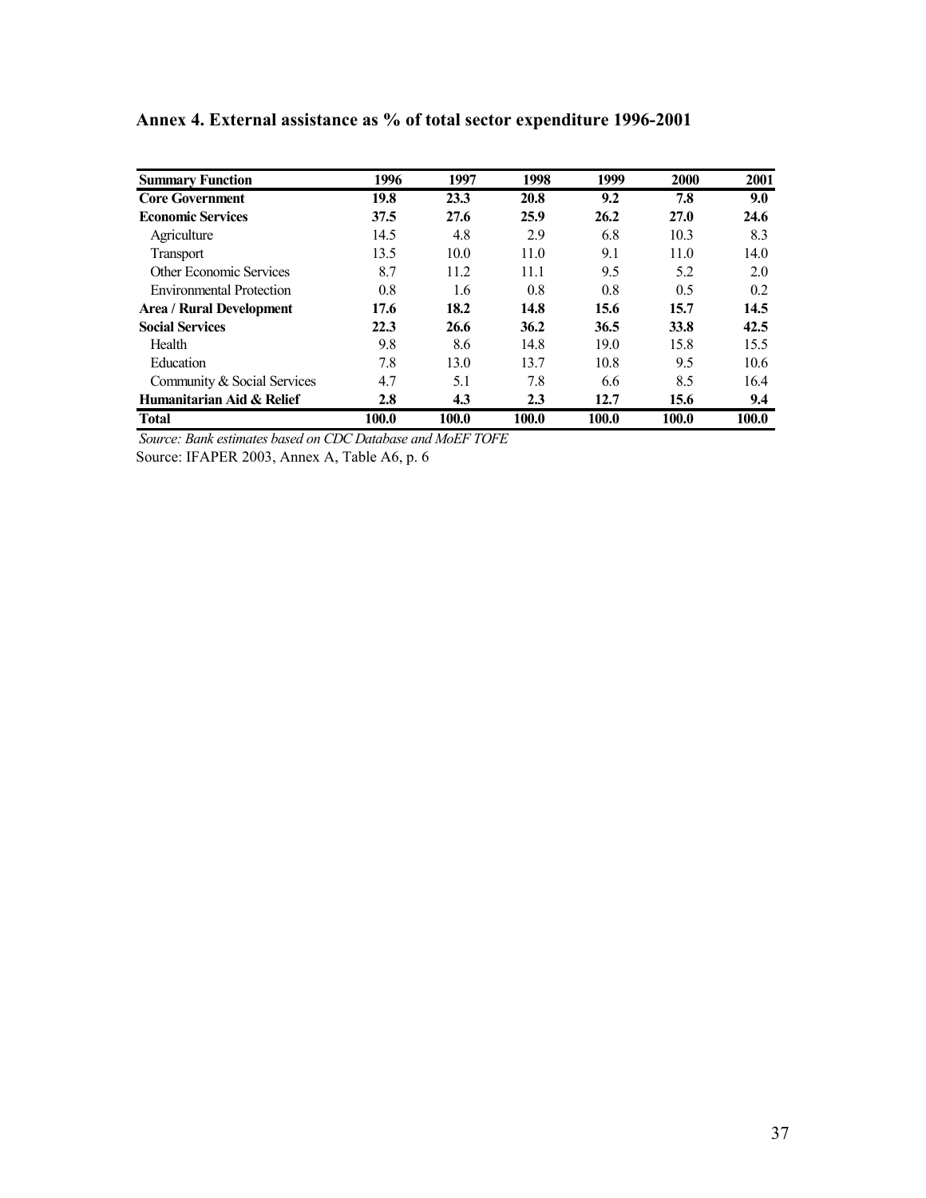## Annex 4. External assistance as % of total sector expenditure 1996-2001

| Summary Function | 1996 | 1997 | 1998 | 1999 | 2000 | 2001 |
|---|---|---|---|---|---|---|
| **Core Government** | **19.8** | **23.3** | **20.8** | **9.2** | **7.8** | **9.0** |
| **Economic Services** | **37.5** | **27.6** | **25.9** | **26.2** | **27.0** | **24.6** |
| Agriculture | 14.5 | 4.8 | 2.9 | 6.8 | 10.3 | 8.3 |
| Transport | 13.5 | 10.0 | 11.0 | 9.1 | 11.0 | 14.0 |
| Other Economic Services | 8.7 | 11.2 | 11.1 | 9.5 | 5.2 | 2.0 |
| Environmental Protection | 0.8 | 1.6 | 0.8 | 0.8 | 0.5 | 0.2 |
| **Area / Rural Development** | **17.6** | **18.2** | **14.8** | **15.6** | **15.7** | **14.5** |
| **Social Services** | **22.3** | **26.6** | **36.2** | **36.5** | **33.8** | **42.5** |
| Health | 9.8 | 8.6 | 14.8 | 19.0 | 15.8 | 15.5 |
| Education | 7.8 | 13.0 | 13.7 | 10.8 | 9.5 | 10.6 |
| Community & Social Services | 4.7 | 5.1 | 7.8 | 6.6 | 8.5 | 16.4 |
| **Humanitarian Aid & Relief** | **2.8** | **4.3** | **2.3** | **12.7** | **15.6** | **9.4** |
| **Total** | **100.0** | **100.0** | **100.0** | **100.0** | **100.0** | **100.0** |

*Source: Bank estimates based on CDC Database and MoEF TOFE*

Source: IFAPER 2003, Annex A, Table A6, p. 6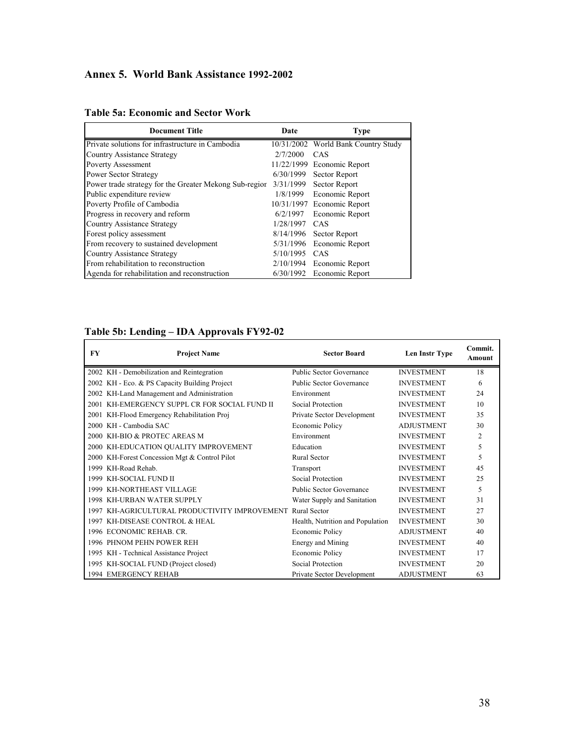## Annex 5. World Bank Assistance 1992-2002

### Table 5a: Economic and Sector Work

| Document Title | Date | Type |
|---|---|---|
| Private solutions for infrastructure in Cambodia | 10/31/2002 | World Bank Country Study |
| Country Assistance Strategy | 2/7/2000 | CAS |
| Poverty Assessment | 11/22/1999 | Economic Report |
| Power Sector Strategy | 6/30/1999 | Sector Report |
| Power trade strategy for the Greater Mekong Sub-regior | 3/31/1999 | Sector Report |
| Public expenditure review | 1/8/1999 | Economic Report |
| Poverty Profile of Cambodia | 10/31/1997 | Economic Report |
| Progress in recovery and reform | 6/2/1997 | Economic Report |
| Country Assistance Strategy | 1/28/1997 | CAS |
| Forest policy assessment | 8/14/1996 | Sector Report |
| From recovery to sustained development | 5/31/1996 | Economic Report |
| Country Assistance Strategy | 5/10/1995 | CAS |
| From rehabilitation to reconstruction | 2/10/1994 | Economic Report |
| Agenda for rehabilitation and reconstruction | 6/30/1992 | Economic Report |

### Table 5b: Lending – IDA Approvals FY92-02

| FY | Project Name | Sector Board | Len Instr Type | Commit. Amount |
|---|---|---|---|---|
| 2002 | KH - Demobilization and Reintegration | Public Sector Governance | INVESTMENT | 18 |
| 2002 | KH - Eco. & PS Capacity Building Project | Public Sector Governance | INVESTMENT | 6 |
| 2002 | KH-Land Management and Administration | Environment | INVESTMENT | 24 |
| 2001 | KH-EMERGENCY SUPPL CR FOR SOCIAL FUND II | Social Protection | INVESTMENT | 10 |
| 2001 | KH-Flood Emergency Rehabilitation Proj | Private Sector Development | INVESTMENT | 35 |
| 2000 | KH - Cambodia SAC | Economic Policy | ADJUSTMENT | 30 |
| 2000 | KH-BIO & PROTEC AREAS M | Environment | INVESTMENT | 2 |
| 2000 | KH-EDUCATION QUALITY IMPROVEMENT | Education | INVESTMENT | 5 |
| 2000 | KH-Forest Concession Mgt & Control Pilot | Rural Sector | INVESTMENT | 5 |
| 1999 | KH-Road Rehab. | Transport | INVESTMENT | 45 |
| 1999 | KH-SOCIAL FUND II | Social Protection | INVESTMENT | 25 |
| 1999 | KH-NORTHEAST VILLAGE | Public Sector Governance | INVESTMENT | 5 |
| 1998 | KH-URBAN WATER SUPPLY | Water Supply and Sanitation | INVESTMENT | 31 |
| 1997 | KH-AGRICULTURAL PRODUCTIVITY IMPROVEMENT | Rural Sector | INVESTMENT | 27 |
| 1997 | KH-DISEASE CONTROL & HEAL | Health, Nutrition and Population | INVESTMENT | 30 |
| 1996 | ECONOMIC REHAB. CR. | Economic Policy | ADJUSTMENT | 40 |
| 1996 | PHNOM PEHN POWER REH | Energy and Mining | INVESTMENT | 40 |
| 1995 | KH - Technical Assistance Project | Economic Policy | INVESTMENT | 17 |
| 1995 | KH-SOCIAL FUND (Project closed) | Social Protection | INVESTMENT | 20 |
| 1994 | EMERGENCY REHAB | Private Sector Development | ADJUSTMENT | 63 |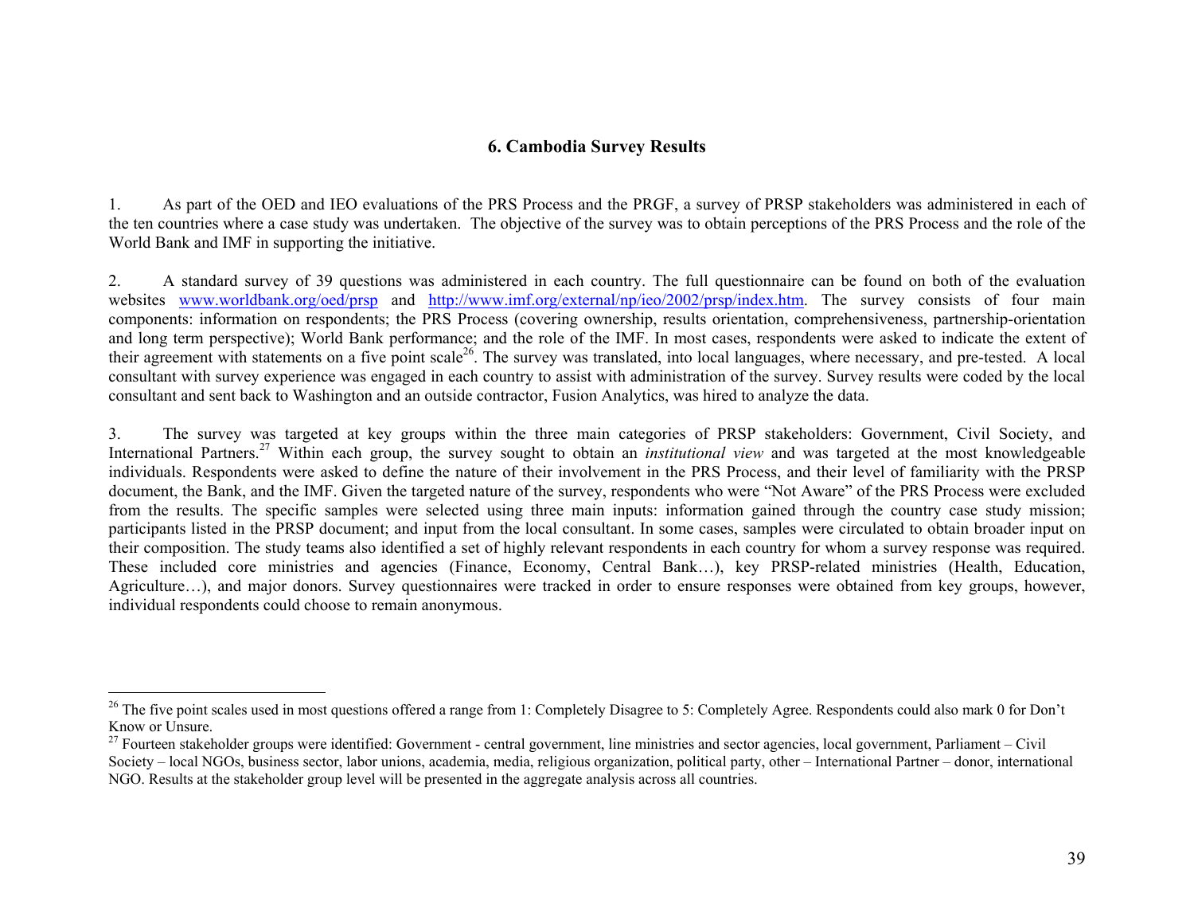## 6. Cambodia Survey Results

1. As part of the OED and IEO evaluations of the PRS Process and the PRGF, a survey of PRSP stakeholders was administered in each of the ten countries where a case study was undertaken. The objective of the survey was to obtain perceptions of the PRS Process and the role of the World Bank and IMF in supporting the initiative.

2. A standard survey of 39 questions was administered in each country. The full questionnaire can be found on both of the evaluation websites www.worldbank.org/oed/prsp and http://www.imf.org/external/np/ieo/2002/prsp/index.htm. The survey consists of four main components: information on respondents; the PRS Process (covering ownership, results orientation, comprehensiveness, partnership-orientation and long term perspective); World Bank performance; and the role of the IMF. In most cases, respondents were asked to indicate the extent of their agreement with statements on a five point scale[26]. The survey was translated, into local languages, where necessary, and pre-tested. A local consultant with survey experience was engaged in each country to assist with administration of the survey. Survey results were coded by the local consultant and sent back to Washington and an outside contractor, Fusion Analytics, was hired to analyze the data.

3. The survey was targeted at key groups within the three main categories of PRSP stakeholders: Government, Civil Society, and International Partners.[27] Within each group, the survey sought to obtain an *institutional view* and was targeted at the most knowledgeable individuals. Respondents were asked to define the nature of their involvement in the PRS Process, and their level of familiarity with the PRSP document, the Bank, and the IMF. Given the targeted nature of the survey, respondents who were "Not Aware" of the PRS Process were excluded from the results. The specific samples were selected using three main inputs: information gained through the country case study mission; participants listed in the PRSP document; and input from the local consultant. In some cases, samples were circulated to obtain broader input on their composition. The study teams also identified a set of highly relevant respondents in each country for whom a survey response was required. These included core ministries and agencies (Finance, Economy, Central Bank…), key PRSP-related ministries (Health, Education, Agriculture…), and major donors. Survey questionnaires were tracked in order to ensure responses were obtained from key groups, however, individual respondents could choose to remain anonymous.

---

[26] The five point scales used in most questions offered a range from 1: Completely Disagree to 5: Completely Agree. Respondents could also mark 0 for Don't Know or Unsure.

[27] Fourteen stakeholder groups were identified: Government - central government, line ministries and sector agencies, local government, Parliament – Civil Society – local NGOs, business sector, labor unions, academia, media, religious organization, political party, other – International Partner – donor, international NGO. Results at the stakeholder group level will be presented in the aggregate analysis across all countries.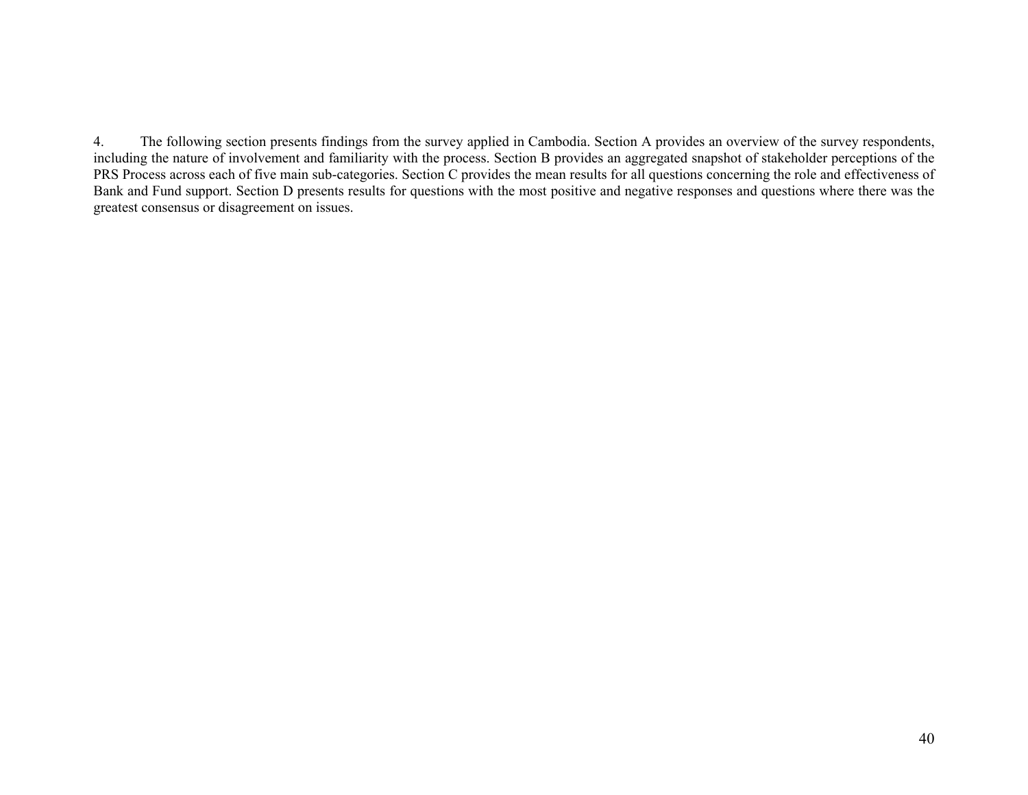4. The following section presents findings from the survey applied in Cambodia. Section A provides an overview of the survey respondents, including the nature of involvement and familiarity with the process. Section B provides an aggregated snapshot of stakeholder perceptions of the PRS Process across each of five main sub-categories. Section C provides the mean results for all questions concerning the role and effectiveness of Bank and Fund support. Section D presents results for questions with the most positive and negative responses and questions where there was the greatest consensus or disagreement on issues.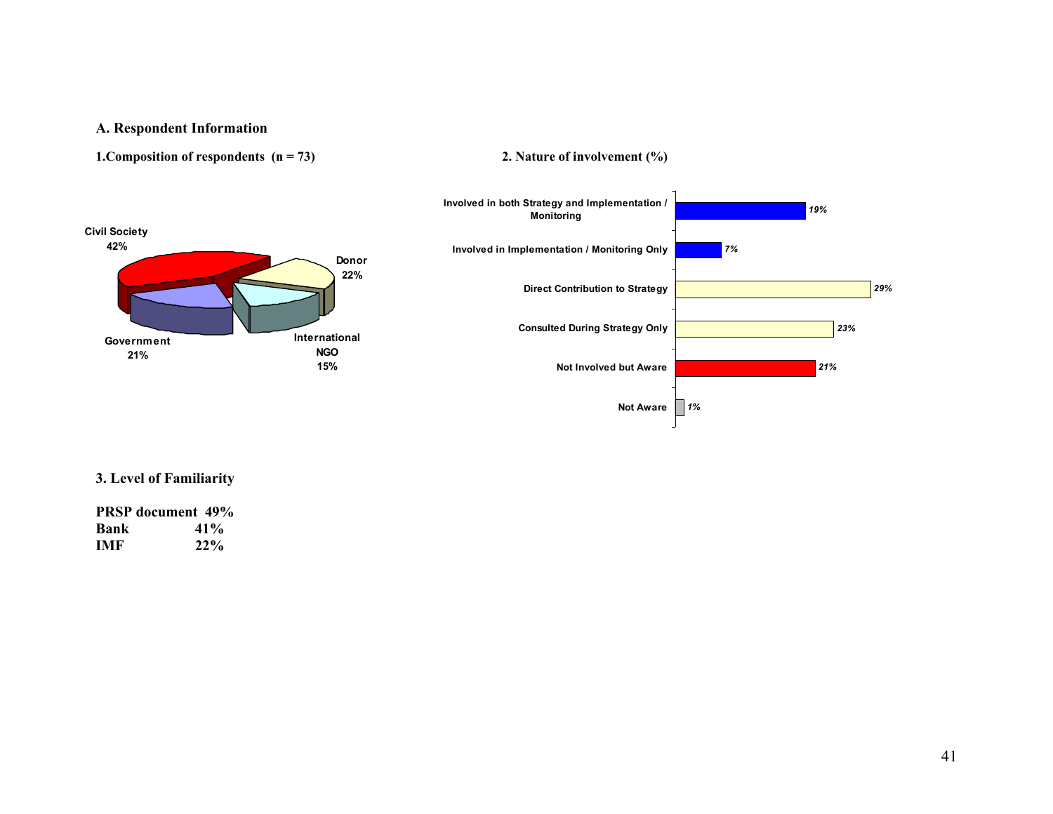## A. Respondent Information

**1.Composition of respondents (n = 73)**

| Respondent | % |
|---|---|
| Civil Society | 42% |
| Donor | 22% |
| Government | 21% |
| International NGO | 15% |

**2. Nature of involvement (%)**

| Nature of involvement | % |
|---|---|
| Involved in both Strategy and Implementation / Monitoring | 19% |
| Involved in Implementation / Monitoring Only | 7% |
| Direct Contribution to Strategy | 29% |
| Consulted During Strategy Only | 23% |
| Not Involved but Aware | 21% |
| Not Aware | 1% |

**3. Level of Familiarity**

| | |
|---|---|
| **PRSP document** | **49%** |
| **Bank** | **41%** |
| **IMF** | **22%** |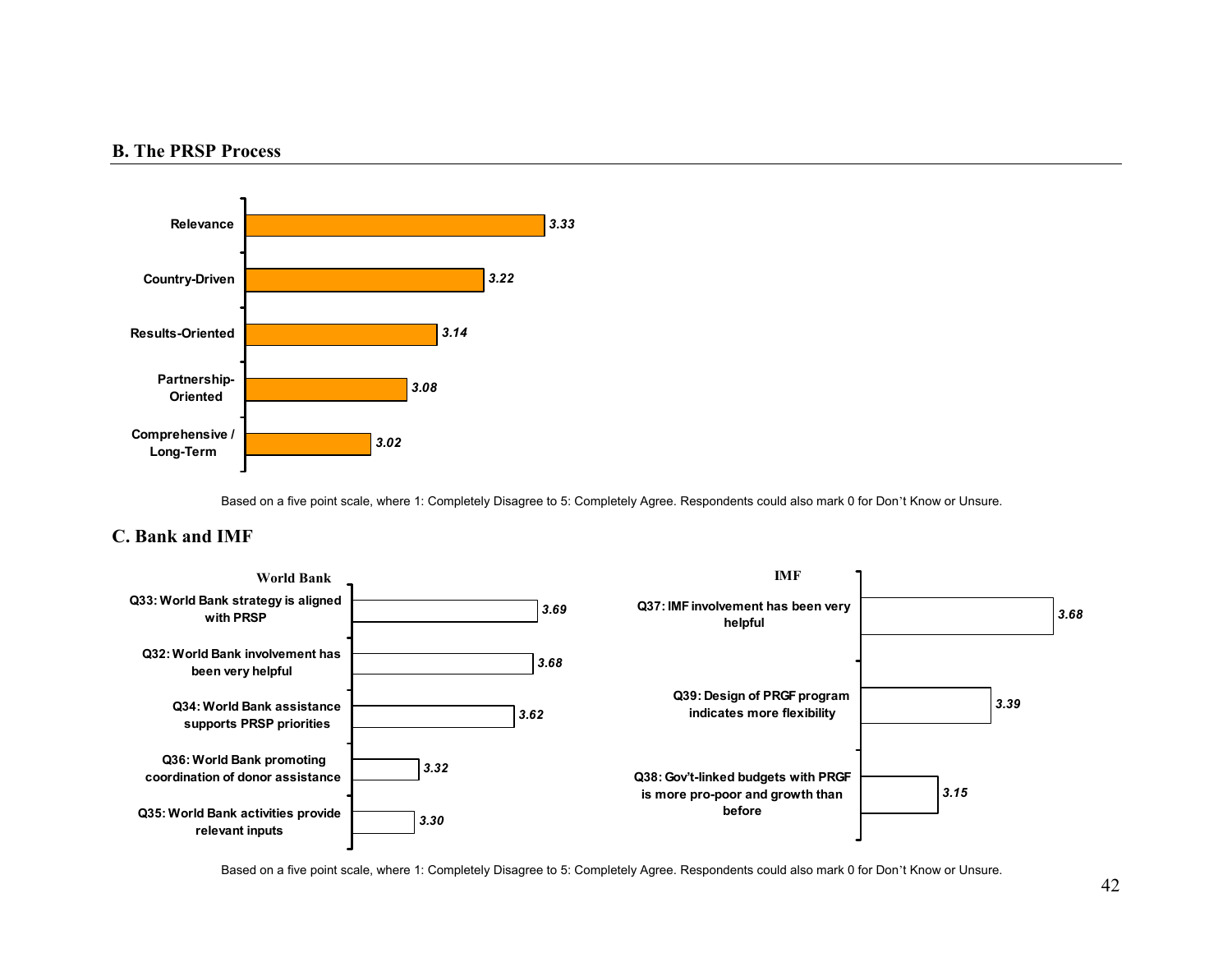## B. The PRSP Process

| | Score |
|---|---|
| Relevance | 3.33 |
| Country-Driven | 3.22 |
| Results-Oriented | 3.14 |
| Partnership-Oriented | 3.08 |
| Comprehensive / Long-Term | 3.02 |

Based on a five point scale, where 1: Completely Disagree to 5: Completely Agree. Respondents could also mark 0 for Don't Know or Unsure.

## C. Bank and IMF

**World Bank**

| | Score |
|---|---|
| Q33: World Bank strategy is aligned with PRSP | 3.69 |
| Q32: World Bank involvement has been very helpful | 3.68 |
| Q34: World Bank assistance supports PRSP priorities | 3.62 |
| Q36: World Bank promoting coordination of donor assistance | 3.32 |
| Q35: World Bank activities provide relevant inputs | 3.30 |

**IMF**

| | Score |
|---|---|
| Q37: IMF involvement has been very helpful | 3.68 |
| Q39: Design of PRGF program indicates more flexibility | 3.39 |
| Q38: Gov't-linked budgets with PRGF is more pro-poor and growth than before | 3.15 |

Based on a five point scale, where 1: Completely Disagree to 5: Completely Agree. Respondents could also mark 0 for Don't Know or Unsure.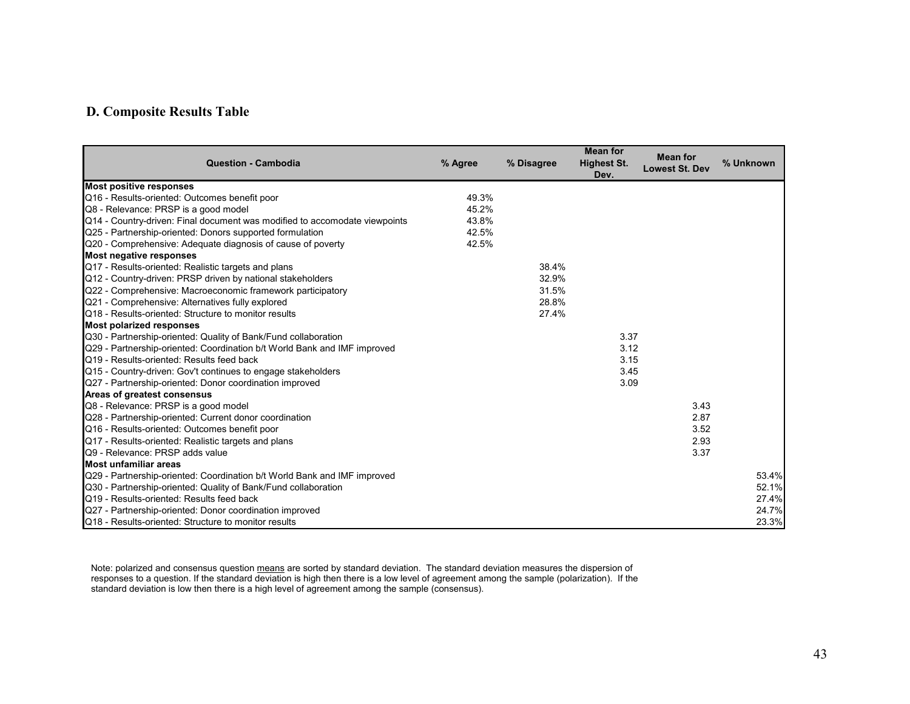### D. Composite Results Table

| Question - Cambodia | % Agree | % Disagree | Mean for Highest St. Dev. | Mean for Lowest St. Dev | % Unknown |
|---|---|---|---|---|---|
| **Most positive responses** | | | | | |
| Q16 - Results-oriented: Outcomes benefit poor | 49.3% | | | | |
| Q8 - Relevance: PRSP is a good model | 45.2% | | | | |
| Q14 - Country-driven: Final document was modified to accomodate viewpoints | 43.8% | | | | |
| Q25 - Partnership-oriented: Donors supported formulation | 42.5% | | | | |
| Q20 - Comprehensive: Adequate diagnosis of cause of poverty | 42.5% | | | | |
| **Most negative responses** | | | | | |
| Q17 - Results-oriented: Realistic targets and plans | | 38.4% | | | |
| Q12 - Country-driven: PRSP driven by national stakeholders | | 32.9% | | | |
| Q22 - Comprehensive: Macroeconomic framework participatory | | 31.5% | | | |
| Q21 - Comprehensive: Alternatives fully explored | | 28.8% | | | |
| Q18 - Results-oriented: Structure to monitor results | | 27.4% | | | |
| **Most polarized responses** | | | | | |
| Q30 - Partnership-oriented: Quality of Bank/Fund collaboration | | | 3.37 | | |
| Q29 - Partnership-oriented: Coordination b/t World Bank and IMF improved | | | 3.12 | | |
| Q19 - Results-oriented: Results feed back | | | 3.15 | | |
| Q15 - Country-driven: Gov't continues to engage stakeholders | | | 3.45 | | |
| Q27 - Partnership-oriented: Donor coordination improved | | | 3.09 | | |
| **Areas of greatest consensus** | | | | | |
| Q8 - Relevance: PRSP is a good model | | | | 3.43 | |
| Q28 - Partnership-oriented: Current donor coordination | | | | 2.87 | |
| Q16 - Results-oriented: Outcomes benefit poor | | | | 3.52 | |
| Q17 - Results-oriented: Realistic targets and plans | | | | 2.93 | |
| Q9 - Relevance: PRSP adds value | | | | 3.37 | |
| **Most unfamiliar areas** | | | | | |
| Q29 - Partnership-oriented: Coordination b/t World Bank and IMF improved | | | | | 53.4% |
| Q30 - Partnership-oriented: Quality of Bank/Fund collaboration | | | | | 52.1% |
| Q19 - Results-oriented: Results feed back | | | | | 27.4% |
| Q27 - Partnership-oriented: Donor coordination improved | | | | | 24.7% |
| Q18 - Results-oriented: Structure to monitor results | | | | | 23.3% |

Note: polarized and consensus question means are sorted by standard deviation. The standard deviation measures the dispersion of responses to a question. If the standard deviation is high then there is a low level of agreement among the sample (polarization). If the standard deviation is low then there is a high level of agreement among the sample (consensus).